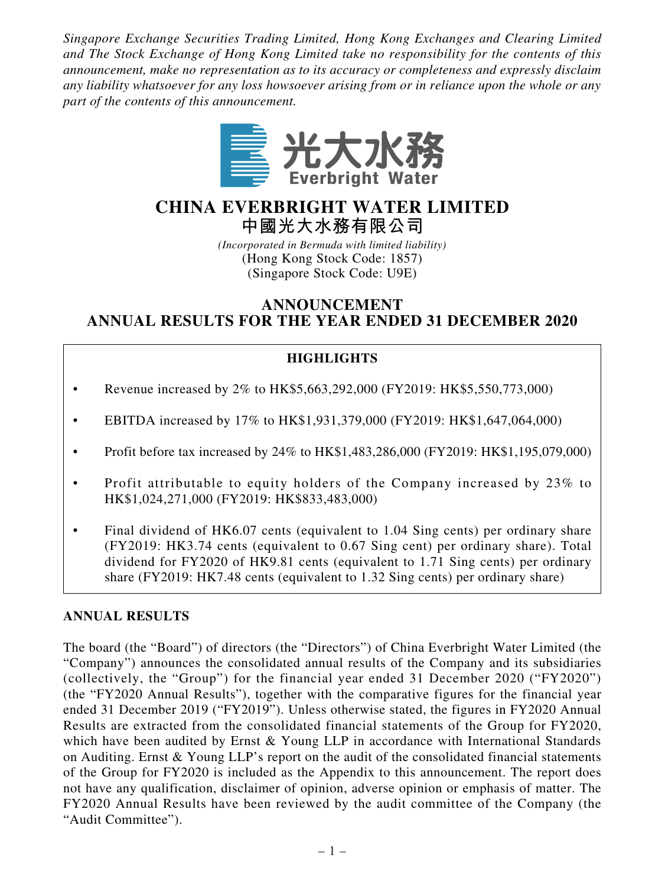*Singapore Exchange Securities Trading Limited, Hong Kong Exchanges and Clearing Limited and The Stock Exchange of Hong Kong Limited take no responsibility for the contents of this announcement, make no representation as to its accuracy or completeness and expressly disclaim any liability whatsoever for any loss howsoever arising from or in reliance upon the whole or any part of the contents of this announcement.*

光大水務
Everbright Water

# CHINA EVERBRIGHT WATER LIMITED
# 中國光大水務有限公司

*(Incorporated in Bermuda with limited liability)*
(Hong Kong Stock Code: 1857)
(Singapore Stock Code: U9E)

## ANNOUNCEMENT
## ANNUAL RESULTS FOR THE YEAR ENDED 31 DECEMBER 2020

### HIGHLIGHTS

- Revenue increased by 2% to HK$5,663,292,000 (FY2019: HK$5,550,773,000)
- EBITDA increased by 17% to HK$1,931,379,000 (FY2019: HK$1,647,064,000)
- Profit before tax increased by 24% to HK$1,483,286,000 (FY2019: HK$1,195,079,000)
- Profit attributable to equity holders of the Company increased by 23% to HK$1,024,271,000 (FY2019: HK$833,483,000)
- Final dividend of HK6.07 cents (equivalent to 1.04 Sing cents) per ordinary share (FY2019: HK3.74 cents (equivalent to 0.67 Sing cent) per ordinary share). Total dividend for FY2020 of HK9.81 cents (equivalent to 1.71 Sing cents) per ordinary share (FY2019: HK7.48 cents (equivalent to 1.32 Sing cents) per ordinary share)

### ANNUAL RESULTS

The board (the "Board") of directors (the "Directors") of China Everbright Water Limited (the "Company") announces the consolidated annual results of the Company and its subsidiaries (collectively, the "Group") for the financial year ended 31 December 2020 ("FY2020") (the "FY2020 Annual Results"), together with the comparative figures for the financial year ended 31 December 2019 ("FY2019"). Unless otherwise stated, the figures in FY2020 Annual Results are extracted from the consolidated financial statements of the Group for FY2020, which have been audited by Ernst & Young LLP in accordance with International Standards on Auditing. Ernst & Young LLP's report on the audit of the consolidated financial statements of the Group for FY2020 is included as the Appendix to this announcement. The report does not have any qualification, disclaimer of opinion, adverse opinion or emphasis of matter. The FY2020 Annual Results have been reviewed by the audit committee of the Company (the "Audit Committee").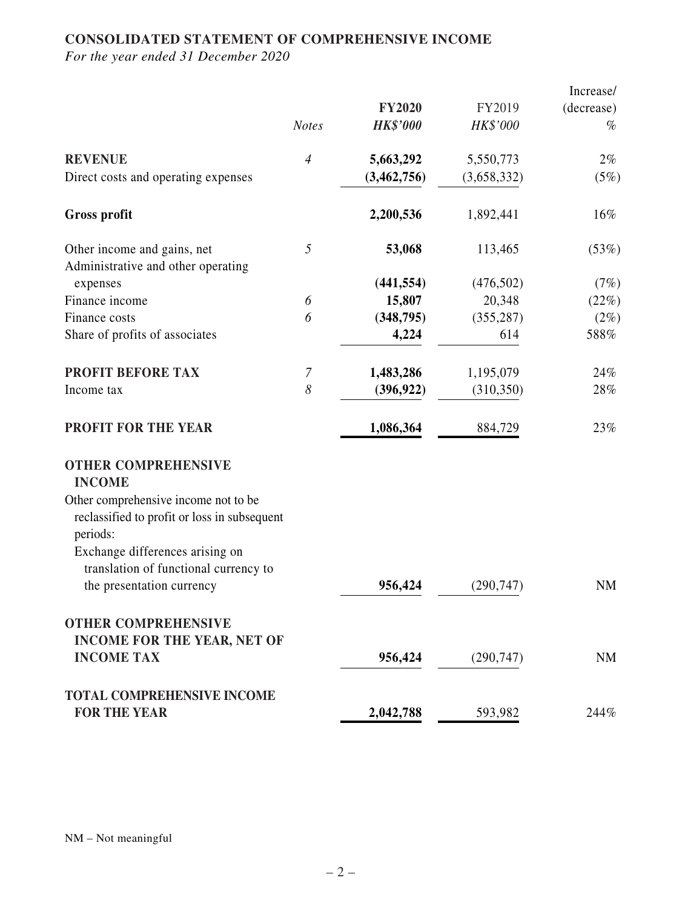## CONSOLIDATED STATEMENT OF COMPREHENSIVE INCOME

*For the year ended 31 December 2020*

| | *Notes* | **FY2020** *HK$'000* | FY2019 *HK$'000* | Increase/ (decrease) % |
|---|---|---|---|---|
| **REVENUE** | *4* | **5,663,292** | 5,550,773 | 2% |
| Direct costs and operating expenses | | **(3,462,756)** | (3,658,332) | (5%) |
| **Gross profit** | | **2,200,536** | 1,892,441 | 16% |
| Other income and gains, net | *5* | **53,068** | 113,465 | (53%) |
| Administrative and other operating expenses | | **(441,554)** | (476,502) | (7%) |
| Finance income | *6* | **15,807** | 20,348 | (22%) |
| Finance costs | *6* | **(348,795)** | (355,287) | (2%) |
| Share of profits of associates | | **4,224** | 614 | 588% |
| **PROFIT BEFORE TAX** | *7* | **1,483,286** | 1,195,079 | 24% |
| Income tax | *8* | **(396,922)** | (310,350) | 28% |
| **PROFIT FOR THE YEAR** | | **1,086,364** | 884,729 | 23% |
| **OTHER COMPREHENSIVE INCOME** | | | | |
| Other comprehensive income not to be reclassified to profit or loss in subsequent periods: | | | | |
| Exchange differences arising on translation of functional currency to the presentation currency | | **956,424** | (290,747) | NM |
| **OTHER COMPREHENSIVE INCOME FOR THE YEAR, NET OF INCOME TAX** | | **956,424** | (290,747) | NM |
| **TOTAL COMPREHENSIVE INCOME FOR THE YEAR** | | **2,042,788** | 593,982 | 244% |

NM – Not meaningful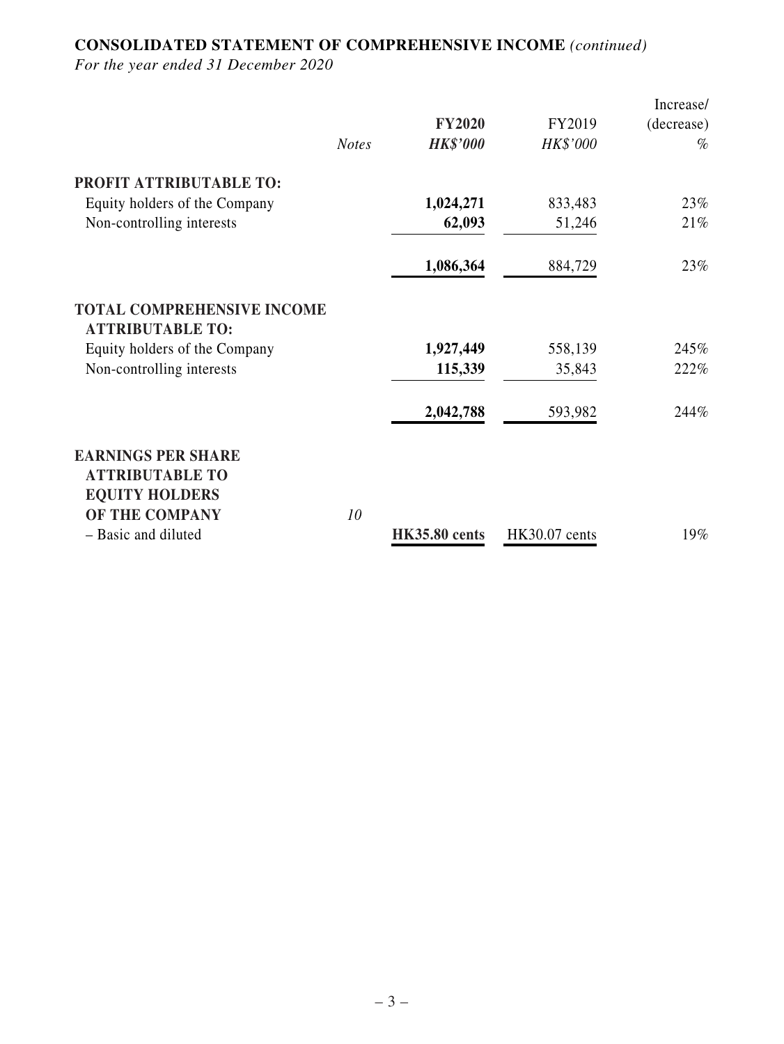**CONSOLIDATED STATEMENT OF COMPREHENSIVE INCOME** *(continued)*

*For the year ended 31 December 2020*

| | *Notes* | **FY2020** ***HK$'000*** | FY2019 *HK$'000* | Increase/ (decrease) *%* |
|---|---|---|---|---|
| **PROFIT ATTRIBUTABLE TO:** | | | | |
| Equity holders of the Company | | **1,024,271** | 833,483 | 23% |
| Non-controlling interests | | **62,093** | 51,246 | 21% |
| | | **1,086,364** | 884,729 | 23% |
| **TOTAL COMPREHENSIVE INCOME ATTRIBUTABLE TO:** | | | | |
| Equity holders of the Company | | **1,927,449** | 558,139 | 245% |
| Non-controlling interests | | **115,339** | 35,843 | 222% |
| | | **2,042,788** | 593,982 | 244% |
| **EARNINGS PER SHARE ATTRIBUTABLE TO EQUITY HOLDERS OF THE COMPANY** | *10* | | | |
| – Basic and diluted | | **HK35.80 cents** | HK30.07 cents | 19% |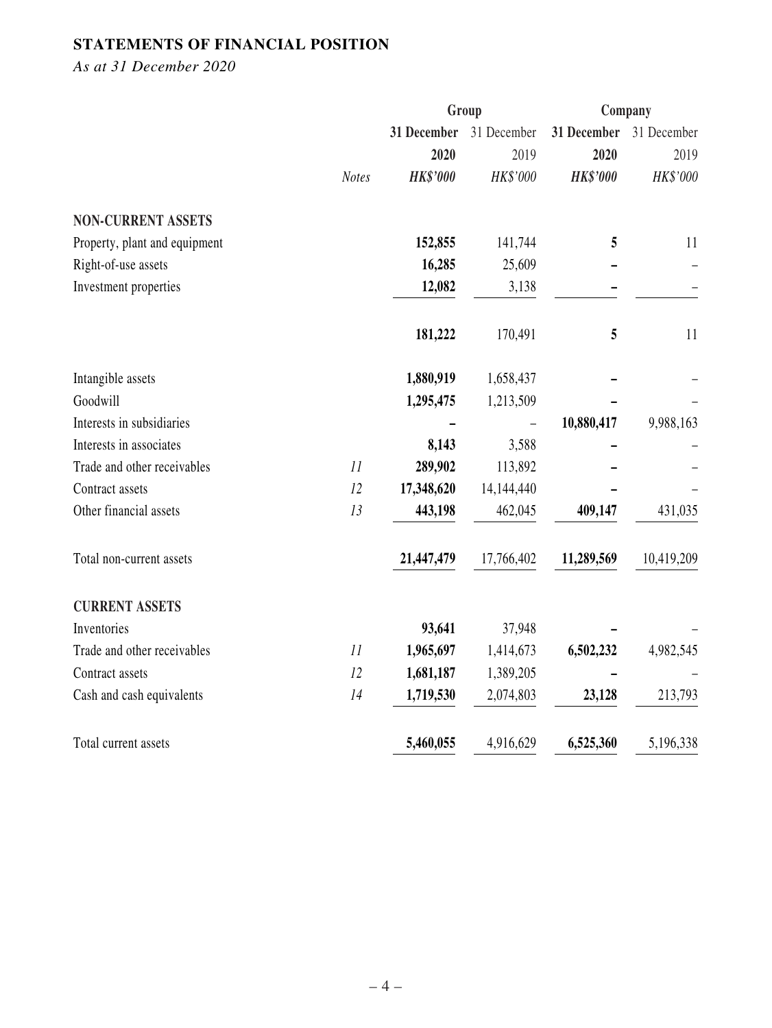## STATEMENTS OF FINANCIAL POSITION

*As at 31 December 2020*

| | | Group | | Company | |
|---|---|---|---|---|---|
| | | **31 December 2020** | 31 December 2019 | **31 December 2020** | 31 December 2019 |
| | *Notes* | ***HK$'000*** | *HK$'000* | ***HK$'000*** | *HK$'000* |
| **NON-CURRENT ASSETS** | | | | | |
| Property, plant and equipment | | **152,855** | 141,744 | **5** | 11 |
| Right-of-use assets | | **16,285** | 25,609 | **–** | – |
| Investment properties | | **12,082** | 3,138 | **–** | – |
| | | **181,222** | 170,491 | **5** | 11 |
| Intangible assets | | **1,880,919** | 1,658,437 | **–** | – |
| Goodwill | | **1,295,475** | 1,213,509 | **–** | – |
| Interests in subsidiaries | | **–** | – | **10,880,417** | 9,988,163 |
| Interests in associates | | **8,143** | 3,588 | **–** | – |
| Trade and other receivables | *11* | **289,902** | 113,892 | **–** | – |
| Contract assets | *12* | **17,348,620** | 14,144,440 | **–** | – |
| Other financial assets | *13* | **443,198** | 462,045 | **409,147** | 431,035 |
| Total non-current assets | | **21,447,479** | 17,766,402 | **11,289,569** | 10,419,209 |
| **CURRENT ASSETS** | | | | | |
| Inventories | | **93,641** | 37,948 | **–** | – |
| Trade and other receivables | *11* | **1,965,697** | 1,414,673 | **6,502,232** | 4,982,545 |
| Contract assets | *12* | **1,681,187** | 1,389,205 | **–** | – |
| Cash and cash equivalents | *14* | **1,719,530** | 2,074,803 | **23,128** | 213,793 |
| Total current assets | | **5,460,055** | 4,916,629 | **6,525,360** | 5,196,338 |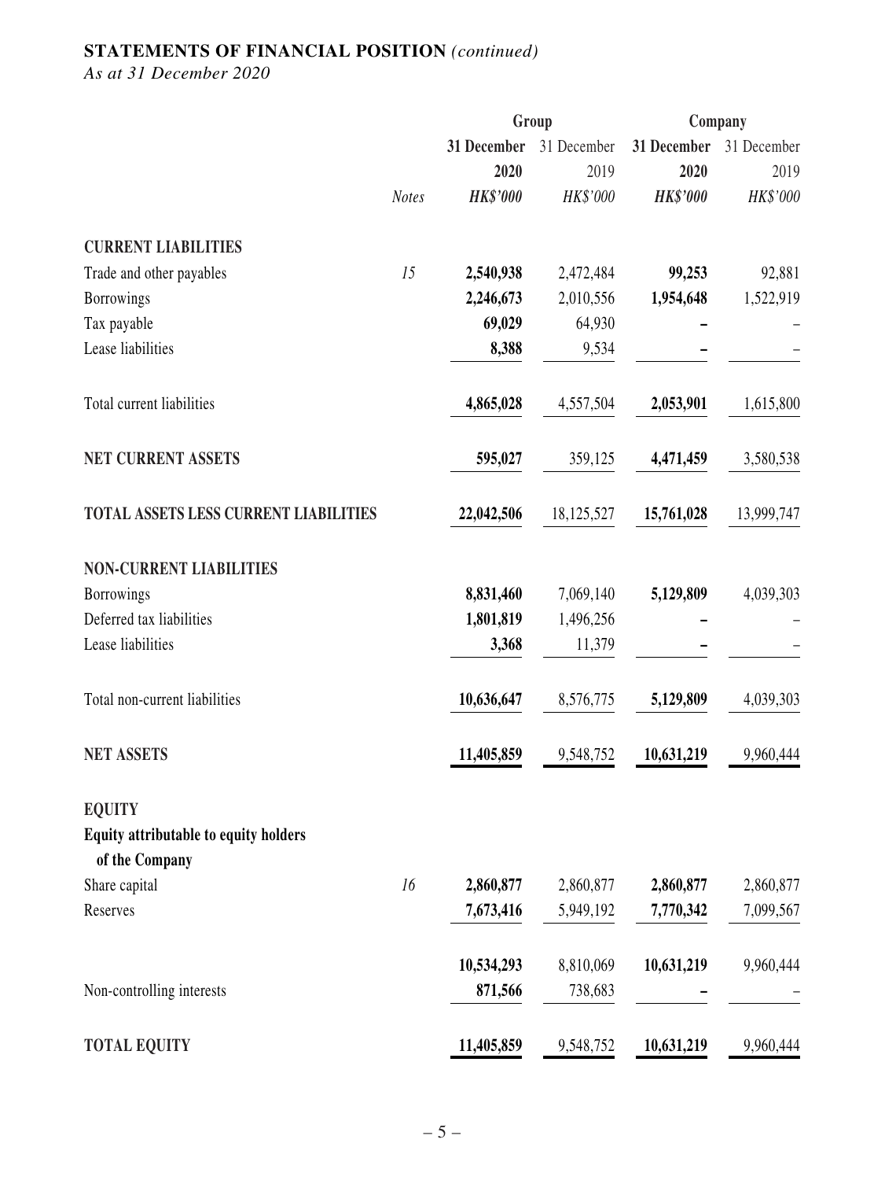## STATEMENTS OF FINANCIAL POSITION *(continued)*

*As at 31 December 2020*

| | | Group | | Company | |
|---|---|---|---|---|---|
| | | **31 December 2020** | 31 December 2019 | **31 December 2020** | 31 December 2019 |
| | *Notes* | ***HK$'000*** | *HK$'000* | ***HK$'000*** | *HK$'000* |
| **CURRENT LIABILITIES** | | | | | |
| Trade and other payables | *15* | **2,540,938** | 2,472,484 | **99,253** | 92,881 |
| Borrowings | | **2,246,673** | 2,010,556 | **1,954,648** | 1,522,919 |
| Tax payable | | **69,029** | 64,930 | **–** | – |
| Lease liabilities | | **8,388** | 9,534 | **–** | – |
| Total current liabilities | | **4,865,028** | 4,557,504 | **2,053,901** | 1,615,800 |
| **NET CURRENT ASSETS** | | **595,027** | 359,125 | **4,471,459** | 3,580,538 |
| **TOTAL ASSETS LESS CURRENT LIABILITIES** | | **22,042,506** | 18,125,527 | **15,761,028** | 13,999,747 |
| **NON-CURRENT LIABILITIES** | | | | | |
| Borrowings | | **8,831,460** | 7,069,140 | **5,129,809** | 4,039,303 |
| Deferred tax liabilities | | **1,801,819** | 1,496,256 | **–** | – |
| Lease liabilities | | **3,368** | 11,379 | **–** | – |
| Total non-current liabilities | | **10,636,647** | 8,576,775 | **5,129,809** | 4,039,303 |
| **NET ASSETS** | | **11,405,859** | 9,548,752 | **10,631,219** | 9,960,444 |
| **EQUITY** | | | | | |
| **Equity attributable to equity holders of the Company** | | | | | |
| Share capital | *16* | **2,860,877** | 2,860,877 | **2,860,877** | 2,860,877 |
| Reserves | | **7,673,416** | 5,949,192 | **7,770,342** | 7,099,567 |
| | | **10,534,293** | 8,810,069 | **10,631,219** | 9,960,444 |
| Non-controlling interests | | **871,566** | 738,683 | **–** | – |
| **TOTAL EQUITY** | | **11,405,859** | 9,548,752 | **10,631,219** | 9,960,444 |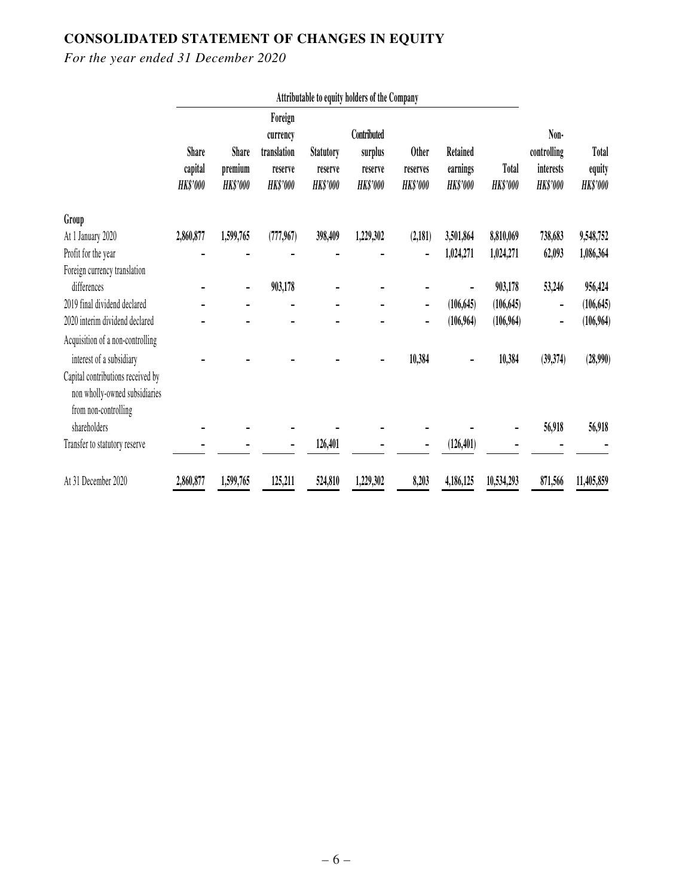# CONSOLIDATED STATEMENT OF CHANGES IN EQUITY

*For the year ended 31 December 2020*

| | Attributable to equity holders of the Company | | | | | | | | | |
|---|---|---|---|---|---|---|---|---|---|---|
| | Share capital *HK$'000* | Share premium *HK$'000* | Foreign currency translation reserve *HK$'000* | Statutory reserve *HK$'000* | Contributed surplus reserve *HK$'000* | Other reserves *HK$'000* | Retained earnings *HK$'000* | Total *HK$'000* | Non-controlling interests *HK$'000* | Total equity *HK$'000* |
| **Group** | | | | | | | | | | |
| At 1 January 2020 | 2,860,877 | 1,599,765 | (777,967) | 398,409 | 1,229,302 | (2,181) | 3,501,864 | 8,810,069 | 738,683 | 9,548,752 |
| Profit for the year | – | – | – | – | – | – | 1,024,271 | 1,024,271 | 62,093 | 1,086,364 |
| Foreign currency translation differences | – | – | 903,178 | – | – | – | – | 903,178 | 53,246 | 956,424 |
| 2019 final dividend declared | – | – | – | – | – | – | (106,645) | (106,645) | – | (106,645) |
| 2020 interim dividend declared | – | – | – | – | – | – | (106,964) | (106,964) | – | (106,964) |
| Acquisition of a non-controlling interest of a subsidiary | – | – | – | – | – | 10,384 | – | 10,384 | (39,374) | (28,990) |
| Capital contributions received by non wholly-owned subsidiaries from non-controlling shareholders | – | – | – | – | – | – | – | – | 56,918 | 56,918 |
| Transfer to statutory reserve | – | – | – | 126,401 | – | – | (126,401) | – | – | – |
| At 31 December 2020 | 2,860,877 | 1,599,765 | 125,211 | 524,810 | 1,229,302 | 8,203 | 4,186,125 | 10,534,293 | 871,566 | 11,405,859 |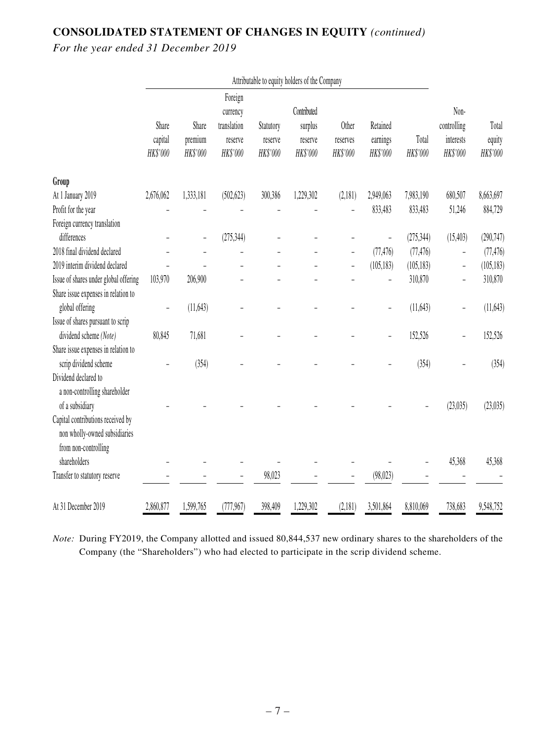## CONSOLIDATED STATEMENT OF CHANGES IN EQUITY *(continued)*

*For the year ended 31 December 2019*

| | Attributable to equity holders of the Company | | | | | | | | | |
|---|---|---|---|---|---|---|---|---|---|---|
| | Share capital *HK$'000* | Share premium *HK$'000* | Foreign currency translation reserve *HK$'000* | Statutory reserve *HK$'000* | Contributed surplus reserve *HK$'000* | Other reserves *HK$'000* | Retained earnings *HK$'000* | Total *HK$'000* | Non-controlling interests *HK$'000* | Total equity *HK$'000* |
| **Group** | | | | | | | | | | |
| At 1 January 2019 | 2,676,062 | 1,333,181 | (502,623) | 300,386 | 1,229,302 | (2,181) | 2,949,063 | 7,983,190 | 680,507 | 8,663,697 |
| Profit for the year | – | – | – | – | – | – | 833,483 | 833,483 | 51,246 | 884,729 |
| Foreign currency translation differences | – | – | (275,344) | – | – | – | – | (275,344) | (15,403) | (290,747) |
| 2018 final dividend declared | – | – | – | – | – | – | (77,476) | (77,476) | – | (77,476) |
| 2019 interim dividend declared | – | – | – | – | – | – | (105,183) | (105,183) | – | (105,183) |
| Issue of shares under global offering | 103,970 | 206,900 | – | – | – | – | – | 310,870 | – | 310,870 |
| Share issue expenses in relation to global offering | – | (11,643) | – | – | – | – | – | (11,643) | – | (11,643) |
| Issue of shares pursuant to scrip dividend scheme *(Note)* | 80,845 | 71,681 | – | – | – | – | – | 152,526 | – | 152,526 |
| Share issue expenses in relation to scrip dividend scheme | – | (354) | – | – | – | – | – | (354) | – | (354) |
| Dividend declared to a non-controlling shareholder of a subsidiary | – | – | – | – | – | – | – | – | (23,035) | (23,035) |
| Capital contributions received by non wholly-owned subsidiaries from non-controlling shareholders | – | – | – | – | – | – | – | – | 45,368 | 45,368 |
| Transfer to statutory reserve | – | – | – | 98,023 | – | – | (98,023) | – | – | – |
| At 31 December 2019 | 2,860,877 | 1,599,765 | (777,967) | 398,409 | 1,229,302 | (2,181) | 3,501,864 | 8,810,069 | 738,683 | 9,548,752 |

*Note:* During FY2019, the Company allotted and issued 80,844,537 new ordinary shares to the shareholders of the Company (the "Shareholders") who had elected to participate in the scrip dividend scheme.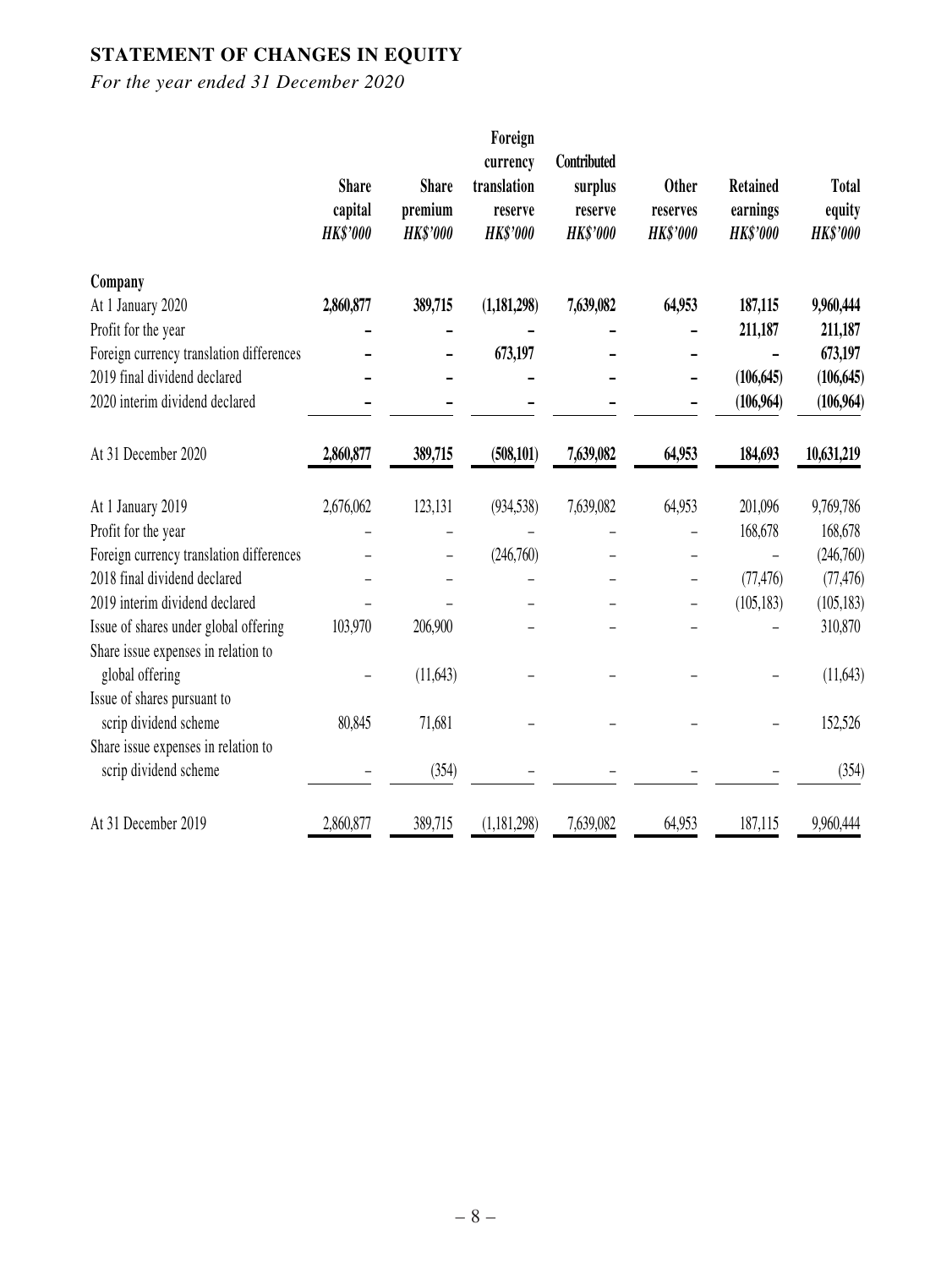## STATEMENT OF CHANGES IN EQUITY

*For the year ended 31 December 2020*

| | Share capital *HK$'000* | Share premium *HK$'000* | Foreign currency translation reserve *HK$'000* | Contributed surplus reserve *HK$'000* | Other reserves *HK$'000* | Retained earnings *HK$'000* | Total equity *HK$'000* |
|---|---|---|---|---|---|---|---|
| **Company** | | | | | | | |
| At 1 January 2020 | **2,860,877** | **389,715** | **(1,181,298)** | **7,639,082** | **64,953** | **187,115** | **9,960,444** |
| Profit for the year | **–** | **–** | **–** | **–** | **–** | **211,187** | **211,187** |
| Foreign currency translation differences | **–** | **–** | **673,197** | **–** | **–** | **–** | **673,197** |
| 2019 final dividend declared | **–** | **–** | **–** | **–** | **–** | **(106,645)** | **(106,645)** |
| 2020 interim dividend declared | **–** | **–** | **–** | **–** | **–** | **(106,964)** | **(106,964)** |
| At 31 December 2020 | **2,860,877** | **389,715** | **(508,101)** | **7,639,082** | **64,953** | **184,693** | **10,631,219** |
| At 1 January 2019 | 2,676,062 | 123,131 | (934,538) | 7,639,082 | 64,953 | 201,096 | 9,769,786 |
| Profit for the year | – | – | – | – | – | 168,678 | 168,678 |
| Foreign currency translation differences | – | – | (246,760) | – | – | – | (246,760) |
| 2018 final dividend declared | – | – | – | – | – | (77,476) | (77,476) |
| 2019 interim dividend declared | – | – | – | – | – | (105,183) | (105,183) |
| Issue of shares under global offering | 103,970 | 206,900 | – | – | – | – | 310,870 |
| Share issue expenses in relation to global offering | – | (11,643) | – | – | – | – | (11,643) |
| Issue of shares pursuant to scrip dividend scheme | 80,845 | 71,681 | – | – | – | – | 152,526 |
| Share issue expenses in relation to scrip dividend scheme | – | (354) | – | – | – | – | (354) |
| At 31 December 2019 | 2,860,877 | 389,715 | (1,181,298) | 7,639,082 | 64,953 | 187,115 | 9,960,444 |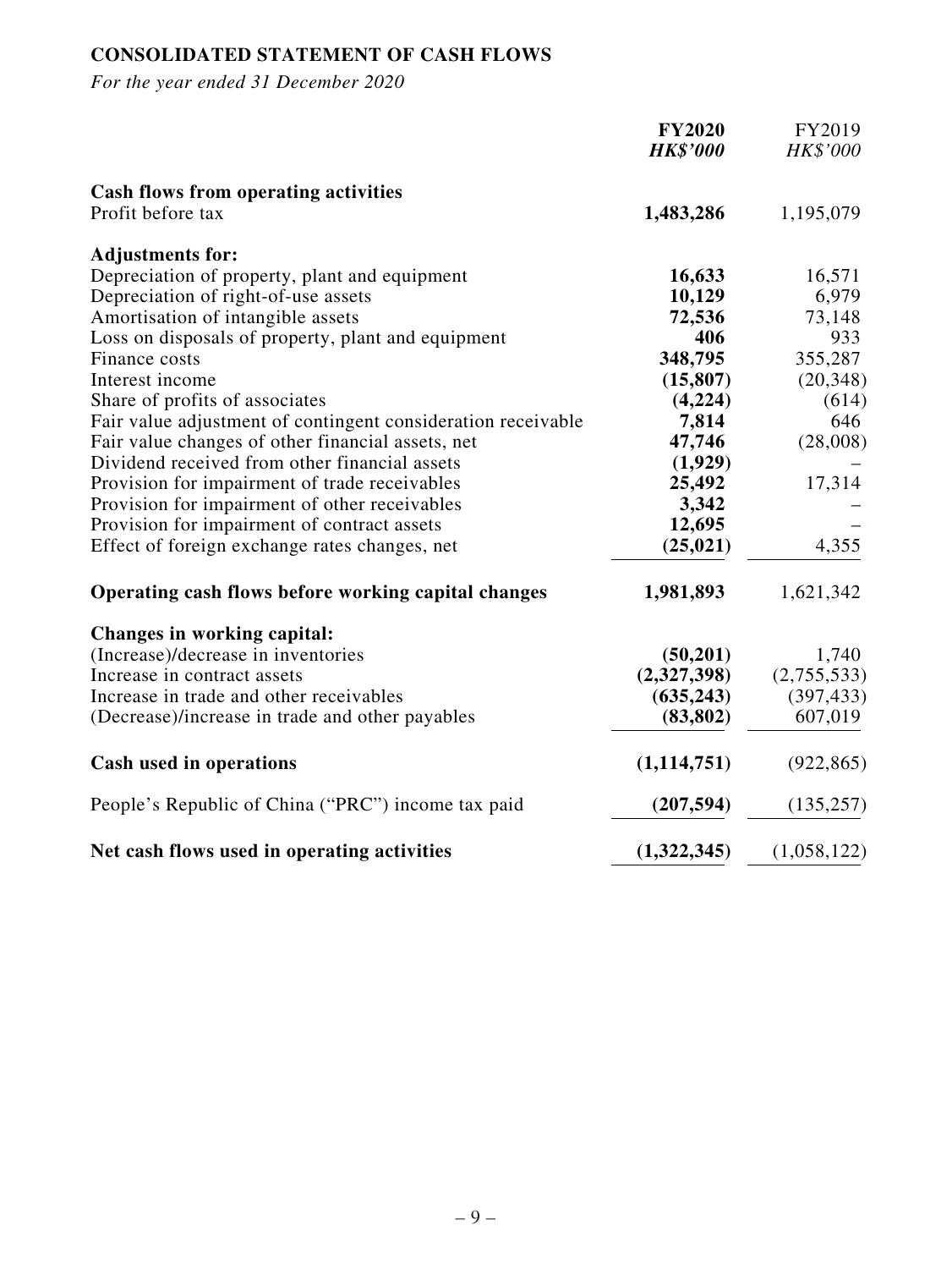**CONSOLIDATED STATEMENT OF CASH FLOWS**

*For the year ended 31 December 2020*

| | **FY2020** | FY2019 |
|---|---|---|
| | ***HK$'000*** | *HK$'000* |
| **Cash flows from operating activities** | | |
| Profit before tax | **1,483,286** | 1,195,079 |
| **Adjustments for:** | | |
| Depreciation of property, plant and equipment | **16,633** | 16,571 |
| Depreciation of right-of-use assets | **10,129** | 6,979 |
| Amortisation of intangible assets | **72,536** | 73,148 |
| Loss on disposals of property, plant and equipment | **406** | 933 |
| Finance costs | **348,795** | 355,287 |
| Interest income | **(15,807)** | (20,348) |
| Share of profits of associates | **(4,224)** | (614) |
| Fair value adjustment of contingent consideration receivable | **7,814** | 646 |
| Fair value changes of other financial assets, net | **47,746** | (28,008) |
| Dividend received from other financial assets | **(1,929)** | – |
| Provision for impairment of trade receivables | **25,492** | 17,314 |
| Provision for impairment of other receivables | **3,342** | – |
| Provision for impairment of contract assets | **12,695** | – |
| Effect of foreign exchange rates changes, net | **(25,021)** | 4,355 |
| **Operating cash flows before working capital changes** | **1,981,893** | 1,621,342 |
| **Changes in working capital:** | | |
| (Increase)/decrease in inventories | **(50,201)** | 1,740 |
| Increase in contract assets | **(2,327,398)** | (2,755,533) |
| Increase in trade and other receivables | **(635,243)** | (397,433) |
| (Decrease)/increase in trade and other payables | **(83,802)** | 607,019 |
| **Cash used in operations** | **(1,114,751)** | (922,865) |
| People's Republic of China ("PRC") income tax paid | **(207,594)** | (135,257) |
| **Net cash flows used in operating activities** | **(1,322,345)** | (1,058,122) |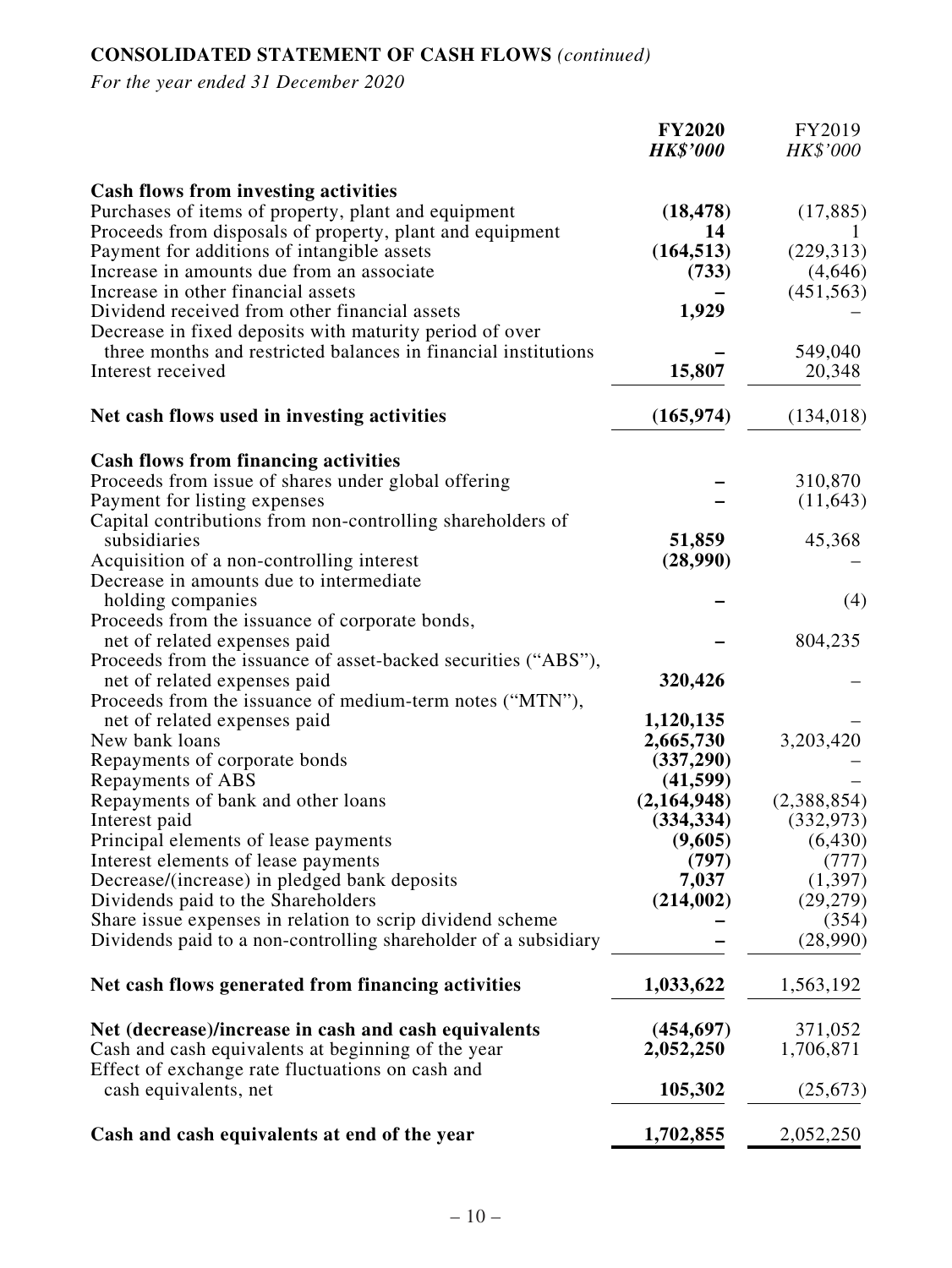## CONSOLIDATED STATEMENT OF CASH FLOWS *(continued)*

*For the year ended 31 December 2020*

| | **FY2020** | FY2019 |
|---|---|---|
| | ***HK$'000*** | *HK$'000* |
| **Cash flows from investing activities** | | |
| Purchases of items of property, plant and equipment | **(18,478)** | (17,885) |
| Proceeds from disposals of property, plant and equipment | **14** | 1 |
| Payment for additions of intangible assets | **(164,513)** | (229,313) |
| Increase in amounts due from an associate | **(733)** | (4,646) |
| Increase in other financial assets | **–** | (451,563) |
| Dividend received from other financial assets | **1,929** | – |
| Decrease in fixed deposits with maturity period of over three months and restricted balances in financial institutions | **–** | 549,040 |
| Interest received | **15,807** | 20,348 |
| **Net cash flows used in investing activities** | **(165,974)** | (134,018) |
| **Cash flows from financing activities** | | |
| Proceeds from issue of shares under global offering | **–** | 310,870 |
| Payment for listing expenses | **–** | (11,643) |
| Capital contributions from non-controlling shareholders of subsidiaries | **51,859** | 45,368 |
| Acquisition of a non-controlling interest | **(28,990)** | – |
| Decrease in amounts due to intermediate holding companies | **–** | (4) |
| Proceeds from the issuance of corporate bonds, net of related expenses paid | **–** | 804,235 |
| Proceeds from the issuance of asset-backed securities ("ABS"), net of related expenses paid | **320,426** | – |
| Proceeds from the issuance of medium-term notes ("MTN"), net of related expenses paid | **1,120,135** | – |
| New bank loans | **2,665,730** | 3,203,420 |
| Repayments of corporate bonds | **(337,290)** | – |
| Repayments of ABS | **(41,599)** | – |
| Repayments of bank and other loans | **(2,164,948)** | (2,388,854) |
| Interest paid | **(334,334)** | (332,973) |
| Principal elements of lease payments | **(9,605)** | (6,430) |
| Interest elements of lease payments | **(797)** | (777) |
| Decrease/(increase) in pledged bank deposits | **7,037** | (1,397) |
| Dividends paid to the Shareholders | **(214,002)** | (29,279) |
| Share issue expenses in relation to scrip dividend scheme | **–** | (354) |
| Dividends paid to a non-controlling shareholder of a subsidiary | **–** | (28,990) |
| **Net cash flows generated from financing activities** | **1,033,622** | 1,563,192 |
| **Net (decrease)/increase in cash and cash equivalents** | **(454,697)** | 371,052 |
| Cash and cash equivalents at beginning of the year | **2,052,250** | 1,706,871 |
| Effect of exchange rate fluctuations on cash and cash equivalents, net | **105,302** | (25,673) |
| **Cash and cash equivalents at end of the year** | **1,702,855** | 2,052,250 |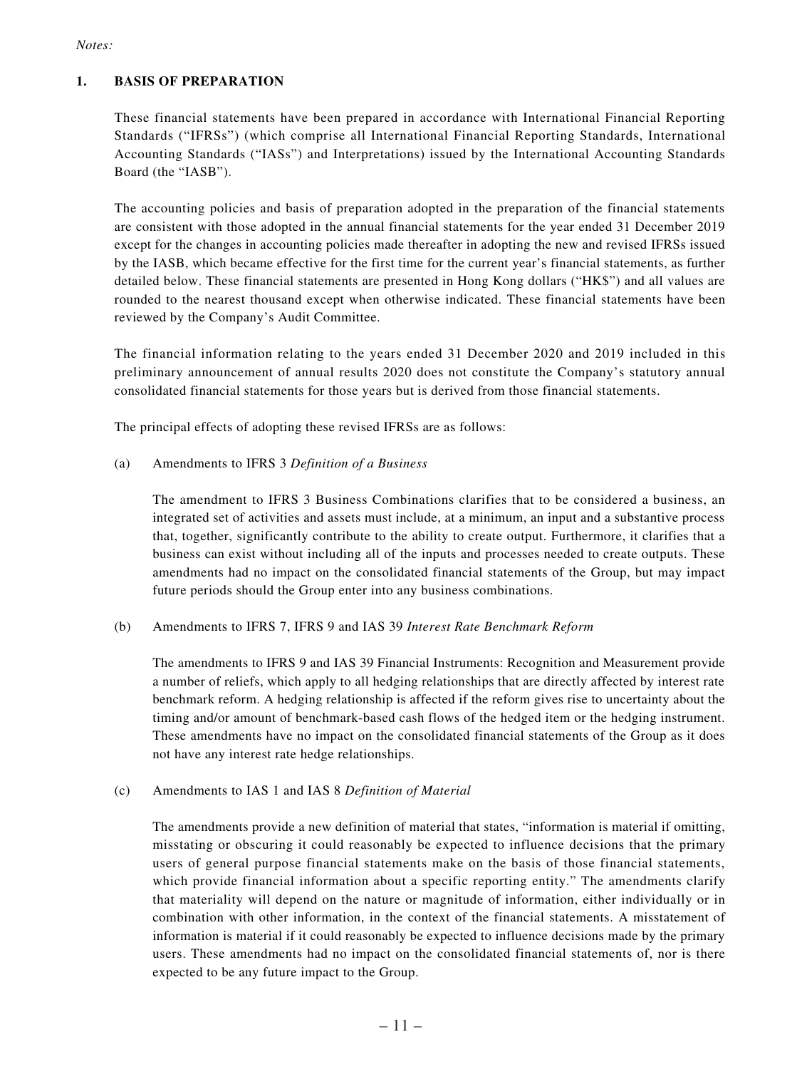*Notes:*

## 1. BASIS OF PREPARATION

These financial statements have been prepared in accordance with International Financial Reporting Standards ("IFRSs") (which comprise all International Financial Reporting Standards, International Accounting Standards ("IASs") and Interpretations) issued by the International Accounting Standards Board (the "IASB").

The accounting policies and basis of preparation adopted in the preparation of the financial statements are consistent with those adopted in the annual financial statements for the year ended 31 December 2019 except for the changes in accounting policies made thereafter in adopting the new and revised IFRSs issued by the IASB, which became effective for the first time for the current year's financial statements, as further detailed below. These financial statements are presented in Hong Kong dollars ("HK$") and all values are rounded to the nearest thousand except when otherwise indicated. These financial statements have been reviewed by the Company's Audit Committee.

The financial information relating to the years ended 31 December 2020 and 2019 included in this preliminary announcement of annual results 2020 does not constitute the Company's statutory annual consolidated financial statements for those years but is derived from those financial statements.

The principal effects of adopting these revised IFRSs are as follows:

(a) Amendments to IFRS 3 *Definition of a Business*

The amendment to IFRS 3 Business Combinations clarifies that to be considered a business, an integrated set of activities and assets must include, at a minimum, an input and a substantive process that, together, significantly contribute to the ability to create output. Furthermore, it clarifies that a business can exist without including all of the inputs and processes needed to create outputs. These amendments had no impact on the consolidated financial statements of the Group, but may impact future periods should the Group enter into any business combinations.

(b) Amendments to IFRS 7, IFRS 9 and IAS 39 *Interest Rate Benchmark Reform*

The amendments to IFRS 9 and IAS 39 Financial Instruments: Recognition and Measurement provide a number of reliefs, which apply to all hedging relationships that are directly affected by interest rate benchmark reform. A hedging relationship is affected if the reform gives rise to uncertainty about the timing and/or amount of benchmark-based cash flows of the hedged item or the hedging instrument. These amendments have no impact on the consolidated financial statements of the Group as it does not have any interest rate hedge relationships.

(c) Amendments to IAS 1 and IAS 8 *Definition of Material*

The amendments provide a new definition of material that states, "information is material if omitting, misstating or obscuring it could reasonably be expected to influence decisions that the primary users of general purpose financial statements make on the basis of those financial statements, which provide financial information about a specific reporting entity." The amendments clarify that materiality will depend on the nature or magnitude of information, either individually or in combination with other information, in the context of the financial statements. A misstatement of information is material if it could reasonably be expected to influence decisions made by the primary users. These amendments had no impact on the consolidated financial statements of, nor is there expected to be any future impact to the Group.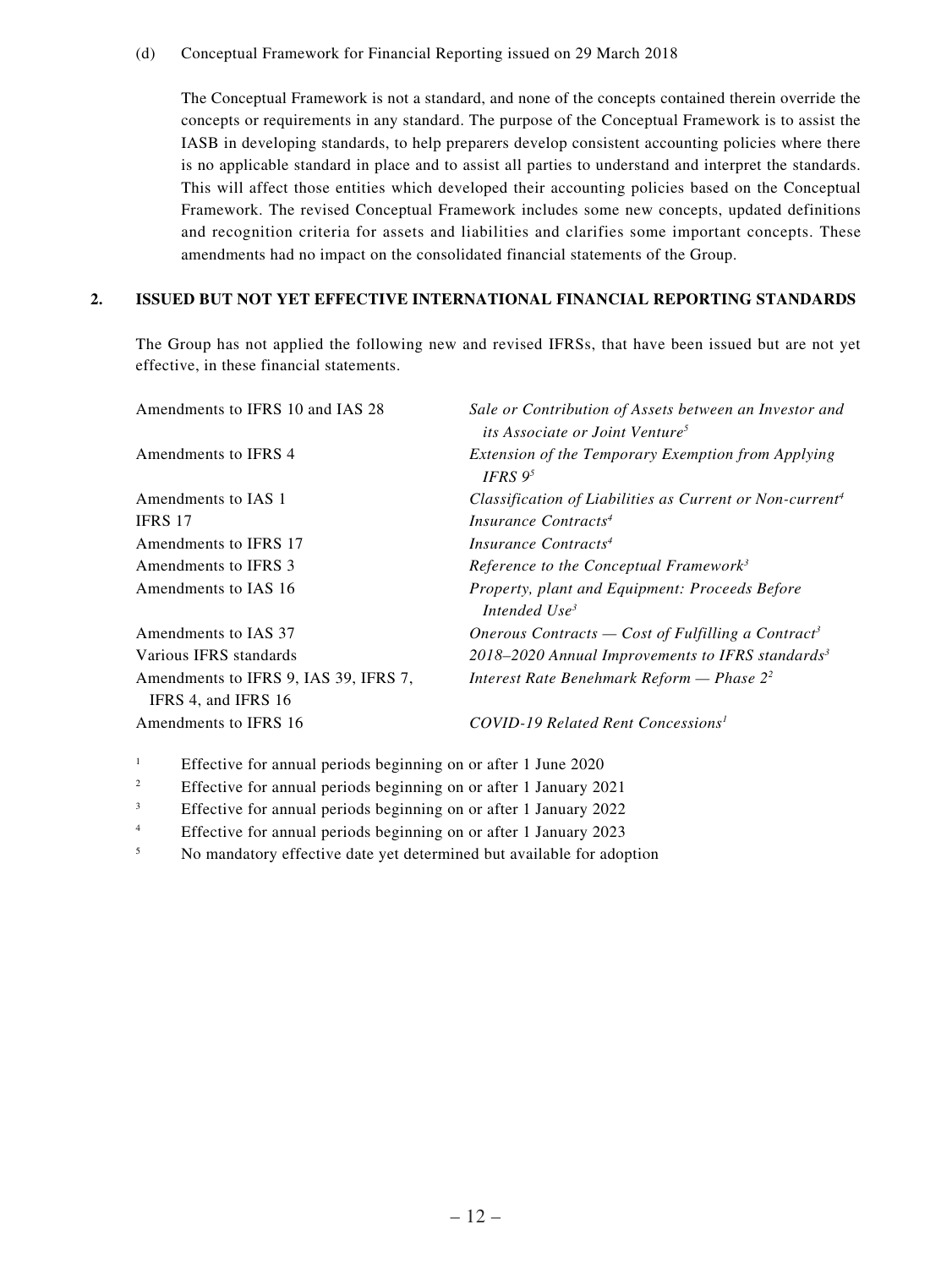(d) Conceptual Framework for Financial Reporting issued on 29 March 2018

The Conceptual Framework is not a standard, and none of the concepts contained therein override the concepts or requirements in any standard. The purpose of the Conceptual Framework is to assist the IASB in developing standards, to help preparers develop consistent accounting policies where there is no applicable standard in place and to assist all parties to understand and interpret the standards. This will affect those entities which developed their accounting policies based on the Conceptual Framework. The revised Conceptual Framework includes some new concepts, updated definitions and recognition criteria for assets and liabilities and clarifies some important concepts. These amendments had no impact on the consolidated financial statements of the Group.

## 2. ISSUED BUT NOT YET EFFECTIVE INTERNATIONAL FINANCIAL REPORTING STANDARDS

The Group has not applied the following new and revised IFRSs, that have been issued but are not yet effective, in these financial statements.

| | |
|---|---|
| Amendments to IFRS 10 and IAS 28 | *Sale or Contribution of Assets between an Investor and its Associate or Joint Venture*[5] |
| Amendments to IFRS 4 | *Extension of the Temporary Exemption from Applying IFRS 9*[5] |
| Amendments to IAS 1 | *Classification of Liabilities as Current or Non-current*[4] |
| IFRS 17 | *Insurance Contracts*[4] |
| Amendments to IFRS 17 | *Insurance Contracts*[4] |
| Amendments to IFRS 3 | *Reference to the Conceptual Framework*[3] |
| Amendments to IAS 16 | *Property, plant and Equipment: Proceeds Before Intended Use*[3] |
| Amendments to IAS 37 | *Onerous Contracts — Cost of Fulfilling a Contract*[3] |
| Various IFRS standards | *2018–2020 Annual Improvements to IFRS standards*[3] |
| Amendments to IFRS 9, IAS 39, IFRS 7, IFRS 4, and IFRS 16 | *Interest Rate Benehmark Reform — Phase 2*[2] |
| Amendments to IFRS 16 | *COVID-19 Related Rent Concessions*[1] |

[1] Effective for annual periods beginning on or after 1 June 2020

[2] Effective for annual periods beginning on or after 1 January 2021

[3] Effective for annual periods beginning on or after 1 January 2022

[4] Effective for annual periods beginning on or after 1 January 2023

[5] No mandatory effective date yet determined but available for adoption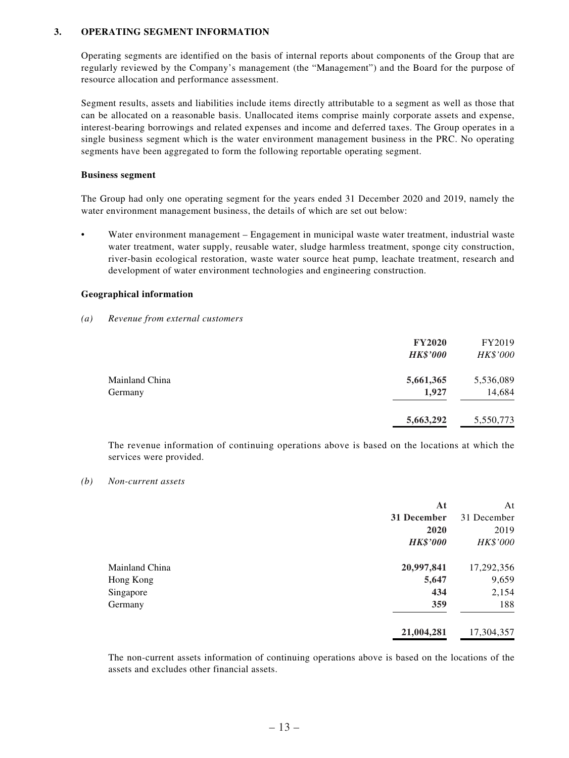## 3. OPERATING SEGMENT INFORMATION

Operating segments are identified on the basis of internal reports about components of the Group that are regularly reviewed by the Company's management (the "Management") and the Board for the purpose of resource allocation and performance assessment.

Segment results, assets and liabilities include items directly attributable to a segment as well as those that can be allocated on a reasonable basis. Unallocated items comprise mainly corporate assets and expense, interest-bearing borrowings and related expenses and income and deferred taxes. The Group operates in a single business segment which is the water environment management business in the PRC. No operating segments have been aggregated to form the following reportable operating segment.

**Business segment**

The Group had only one operating segment for the years ended 31 December 2020 and 2019, namely the water environment management business, the details of which are set out below:

- Water environment management – Engagement in municipal waste water treatment, industrial waste water treatment, water supply, reusable water, sludge harmless treatment, sponge city construction, river-basin ecological restoration, waste water source heat pump, leachate treatment, research and development of water environment technologies and engineering construction.

**Geographical information**

*(a) Revenue from external customers*

| | **FY2020** | FY2019 |
|---|---|---|
| | ***HK$'000*** | *HK$'000* |
| Mainland China | **5,661,365** | 5,536,089 |
| Germany | **1,927** | 14,684 |
| | **5,663,292** | 5,550,773 |

The revenue information of continuing operations above is based on the locations at which the services were provided.

*(b) Non-current assets*

| | **At 31 December 2020** | At 31 December 2019 |
|---|---|---|
| | ***HK$'000*** | *HK$'000* |
| Mainland China | **20,997,841** | 17,292,356 |
| Hong Kong | **5,647** | 9,659 |
| Singapore | **434** | 2,154 |
| Germany | **359** | 188 |
| | **21,004,281** | 17,304,357 |

The non-current assets information of continuing operations above is based on the locations of the assets and excludes other financial assets.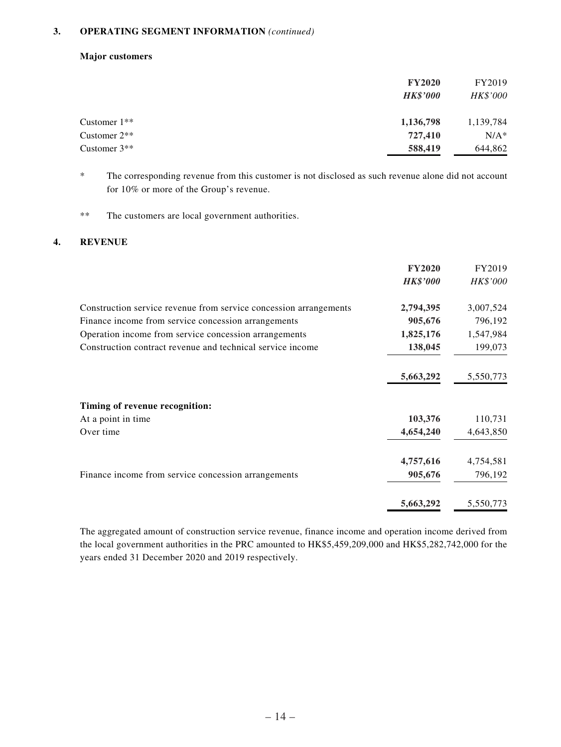## 3. OPERATING SEGMENT INFORMATION *(continued)*

### Major customers

| | **FY2020** | FY2019 |
|---|---|---|
| | ***HK$'000*** | *HK$'000* |
| Customer 1** | **1,136,798** | 1,139,784 |
| Customer 2** | **727,410** | N/A* |
| Customer 3** | **588,419** | 644,862 |

\* The corresponding revenue from this customer is not disclosed as such revenue alone did not account for 10% or more of the Group's revenue.

** The customers are local government authorities.

## 4. REVENUE

| | **FY2020** | FY2019 |
|---|---|---|
| | ***HK$'000*** | *HK$'000* |
| Construction service revenue from service concession arrangements | **2,794,395** | 3,007,524 |
| Finance income from service concession arrangements | **905,676** | 796,192 |
| Operation income from service concession arrangements | **1,825,176** | 1,547,984 |
| Construction contract revenue and technical service income | **138,045** | 199,073 |
| | **5,663,292** | 5,550,773 |
| **Timing of revenue recognition:** | | |
| At a point in time | **103,376** | 110,731 |
| Over time | **4,654,240** | 4,643,850 |
| | **4,757,616** | 4,754,581 |
| Finance income from service concession arrangements | **905,676** | 796,192 |
| | **5,663,292** | 5,550,773 |

The aggregated amount of construction service revenue, finance income and operation income derived from the local government authorities in the PRC amounted to HK$5,459,209,000 and HK$5,282,742,000 for the years ended 31 December 2020 and 2019 respectively.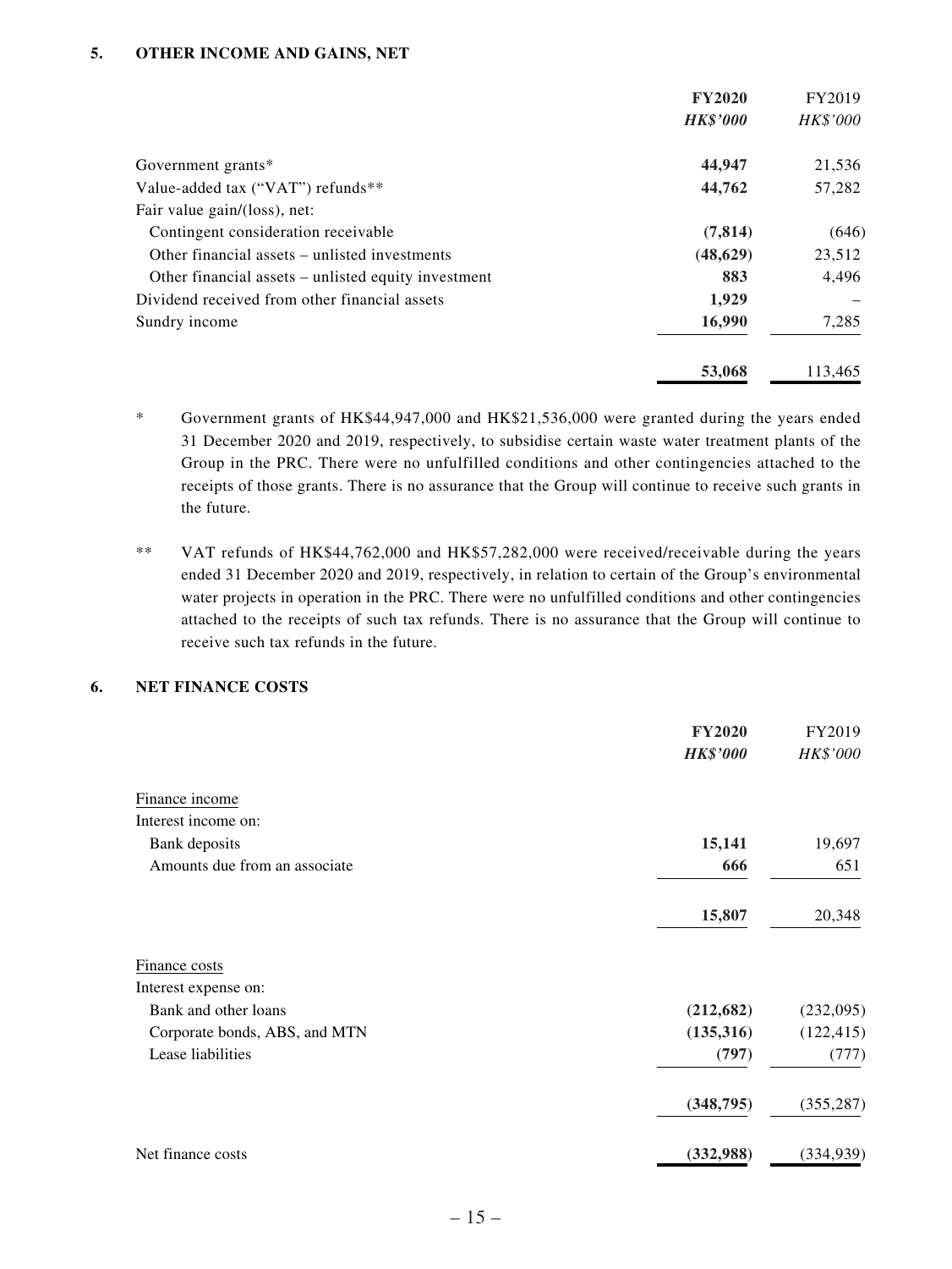## 5. OTHER INCOME AND GAINS, NET

| | **FY2020** | FY2019 |
|---|---|---|
| | ***HK$'000*** | *HK$'000* |
| Government grants* | **44,947** | 21,536 |
| Value-added tax ("VAT") refunds** | **44,762** | 57,282 |
| Fair value gain/(loss), net: | | |
| Contingent consideration receivable | **(7,814)** | (646) |
| Other financial assets – unlisted investments | **(48,629)** | 23,512 |
| Other financial assets – unlisted equity investment | **883** | 4,496 |
| Dividend received from other financial assets | **1,929** | – |
| Sundry income | **16,990** | 7,285 |
| | **53,068** | 113,465 |

\* Government grants of HK$44,947,000 and HK$21,536,000 were granted during the years ended 31 December 2020 and 2019, respectively, to subsidise certain waste water treatment plants of the Group in the PRC. There were no unfulfilled conditions and other contingencies attached to the receipts of those grants. There is no assurance that the Group will continue to receive such grants in the future.

\*\* VAT refunds of HK$44,762,000 and HK$57,282,000 were received/receivable during the years ended 31 December 2020 and 2019, respectively, in relation to certain of the Group's environmental water projects in operation in the PRC. There were no unfulfilled conditions and other contingencies attached to the receipts of such tax refunds. There is no assurance that the Group will continue to receive such tax refunds in the future.

## 6. NET FINANCE COSTS

| | **FY2020** | FY2019 |
|---|---|---|
| | ***HK$'000*** | *HK$'000* |
| Finance income | | |
| Interest income on: | | |
| Bank deposits | **15,141** | 19,697 |
| Amounts due from an associate | **666** | 651 |
| | **15,807** | 20,348 |
| Finance costs | | |
| Interest expense on: | | |
| Bank and other loans | **(212,682)** | (232,095) |
| Corporate bonds, ABS, and MTN | **(135,316)** | (122,415) |
| Lease liabilities | **(797)** | (777) |
| | **(348,795)** | (355,287) |
| Net finance costs | **(332,988)** | (334,939) |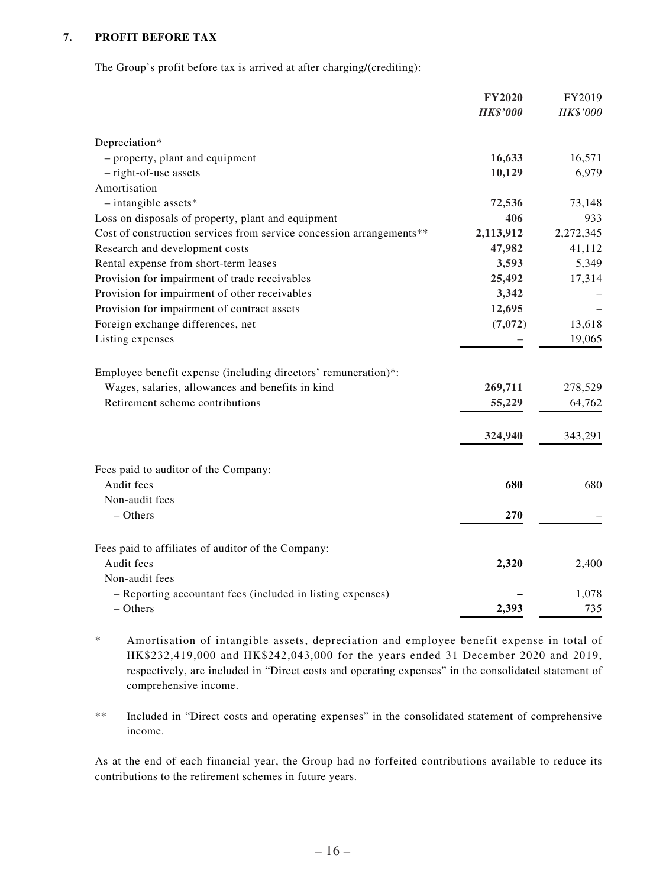### 7. PROFIT BEFORE TAX

The Group's profit before tax is arrived at after charging/(crediting):

| | **FY2020** | FY2019 |
|---|---|---|
| | ***HK$'000*** | *HK$'000* |
| Depreciation* | | |
| – property, plant and equipment | **16,633** | 16,571 |
| – right-of-use assets | **10,129** | 6,979 |
| Amortisation | | |
| – intangible assets* | **72,536** | 73,148 |
| Loss on disposals of property, plant and equipment | **406** | 933 |
| Cost of construction services from service concession arrangements** | **2,113,912** | 2,272,345 |
| Research and development costs | **47,982** | 41,112 |
| Rental expense from short-term leases | **3,593** | 5,349 |
| Provision for impairment of trade receivables | **25,492** | 17,314 |
| Provision for impairment of other receivables | **3,342** | – |
| Provision for impairment of contract assets | **12,695** | – |
| Foreign exchange differences, net | **(7,072)** | 13,618 |
| Listing expenses | **–** | 19,065 |
| | | |
| Employee benefit expense (including directors' remuneration)*: | | |
| Wages, salaries, allowances and benefits in kind | **269,711** | 278,529 |
| Retirement scheme contributions | **55,229** | 64,762 |
| | **324,940** | 343,291 |
| | | |
| Fees paid to auditor of the Company: | | |
| Audit fees | **680** | 680 |
| Non-audit fees | | |
| – Others | **270** | – |
| | | |
| Fees paid to affiliates of auditor of the Company: | | |
| Audit fees | **2,320** | 2,400 |
| Non-audit fees | | |
| – Reporting accountant fees (included in listing expenses) | **–** | 1,078 |
| – Others | **2,393** | 735 |

\* Amortisation of intangible assets, depreciation and employee benefit expense in total of HK$232,419,000 and HK$242,043,000 for the years ended 31 December 2020 and 2019, respectively, are included in "Direct costs and operating expenses" in the consolidated statement of comprehensive income.

\*\* Included in "Direct costs and operating expenses" in the consolidated statement of comprehensive income.

As at the end of each financial year, the Group had no forfeited contributions available to reduce its contributions to the retirement schemes in future years.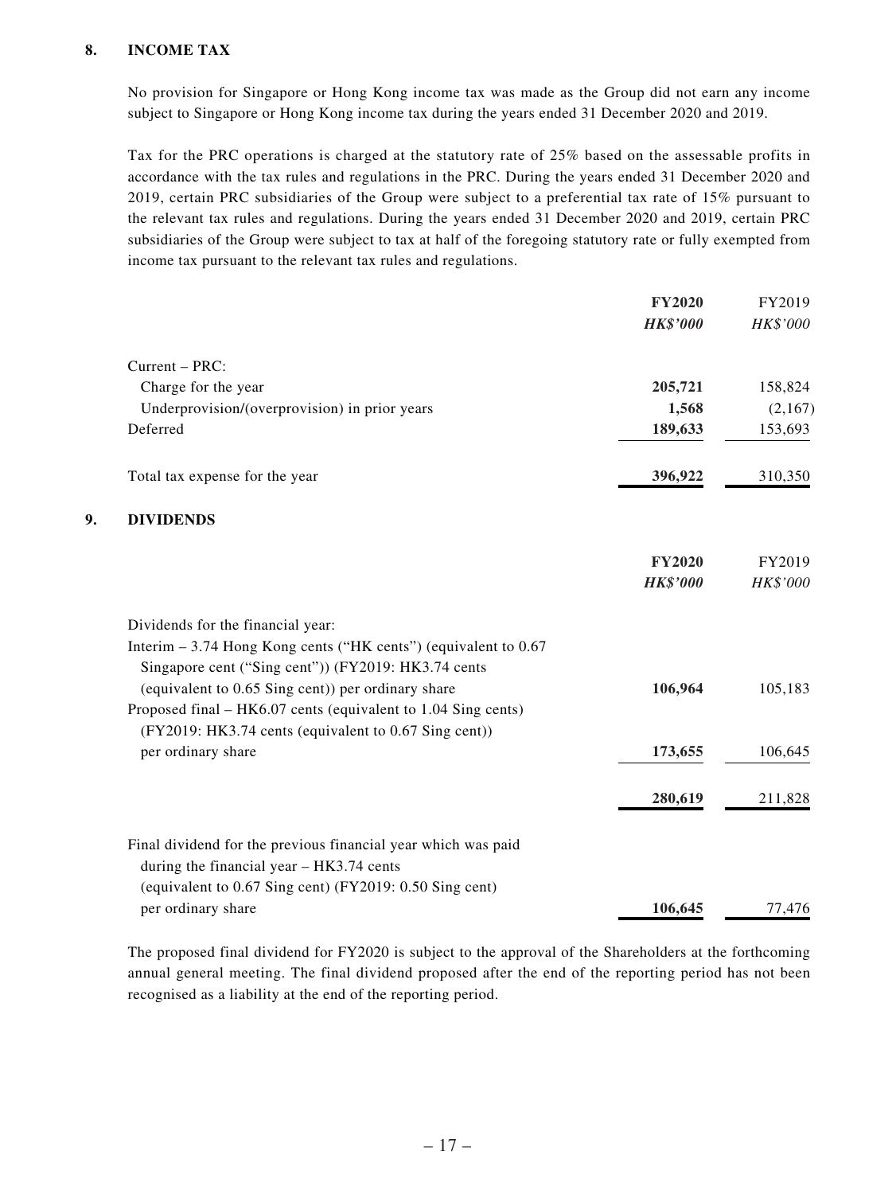## 8. INCOME TAX

No provision for Singapore or Hong Kong income tax was made as the Group did not earn any income subject to Singapore or Hong Kong income tax during the years ended 31 December 2020 and 2019.

Tax for the PRC operations is charged at the statutory rate of 25% based on the assessable profits in accordance with the tax rules and regulations in the PRC. During the years ended 31 December 2020 and 2019, certain PRC subsidiaries of the Group were subject to a preferential tax rate of 15% pursuant to the relevant tax rules and regulations. During the years ended 31 December 2020 and 2019, certain PRC subsidiaries of the Group were subject to tax at half of the foregoing statutory rate or fully exempted from income tax pursuant to the relevant tax rules and regulations.

| | **FY2020** | FY2019 |
|---|---|---|
| | ***HK$'000*** | *HK$'000* |
| Current – PRC: | | |
| Charge for the year | **205,721** | 158,824 |
| Underprovision/(overprovision) in prior years | **1,568** | (2,167) |
| Deferred | **189,633** | 153,693 |
| Total tax expense for the year | **396,922** | 310,350 |

## 9. DIVIDENDS

| | **FY2020** | FY2019 |
|---|---|---|
| | ***HK$'000*** | *HK$'000* |
| Dividends for the financial year: | | |
| Interim – 3.74 Hong Kong cents ("HK cents") (equivalent to 0.67 Singapore cent ("Sing cent")) (FY2019: HK3.74 cents (equivalent to 0.65 Sing cent)) per ordinary share | **106,964** | 105,183 |
| Proposed final – HK6.07 cents (equivalent to 1.04 Sing cents) (FY2019: HK3.74 cents (equivalent to 0.67 Sing cent)) per ordinary share | **173,655** | 106,645 |
| | **280,619** | 211,828 |
| Final dividend for the previous financial year which was paid during the financial year – HK3.74 cents (equivalent to 0.67 Sing cent) (FY2019: 0.50 Sing cent) per ordinary share | **106,645** | 77,476 |

The proposed final dividend for FY2020 is subject to the approval of the Shareholders at the forthcoming annual general meeting. The final dividend proposed after the end of the reporting period has not been recognised as a liability at the end of the reporting period.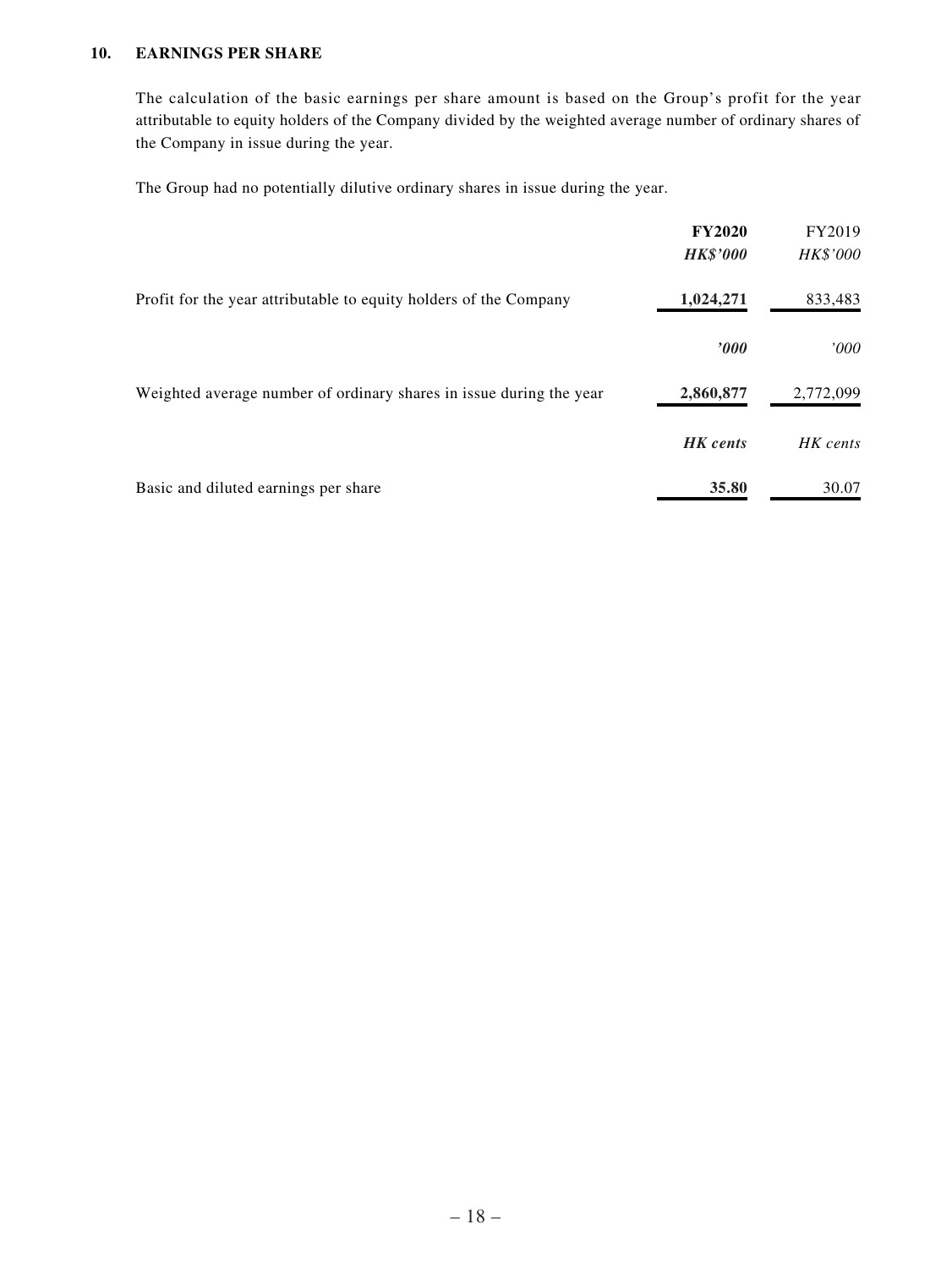## 10. EARNINGS PER SHARE

The calculation of the basic earnings per share amount is based on the Group's profit for the year attributable to equity holders of the Company divided by the weighted average number of ordinary shares of the Company in issue during the year.

The Group had no potentially dilutive ordinary shares in issue during the year.

| | **FY2020** | FY2019 |
|---|---|---|
| | ***HK$'000*** | *HK$'000* |
| Profit for the year attributable to equity holders of the Company | **1,024,271** | 833,483 |
| | ***'000*** | *'000* |
| Weighted average number of ordinary shares in issue during the year | **2,860,877** | 2,772,099 |
| | ***HK cents*** | *HK cents* |
| Basic and diluted earnings per share | **35.80** | 30.07 |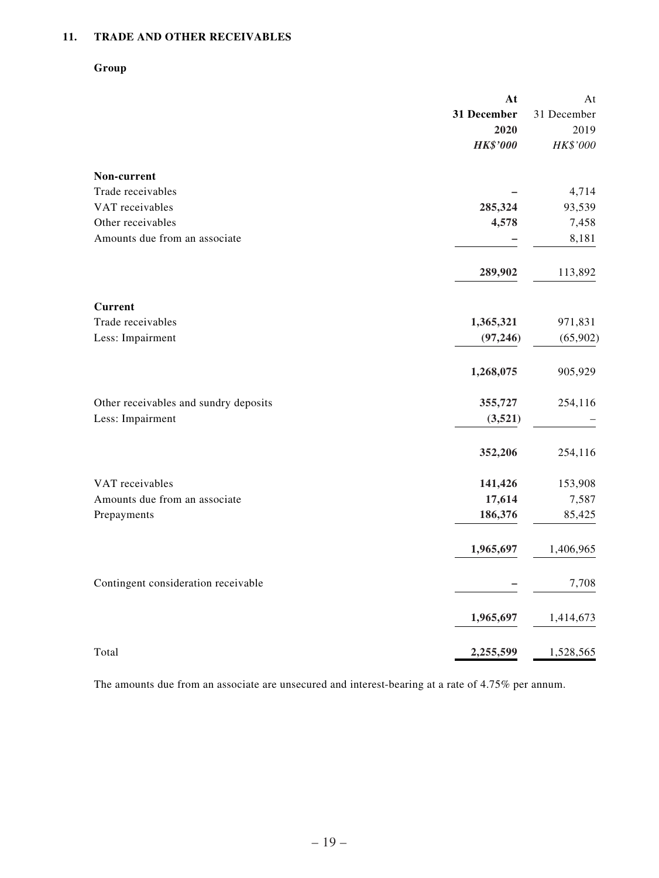## 11. TRADE AND OTHER RECEIVABLES

### Group

| | At 31 December 2020 | At 31 December 2019 |
|---|---|---|
| | *HK$'000* | *HK$'000* |
| **Non-current** | | |
| Trade receivables | – | 4,714 |
| VAT receivables | **285,324** | 93,539 |
| Other receivables | **4,578** | 7,458 |
| Amounts due from an associate | – | 8,181 |
| | **289,902** | 113,892 |
| **Current** | | |
| Trade receivables | **1,365,321** | 971,831 |
| Less: Impairment | **(97,246)** | (65,902) |
| | **1,268,075** | 905,929 |
| Other receivables and sundry deposits | **355,727** | 254,116 |
| Less: Impairment | **(3,521)** | – |
| | **352,206** | 254,116 |
| VAT receivables | **141,426** | 153,908 |
| Amounts due from an associate | **17,614** | 7,587 |
| Prepayments | **186,376** | 85,425 |
| | **1,965,697** | 1,406,965 |
| Contingent consideration receivable | – | 7,708 |
| | **1,965,697** | 1,414,673 |
| Total | **2,255,599** | 1,528,565 |

The amounts due from an associate are unsecured and interest-bearing at a rate of 4.75% per annum.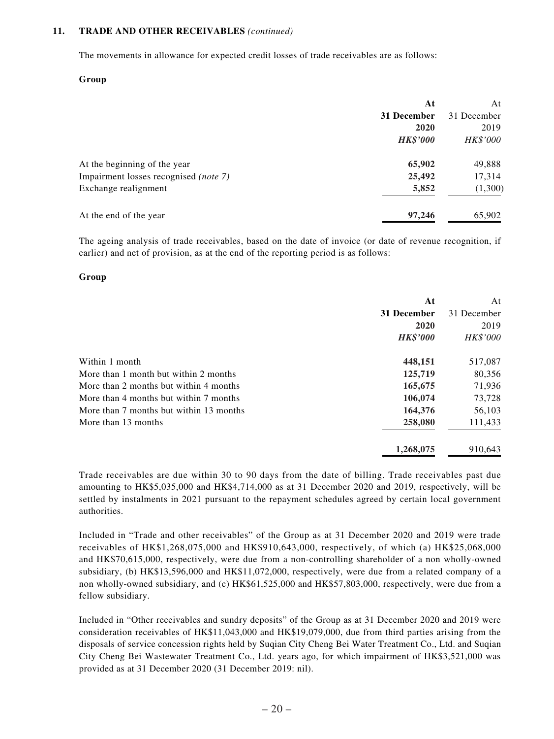## 11. TRADE AND OTHER RECEIVABLES *(continued)*

The movements in allowance for expected credit losses of trade receivables are as follows:

**Group**

| | **At 31 December 2020** | At 31 December 2019 |
|---|---|---|
| | ***HK$'000*** | *HK$'000* |
| At the beginning of the year | **65,902** | 49,888 |
| Impairment losses recognised *(note 7)* | **25,492** | 17,314 |
| Exchange realignment | **5,852** | (1,300) |
| At the end of the year | **97,246** | 65,902 |

The ageing analysis of trade receivables, based on the date of invoice (or date of revenue recognition, if earlier) and net of provision, as at the end of the reporting period is as follows:

**Group**

| | **At 31 December 2020** | At 31 December 2019 |
|---|---|---|
| | ***HK$'000*** | *HK$'000* |
| Within 1 month | **448,151** | 517,087 |
| More than 1 month but within 2 months | **125,719** | 80,356 |
| More than 2 months but within 4 months | **165,675** | 71,936 |
| More than 4 months but within 7 months | **106,074** | 73,728 |
| More than 7 months but within 13 months | **164,376** | 56,103 |
| More than 13 months | **258,080** | 111,433 |
| | **1,268,075** | 910,643 |

Trade receivables are due within 30 to 90 days from the date of billing. Trade receivables past due amounting to HK$5,035,000 and HK$4,714,000 as at 31 December 2020 and 2019, respectively, will be settled by instalments in 2021 pursuant to the repayment schedules agreed by certain local government authorities.

Included in "Trade and other receivables" of the Group as at 31 December 2020 and 2019 were trade receivables of HK$1,268,075,000 and HK$910,643,000, respectively, of which (a) HK$25,068,000 and HK$70,615,000, respectively, were due from a non-controlling shareholder of a non wholly-owned subsidiary, (b) HK$13,596,000 and HK$11,072,000, respectively, were due from a related company of a non wholly-owned subsidiary, and (c) HK$61,525,000 and HK$57,803,000, respectively, were due from a fellow subsidiary.

Included in "Other receivables and sundry deposits" of the Group as at 31 December 2020 and 2019 were consideration receivables of HK$11,043,000 and HK$19,079,000, due from third parties arising from the disposals of service concession rights held by Suqian City Cheng Bei Water Treatment Co., Ltd. and Suqian City Cheng Bei Wastewater Treatment Co., Ltd. years ago, for which impairment of HK$3,521,000 was provided as at 31 December 2020 (31 December 2019: nil).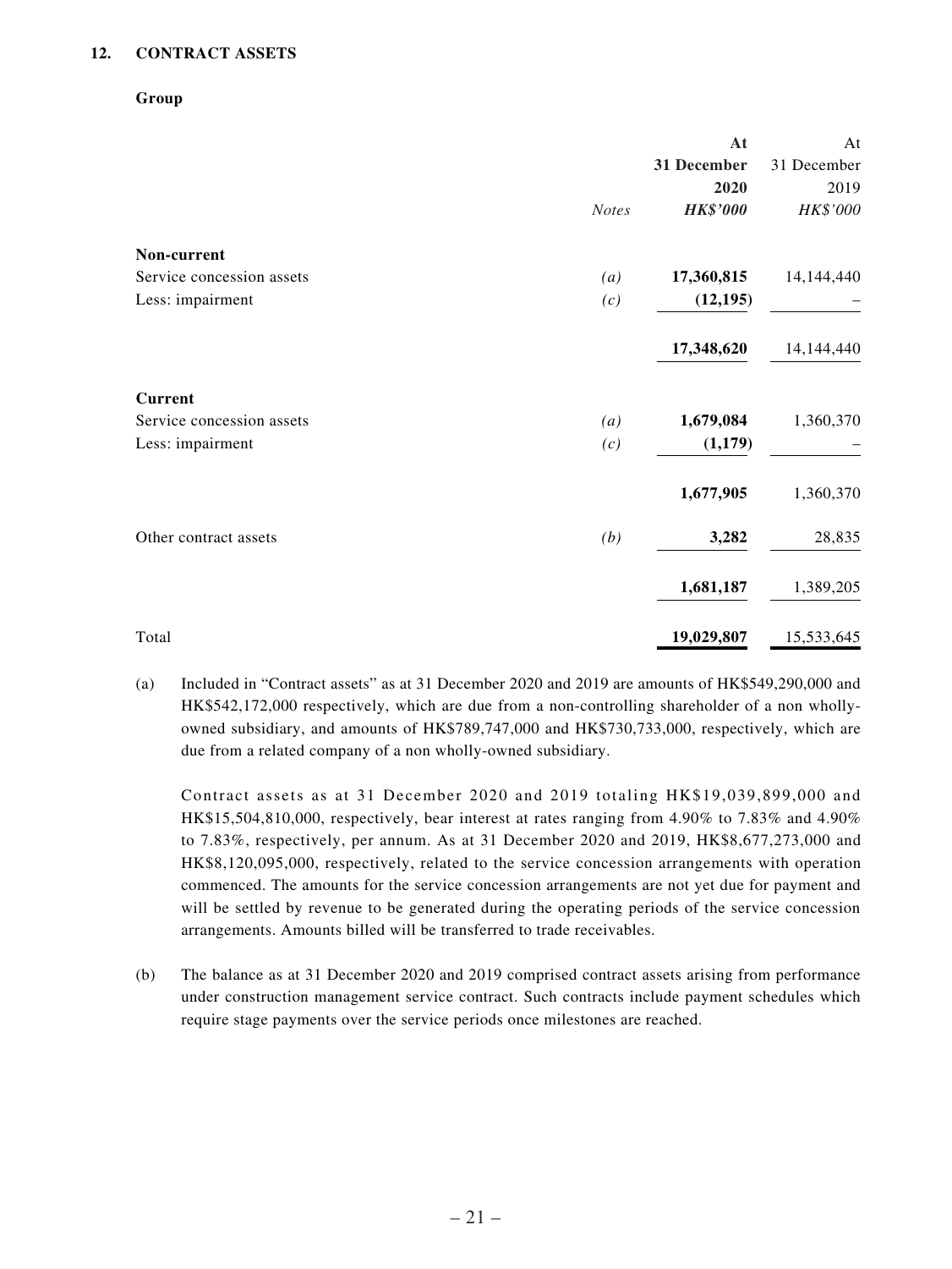## 12. CONTRACT ASSETS

**Group**

| | *Notes* | **At 31 December 2020** ***HK$'000*** | At 31 December 2019 *HK$'000* |
|---|---|---|---|
| **Non-current** | | | |
| Service concession assets | *(a)* | **17,360,815** | 14,144,440 |
| Less: impairment | *(c)* | **(12,195)** | – |
| | | **17,348,620** | 14,144,440 |
| **Current** | | | |
| Service concession assets | *(a)* | **1,679,084** | 1,360,370 |
| Less: impairment | *(c)* | **(1,179)** | – |
| | | **1,677,905** | 1,360,370 |
| Other contract assets | *(b)* | **3,282** | 28,835 |
| | | **1,681,187** | 1,389,205 |
| Total | | **19,029,807** | 15,533,645 |

(a) Included in "Contract assets" as at 31 December 2020 and 2019 are amounts of HK$549,290,000 and HK$542,172,000 respectively, which are due from a non-controlling shareholder of a non wholly-owned subsidiary, and amounts of HK$789,747,000 and HK$730,733,000, respectively, which are due from a related company of a non wholly-owned subsidiary.

Contract assets as at 31 December 2020 and 2019 totaling HK$19,039,899,000 and HK$15,504,810,000, respectively, bear interest at rates ranging from 4.90% to 7.83% and 4.90% to 7.83%, respectively, per annum. As at 31 December 2020 and 2019, HK$8,677,273,000 and HK$8,120,095,000, respectively, related to the service concession arrangements with operation commenced. The amounts for the service concession arrangements are not yet due for payment and will be settled by revenue to be generated during the operating periods of the service concession arrangements. Amounts billed will be transferred to trade receivables.

(b) The balance as at 31 December 2020 and 2019 comprised contract assets arising from performance under construction management service contract. Such contracts include payment schedules which require stage payments over the service periods once milestones are reached.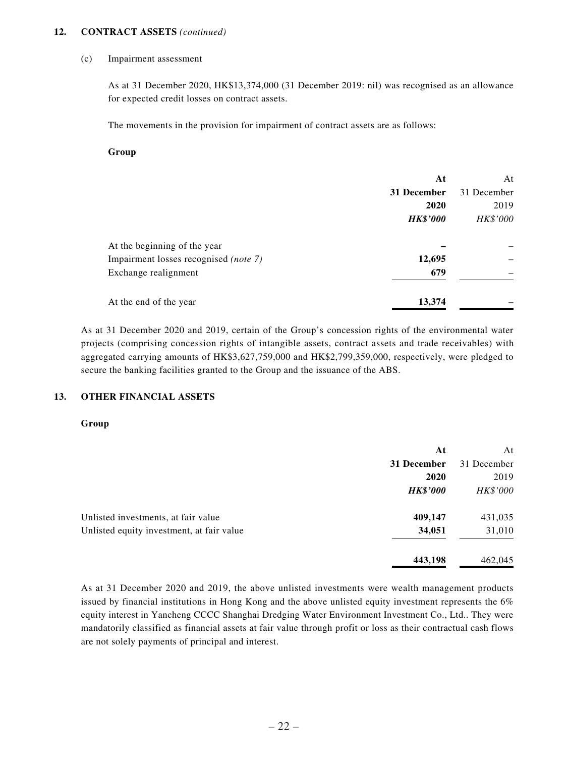## 12. CONTRACT ASSETS *(continued)*

(c) Impairment assessment

As at 31 December 2020, HK$13,374,000 (31 December 2019: nil) was recognised as an allowance for expected credit losses on contract assets.

The movements in the provision for impairment of contract assets are as follows:

**Group**

| | **At 31 December 2020** | At 31 December 2019 |
|---|---|---|
| | ***HK$'000*** | *HK$'000* |
| At the beginning of the year | **–** | – |
| Impairment losses recognised *(note 7)* | **12,695** | – |
| Exchange realignment | **679** | – |
| At the end of the year | **13,374** | – |

As at 31 December 2020 and 2019, certain of the Group's concession rights of the environmental water projects (comprising concession rights of intangible assets, contract assets and trade receivables) with aggregated carrying amounts of HK$3,627,759,000 and HK$2,799,359,000, respectively, were pledged to secure the banking facilities granted to the Group and the issuance of the ABS.

## 13. OTHER FINANCIAL ASSETS

**Group**

| | **At 31 December 2020** | At 31 December 2019 |
|---|---|---|
| | ***HK$'000*** | *HK$'000* |
| Unlisted investments, at fair value | **409,147** | 431,035 |
| Unlisted equity investment, at fair value | **34,051** | 31,010 |
| | **443,198** | 462,045 |

As at 31 December 2020 and 2019, the above unlisted investments were wealth management products issued by financial institutions in Hong Kong and the above unlisted equity investment represents the 6% equity interest in Yancheng CCCC Shanghai Dredging Water Environment Investment Co., Ltd.. They were mandatorily classified as financial assets at fair value through profit or loss as their contractual cash flows are not solely payments of principal and interest.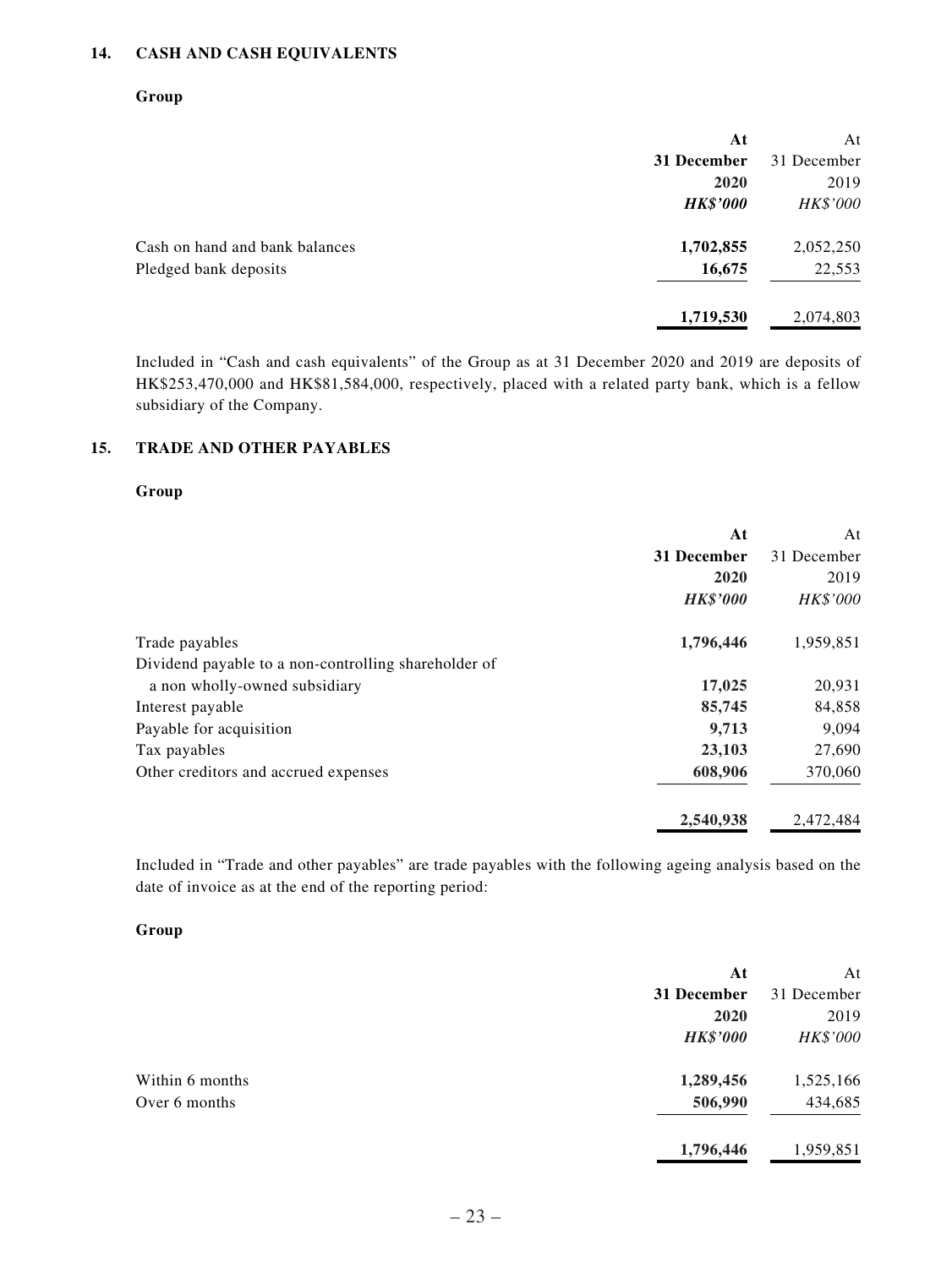## 14. CASH AND CASH EQUIVALENTS

**Group**

| | **At 31 December 2020** | At 31 December 2019 |
|---|---|---|
| | ***HK$'000*** | *HK$'000* |
| Cash on hand and bank balances | **1,702,855** | 2,052,250 |
| Pledged bank deposits | **16,675** | 22,553 |
| | **1,719,530** | 2,074,803 |

Included in "Cash and cash equivalents" of the Group as at 31 December 2020 and 2019 are deposits of HK$253,470,000 and HK$81,584,000, respectively, placed with a related party bank, which is a fellow subsidiary of the Company.

## 15. TRADE AND OTHER PAYABLES

**Group**

| | **At 31 December 2020** | At 31 December 2019 |
|---|---|---|
| | ***HK$'000*** | *HK$'000* |
| Trade payables | **1,796,446** | 1,959,851 |
| Dividend payable to a non-controlling shareholder of a non wholly-owned subsidiary | **17,025** | 20,931 |
| Interest payable | **85,745** | 84,858 |
| Payable for acquisition | **9,713** | 9,094 |
| Tax payables | **23,103** | 27,690 |
| Other creditors and accrued expenses | **608,906** | 370,060 |
| | **2,540,938** | 2,472,484 |

Included in "Trade and other payables" are trade payables with the following ageing analysis based on the date of invoice as at the end of the reporting period:

**Group**

| | **At 31 December 2020** | At 31 December 2019 |
|---|---|---|
| | ***HK$'000*** | *HK$'000* |
| Within 6 months | **1,289,456** | 1,525,166 |
| Over 6 months | **506,990** | 434,685 |
| | **1,796,446** | 1,959,851 |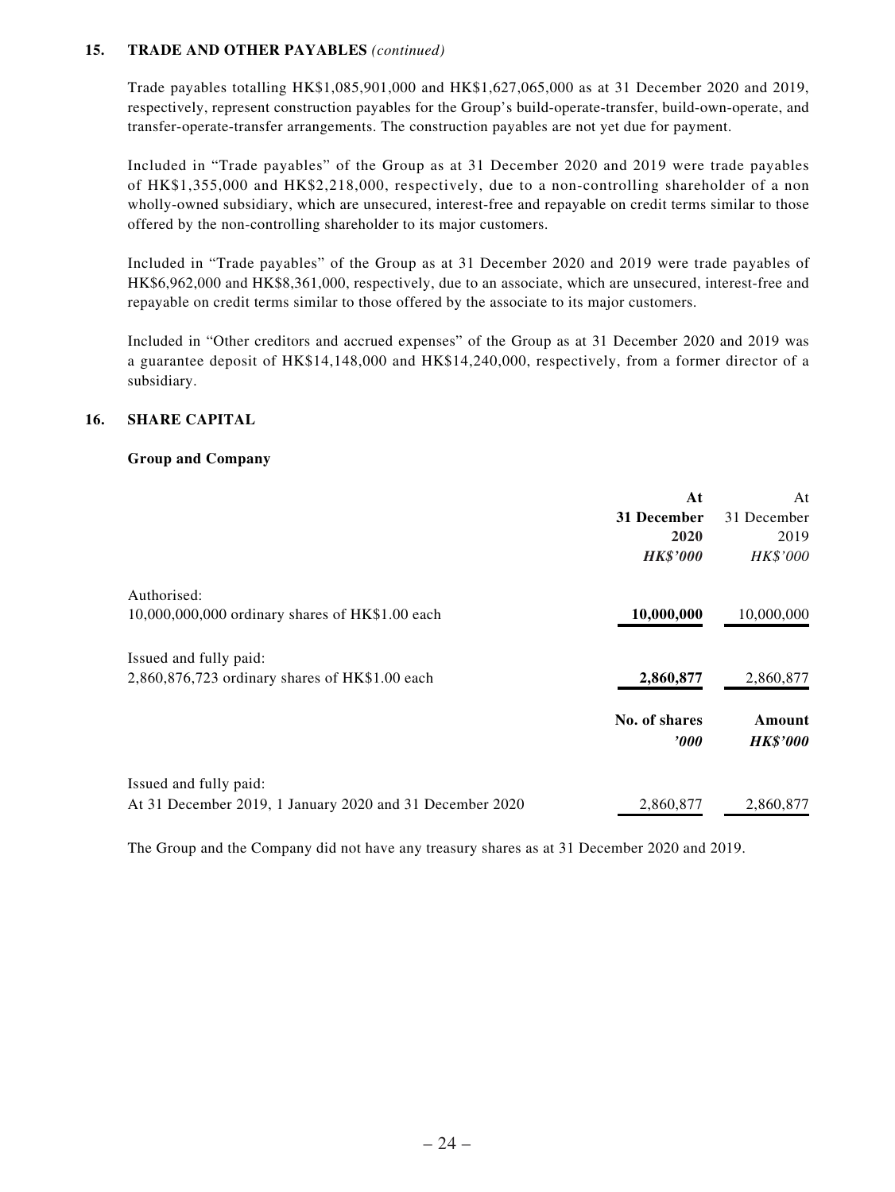## 15. TRADE AND OTHER PAYABLES *(continued)*

Trade payables totalling HK$1,085,901,000 and HK$1,627,065,000 as at 31 December 2020 and 2019, respectively, represent construction payables for the Group's build-operate-transfer, build-own-operate, and transfer-operate-transfer arrangements. The construction payables are not yet due for payment.

Included in "Trade payables" of the Group as at 31 December 2020 and 2019 were trade payables of HK$1,355,000 and HK$2,218,000, respectively, due to a non-controlling shareholder of a non wholly-owned subsidiary, which are unsecured, interest-free and repayable on credit terms similar to those offered by the non-controlling shareholder to its major customers.

Included in "Trade payables" of the Group as at 31 December 2020 and 2019 were trade payables of HK$6,962,000 and HK$8,361,000, respectively, due to an associate, which are unsecured, interest-free and repayable on credit terms similar to those offered by the associate to its major customers.

Included in "Other creditors and accrued expenses" of the Group as at 31 December 2020 and 2019 was a guarantee deposit of HK$14,148,000 and HK$14,240,000, respectively, from a former director of a subsidiary.

## 16. SHARE CAPITAL

**Group and Company**

| | **At 31 December 2020** *HK$'000* | At 31 December 2019 *HK$'000* |
|---|---|---|
| Authorised: | | |
| 10,000,000,000 ordinary shares of HK$1.00 each | **10,000,000** | 10,000,000 |
| Issued and fully paid: | | |
| 2,860,876,723 ordinary shares of HK$1.00 each | **2,860,877** | 2,860,877 |

| | **No. of shares** *'000* | **Amount** *HK$'000* |
|---|---|---|
| Issued and fully paid: | | |
| At 31 December 2019, 1 January 2020 and 31 December 2020 | 2,860,877 | 2,860,877 |

The Group and the Company did not have any treasury shares as at 31 December 2020 and 2019.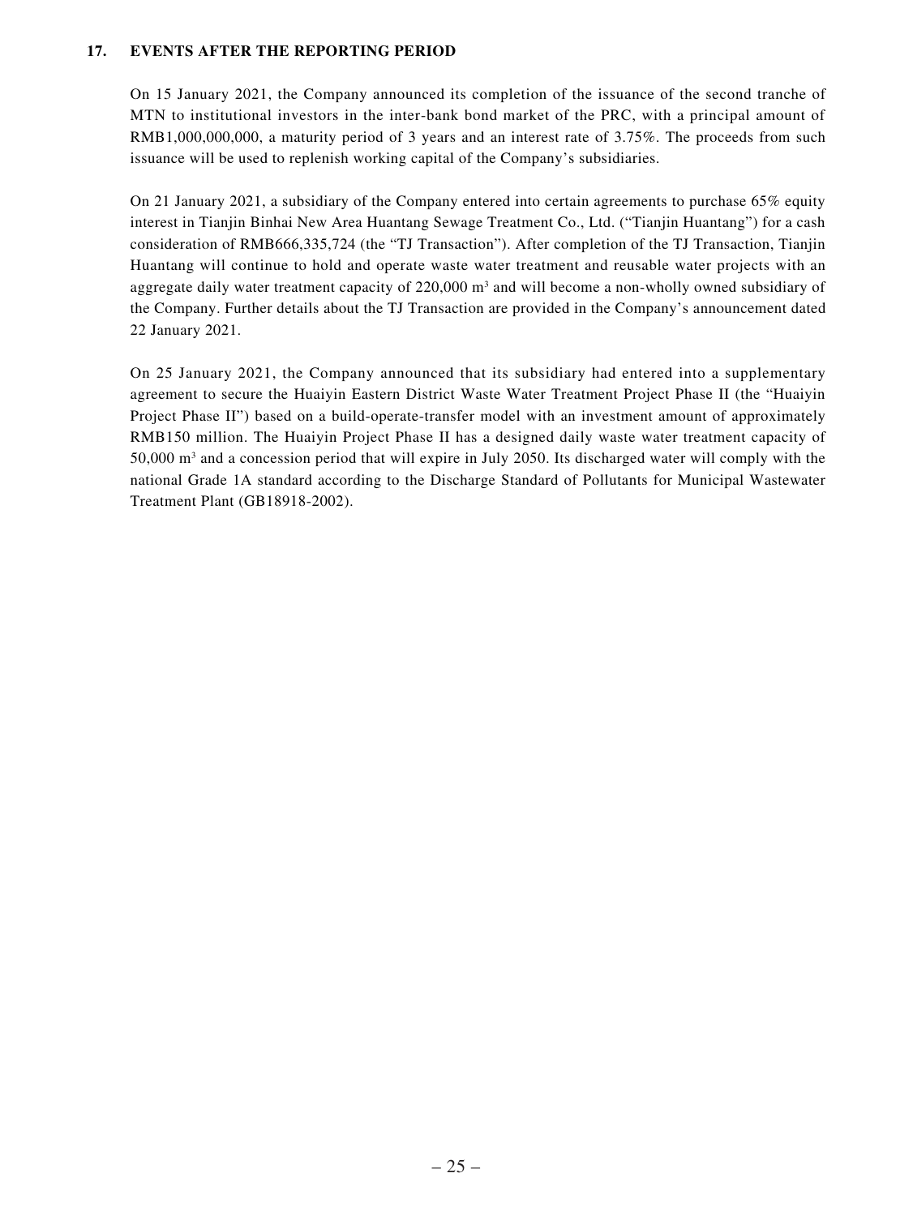## 17. EVENTS AFTER THE REPORTING PERIOD

On 15 January 2021, the Company announced its completion of the issuance of the second tranche of MTN to institutional investors in the inter-bank bond market of the PRC, with a principal amount of RMB1,000,000,000, a maturity period of 3 years and an interest rate of 3.75%. The proceeds from such issuance will be used to replenish working capital of the Company's subsidiaries.

On 21 January 2021, a subsidiary of the Company entered into certain agreements to purchase 65% equity interest in Tianjin Binhai New Area Huantang Sewage Treatment Co., Ltd. ("Tianjin Huantang") for a cash consideration of RMB666,335,724 (the "TJ Transaction"). After completion of the TJ Transaction, Tianjin Huantang will continue to hold and operate waste water treatment and reusable water projects with an aggregate daily water treatment capacity of 220,000 $m^3$ and will become a non-wholly owned subsidiary of the Company. Further details about the TJ Transaction are provided in the Company's announcement dated 22 January 2021.

On 25 January 2021, the Company announced that its subsidiary had entered into a supplementary agreement to secure the Huaiyin Eastern District Waste Water Treatment Project Phase II (the "Huaiyin Project Phase II") based on a build-operate-transfer model with an investment amount of approximately RMB150 million. The Huaiyin Project Phase II has a designed daily waste water treatment capacity of 50,000 $m^3$ and a concession period that will expire in July 2050. Its discharged water will comply with the national Grade 1A standard according to the Discharge Standard of Pollutants for Municipal Wastewater Treatment Plant (GB18918-2002).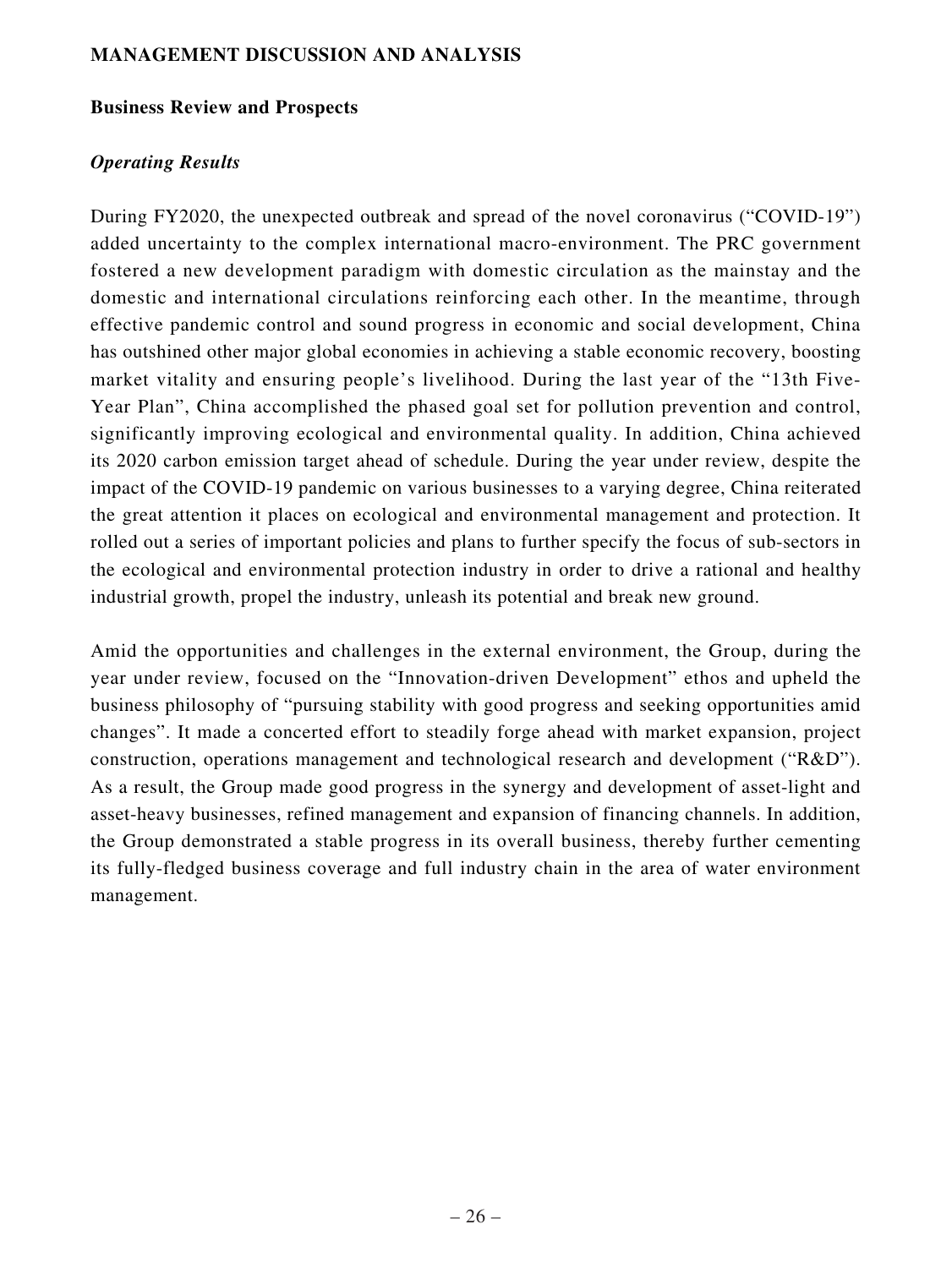## MANAGEMENT DISCUSSION AND ANALYSIS

### Business Review and Prospects

#### *Operating Results*

During FY2020, the unexpected outbreak and spread of the novel coronavirus ("COVID-19") added uncertainty to the complex international macro-environment. The PRC government fostered a new development paradigm with domestic circulation as the mainstay and the domestic and international circulations reinforcing each other. In the meantime, through effective pandemic control and sound progress in economic and social development, China has outshined other major global economies in achieving a stable economic recovery, boosting market vitality and ensuring people's livelihood. During the last year of the "13th Five-Year Plan", China accomplished the phased goal set for pollution prevention and control, significantly improving ecological and environmental quality. In addition, China achieved its 2020 carbon emission target ahead of schedule. During the year under review, despite the impact of the COVID-19 pandemic on various businesses to a varying degree, China reiterated the great attention it places on ecological and environmental management and protection. It rolled out a series of important policies and plans to further specify the focus of sub-sectors in the ecological and environmental protection industry in order to drive a rational and healthy industrial growth, propel the industry, unleash its potential and break new ground.

Amid the opportunities and challenges in the external environment, the Group, during the year under review, focused on the "Innovation-driven Development" ethos and upheld the business philosophy of "pursuing stability with good progress and seeking opportunities amid changes". It made a concerted effort to steadily forge ahead with market expansion, project construction, operations management and technological research and development ("R&D"). As a result, the Group made good progress in the synergy and development of asset-light and asset-heavy businesses, refined management and expansion of financing channels. In addition, the Group demonstrated a stable progress in its overall business, thereby further cementing its fully-fledged business coverage and full industry chain in the area of water environment management.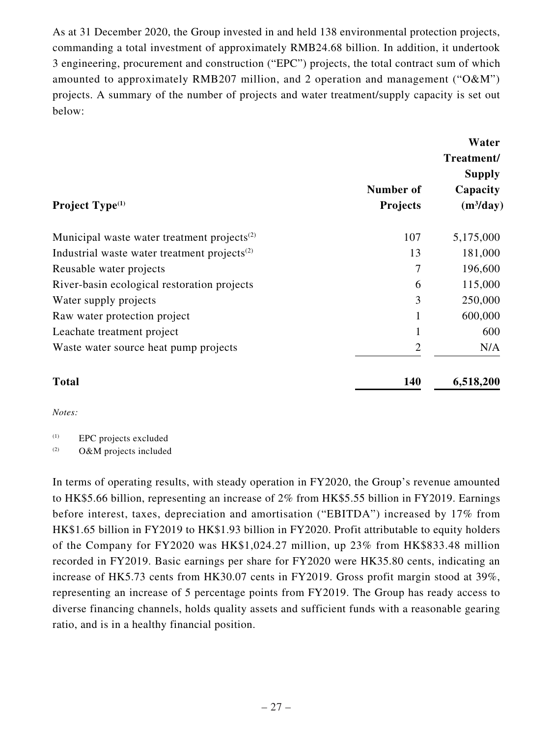As at 31 December 2020, the Group invested in and held 138 environmental protection projects, commanding a total investment of approximately RMB24.68 billion. In addition, it undertook 3 engineering, procurement and construction ("EPC") projects, the total contract sum of which amounted to approximately RMB207 million, and 2 operation and management ("O&M") projects. A summary of the number of projects and water treatment/supply capacity is set out below:

| Project Type[(1)] | Number of Projects | Water Treatment/ Supply Capacity ($m^3$/day) |
|---|---|---|
| Municipal waste water treatment projects[(2)] | 107 | 5,175,000 |
| Industrial waste water treatment projects[(2)] | 13 | 181,000 |
| Reusable water projects | 7 | 196,600 |
| River-basin ecological restoration projects | 6 | 115,000 |
| Water supply projects | 3 | 250,000 |
| Raw water protection project | 1 | 600,000 |
| Leachate treatment project | 1 | 600 |
| Waste water source heat pump projects | 2 | N/A |
| **Total** | **140** | **6,518,200** |

*Notes:*

(1) EPC projects excluded

(2) O&M projects included

In terms of operating results, with steady operation in FY2020, the Group's revenue amounted to HK$5.66 billion, representing an increase of 2% from HK$5.55 billion in FY2019. Earnings before interest, taxes, depreciation and amortisation ("EBITDA") increased by 17% from HK$1.65 billion in FY2019 to HK$1.93 billion in FY2020. Profit attributable to equity holders of the Company for FY2020 was HK$1,024.27 million, up 23% from HK$833.48 million recorded in FY2019. Basic earnings per share for FY2020 were HK35.80 cents, indicating an increase of HK5.73 cents from HK30.07 cents in FY2019. Gross profit margin stood at 39%, representing an increase of 5 percentage points from FY2019. The Group has ready access to diverse financing channels, holds quality assets and sufficient funds with a reasonable gearing ratio, and is in a healthy financial position.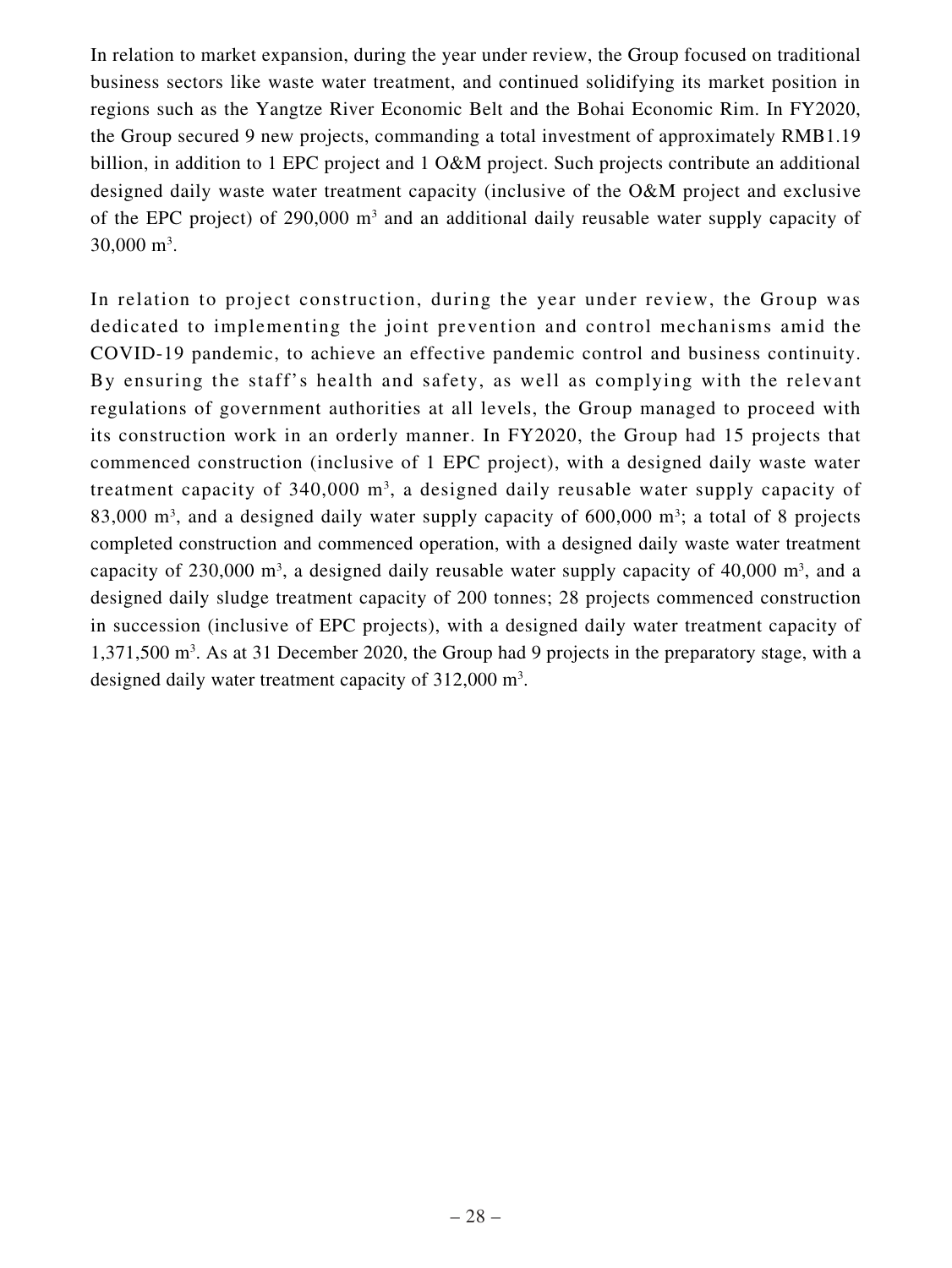In relation to market expansion, during the year under review, the Group focused on traditional business sectors like waste water treatment, and continued solidifying its market position in regions such as the Yangtze River Economic Belt and the Bohai Economic Rim. In FY2020, the Group secured 9 new projects, commanding a total investment of approximately RMB1.19 billion, in addition to 1 EPC project and 1 O&M project. Such projects contribute an additional designed daily waste water treatment capacity (inclusive of the O&M project and exclusive of the EPC project) of 290,000 $m^3$ and an additional daily reusable water supply capacity of 30,000 $m^3$.

In relation to project construction, during the year under review, the Group was dedicated to implementing the joint prevention and control mechanisms amid the COVID-19 pandemic, to achieve an effective pandemic control and business continuity. By ensuring the staff's health and safety, as well as complying with the relevant regulations of government authorities at all levels, the Group managed to proceed with its construction work in an orderly manner. In FY2020, the Group had 15 projects that commenced construction (inclusive of 1 EPC project), with a designed daily waste water treatment capacity of 340,000 $m^3$, a designed daily reusable water supply capacity of 83,000 $m^3$, and a designed daily water supply capacity of 600,000 $m^3$; a total of 8 projects completed construction and commenced operation, with a designed daily waste water treatment capacity of 230,000 $m^3$, a designed daily reusable water supply capacity of 40,000 $m^3$, and a designed daily sludge treatment capacity of 200 tonnes; 28 projects commenced construction in succession (inclusive of EPC projects), with a designed daily water treatment capacity of 1,371,500 $m^3$. As at 31 December 2020, the Group had 9 projects in the preparatory stage, with a designed daily water treatment capacity of 312,000 $m^3$.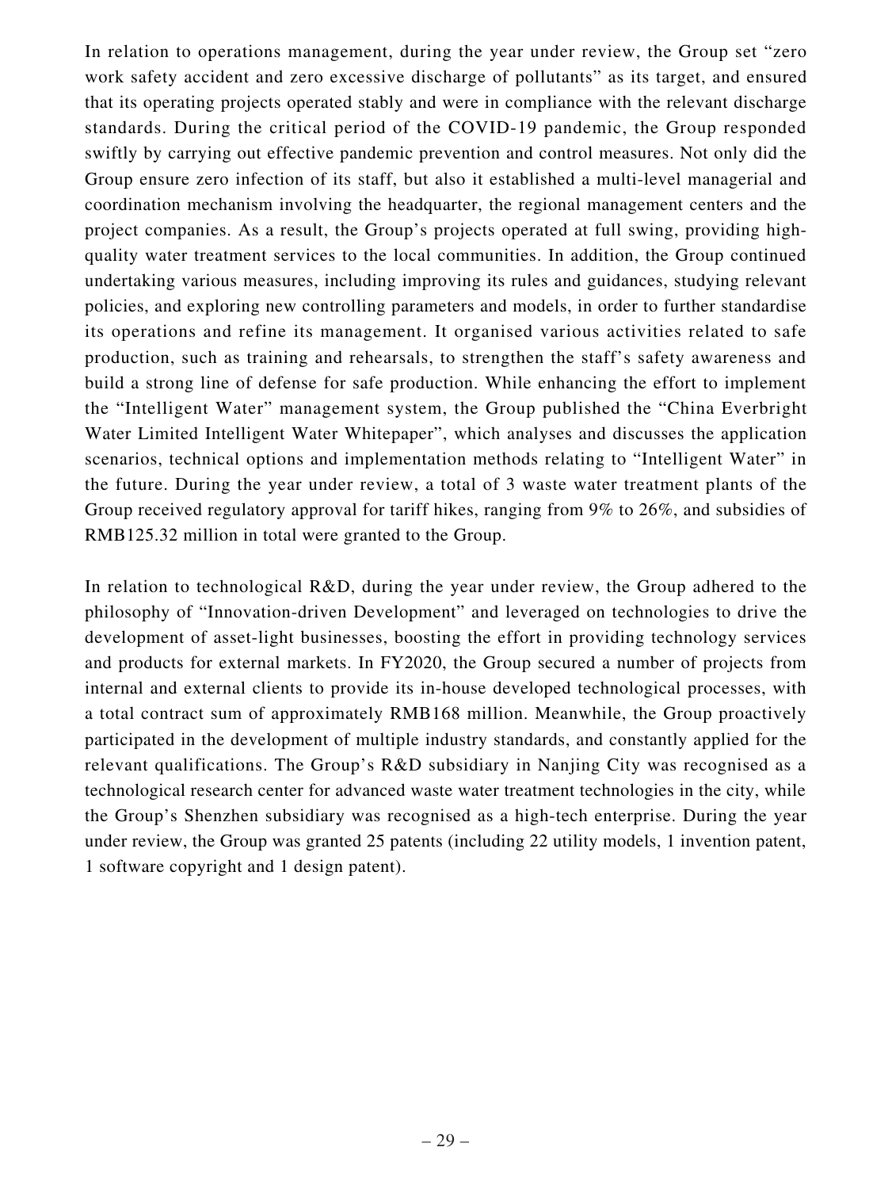In relation to operations management, during the year under review, the Group set "zero work safety accident and zero excessive discharge of pollutants" as its target, and ensured that its operating projects operated stably and were in compliance with the relevant discharge standards. During the critical period of the COVID-19 pandemic, the Group responded swiftly by carrying out effective pandemic prevention and control measures. Not only did the Group ensure zero infection of its staff, but also it established a multi-level managerial and coordination mechanism involving the headquarter, the regional management centers and the project companies. As a result, the Group's projects operated at full swing, providing high-quality water treatment services to the local communities. In addition, the Group continued undertaking various measures, including improving its rules and guidances, studying relevant policies, and exploring new controlling parameters and models, in order to further standardise its operations and refine its management. It organised various activities related to safe production, such as training and rehearsals, to strengthen the staff's safety awareness and build a strong line of defense for safe production. While enhancing the effort to implement the "Intelligent Water" management system, the Group published the "China Everbright Water Limited Intelligent Water Whitepaper", which analyses and discusses the application scenarios, technical options and implementation methods relating to "Intelligent Water" in the future. During the year under review, a total of 3 waste water treatment plants of the Group received regulatory approval for tariff hikes, ranging from 9% to 26%, and subsidies of RMB125.32 million in total were granted to the Group.

In relation to technological R&D, during the year under review, the Group adhered to the philosophy of "Innovation-driven Development" and leveraged on technologies to drive the development of asset-light businesses, boosting the effort in providing technology services and products for external markets. In FY2020, the Group secured a number of projects from internal and external clients to provide its in-house developed technological processes, with a total contract sum of approximately RMB168 million. Meanwhile, the Group proactively participated in the development of multiple industry standards, and constantly applied for the relevant qualifications. The Group's R&D subsidiary in Nanjing City was recognised as a technological research center for advanced waste water treatment technologies in the city, while the Group's Shenzhen subsidiary was recognised as a high-tech enterprise. During the year under review, the Group was granted 25 patents (including 22 utility models, 1 invention patent, 1 software copyright and 1 design patent).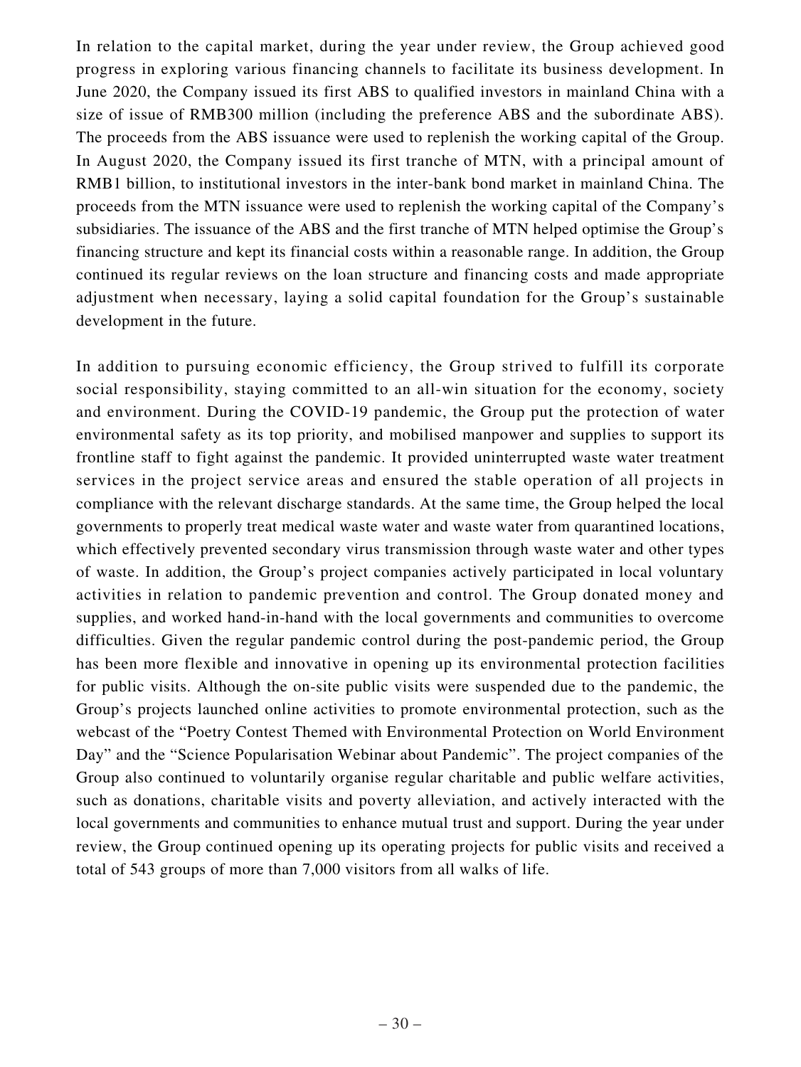In relation to the capital market, during the year under review, the Group achieved good progress in exploring various financing channels to facilitate its business development. In June 2020, the Company issued its first ABS to qualified investors in mainland China with a size of issue of RMB300 million (including the preference ABS and the subordinate ABS). The proceeds from the ABS issuance were used to replenish the working capital of the Group. In August 2020, the Company issued its first tranche of MTN, with a principal amount of RMB1 billion, to institutional investors in the inter-bank bond market in mainland China. The proceeds from the MTN issuance were used to replenish the working capital of the Company's subsidiaries. The issuance of the ABS and the first tranche of MTN helped optimise the Group's financing structure and kept its financial costs within a reasonable range. In addition, the Group continued its regular reviews on the loan structure and financing costs and made appropriate adjustment when necessary, laying a solid capital foundation for the Group's sustainable development in the future.

In addition to pursuing economic efficiency, the Group strived to fulfill its corporate social responsibility, staying committed to an all-win situation for the economy, society and environment. During the COVID-19 pandemic, the Group put the protection of water environmental safety as its top priority, and mobilised manpower and supplies to support its frontline staff to fight against the pandemic. It provided uninterrupted waste water treatment services in the project service areas and ensured the stable operation of all projects in compliance with the relevant discharge standards. At the same time, the Group helped the local governments to properly treat medical waste water and waste water from quarantined locations, which effectively prevented secondary virus transmission through waste water and other types of waste. In addition, the Group's project companies actively participated in local voluntary activities in relation to pandemic prevention and control. The Group donated money and supplies, and worked hand-in-hand with the local governments and communities to overcome difficulties. Given the regular pandemic control during the post-pandemic period, the Group has been more flexible and innovative in opening up its environmental protection facilities for public visits. Although the on-site public visits were suspended due to the pandemic, the Group's projects launched online activities to promote environmental protection, such as the webcast of the "Poetry Contest Themed with Environmental Protection on World Environment Day" and the "Science Popularisation Webinar about Pandemic". The project companies of the Group also continued to voluntarily organise regular charitable and public welfare activities, such as donations, charitable visits and poverty alleviation, and actively interacted with the local governments and communities to enhance mutual trust and support. During the year under review, the Group continued opening up its operating projects for public visits and received a total of 543 groups of more than 7,000 visitors from all walks of life.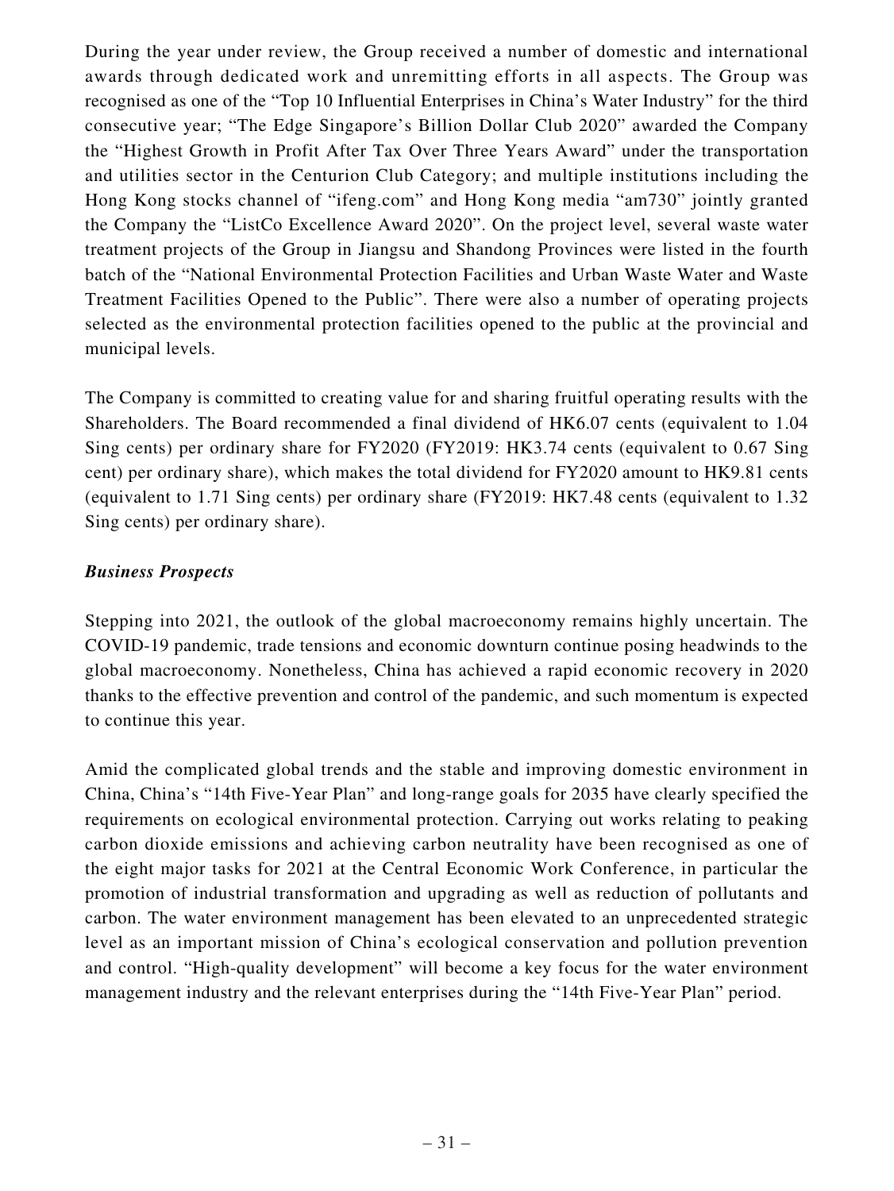During the year under review, the Group received a number of domestic and international awards through dedicated work and unremitting efforts in all aspects. The Group was recognised as one of the "Top 10 Influential Enterprises in China's Water Industry" for the third consecutive year; "The Edge Singapore's Billion Dollar Club 2020" awarded the Company the "Highest Growth in Profit After Tax Over Three Years Award" under the transportation and utilities sector in the Centurion Club Category; and multiple institutions including the Hong Kong stocks channel of "ifeng.com" and Hong Kong media "am730" jointly granted the Company the "ListCo Excellence Award 2020". On the project level, several waste water treatment projects of the Group in Jiangsu and Shandong Provinces were listed in the fourth batch of the "National Environmental Protection Facilities and Urban Waste Water and Waste Treatment Facilities Opened to the Public". There were also a number of operating projects selected as the environmental protection facilities opened to the public at the provincial and municipal levels.

The Company is committed to creating value for and sharing fruitful operating results with the Shareholders. The Board recommended a final dividend of HK6.07 cents (equivalent to 1.04 Sing cents) per ordinary share for FY2020 (FY2019: HK3.74 cents (equivalent to 0.67 Sing cent) per ordinary share), which makes the total dividend for FY2020 amount to HK9.81 cents (equivalent to 1.71 Sing cents) per ordinary share (FY2019: HK7.48 cents (equivalent to 1.32 Sing cents) per ordinary share).

***Business Prospects***

Stepping into 2021, the outlook of the global macroeconomy remains highly uncertain. The COVID-19 pandemic, trade tensions and economic downturn continue posing headwinds to the global macroeconomy. Nonetheless, China has achieved a rapid economic recovery in 2020 thanks to the effective prevention and control of the pandemic, and such momentum is expected to continue this year.

Amid the complicated global trends and the stable and improving domestic environment in China, China's "14th Five-Year Plan" and long-range goals for 2035 have clearly specified the requirements on ecological environmental protection. Carrying out works relating to peaking carbon dioxide emissions and achieving carbon neutrality have been recognised as one of the eight major tasks for 2021 at the Central Economic Work Conference, in particular the promotion of industrial transformation and upgrading as well as reduction of pollutants and carbon. The water environment management has been elevated to an unprecedented strategic level as an important mission of China's ecological conservation and pollution prevention and control. "High-quality development" will become a key focus for the water environment management industry and the relevant enterprises during the "14th Five-Year Plan" period.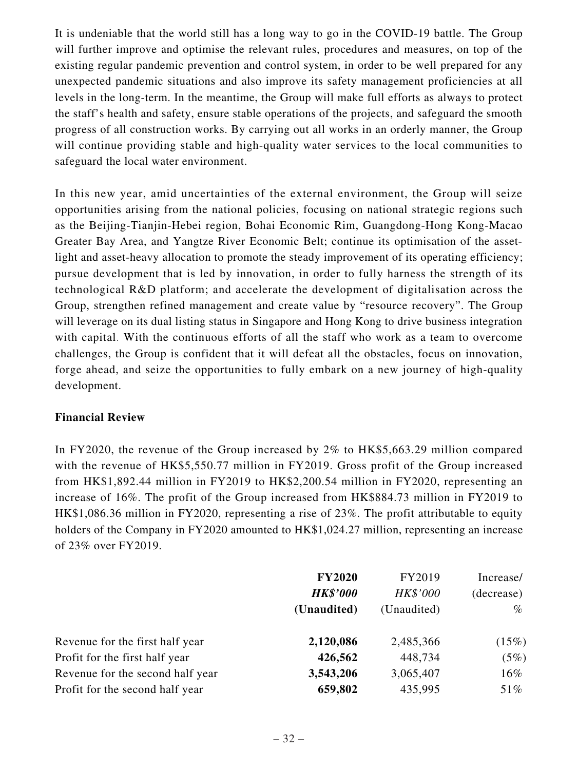It is undeniable that the world still has a long way to go in the COVID-19 battle. The Group will further improve and optimise the relevant rules, procedures and measures, on top of the existing regular pandemic prevention and control system, in order to be well prepared for any unexpected pandemic situations and also improve its safety management proficiencies at all levels in the long-term. In the meantime, the Group will make full efforts as always to protect the staff's health and safety, ensure stable operations of the projects, and safeguard the smooth progress of all construction works. By carrying out all works in an orderly manner, the Group will continue providing stable and high-quality water services to the local communities to safeguard the local water environment.

In this new year, amid uncertainties of the external environment, the Group will seize opportunities arising from the national policies, focusing on national strategic regions such as the Beijing-Tianjin-Hebei region, Bohai Economic Rim, Guangdong-Hong Kong-Macao Greater Bay Area, and Yangtze River Economic Belt; continue its optimisation of the asset-light and asset-heavy allocation to promote the steady improvement of its operating efficiency; pursue development that is led by innovation, in order to fully harness the strength of its technological R&D platform; and accelerate the development of digitalisation across the Group, strengthen refined management and create value by "resource recovery". The Group will leverage on its dual listing status in Singapore and Hong Kong to drive business integration with capital. With the continuous efforts of all the staff who work as a team to overcome challenges, the Group is confident that it will defeat all the obstacles, focus on innovation, forge ahead, and seize the opportunities to fully embark on a new journey of high-quality development.

**Financial Review**

In FY2020, the revenue of the Group increased by 2% to HK$5,663.29 million compared with the revenue of HK$5,550.77 million in FY2019. Gross profit of the Group increased from HK$1,892.44 million in FY2019 to HK$2,200.54 million in FY2020, representing an increase of 16%. The profit of the Group increased from HK$884.73 million in FY2019 to HK$1,086.36 million in FY2020, representing a rise of 23%. The profit attributable to equity holders of the Company in FY2020 amounted to HK$1,024.27 million, representing an increase of 23% over FY2019.

| | **FY2020** | FY2019 | Increase/ |
|---|---|---|---|
| | ***HK$'000*** | *HK$'000* | (decrease) |
| | **(Unaudited)** | (Unaudited) | % |
| Revenue for the first half year | **2,120,086** | 2,485,366 | (15%) |
| Profit for the first half year | **426,562** | 448,734 | (5%) |
| Revenue for the second half year | **3,543,206** | 3,065,407 | 16% |
| Profit for the second half year | **659,802** | 435,995 | 51% |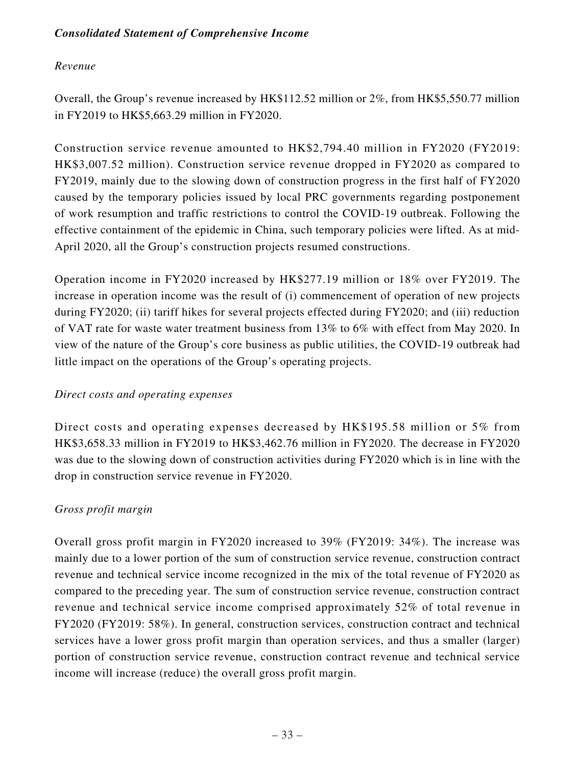### *Consolidated Statement of Comprehensive Income*

*Revenue*

Overall, the Group's revenue increased by HK$112.52 million or 2%, from HK$5,550.77 million in FY2019 to HK$5,663.29 million in FY2020.

Construction service revenue amounted to HK$2,794.40 million in FY2020 (FY2019: HK$3,007.52 million). Construction service revenue dropped in FY2020 as compared to FY2019, mainly due to the slowing down of construction progress in the first half of FY2020 caused by the temporary policies issued by local PRC governments regarding postponement of work resumption and traffic restrictions to control the COVID-19 outbreak. Following the effective containment of the epidemic in China, such temporary policies were lifted. As at mid-April 2020, all the Group's construction projects resumed constructions.

Operation income in FY2020 increased by HK$277.19 million or 18% over FY2019. The increase in operation income was the result of (i) commencement of operation of new projects during FY2020; (ii) tariff hikes for several projects effected during FY2020; and (iii) reduction of VAT rate for waste water treatment business from 13% to 6% with effect from May 2020. In view of the nature of the Group's core business as public utilities, the COVID-19 outbreak had little impact on the operations of the Group's operating projects.

*Direct costs and operating expenses*

Direct costs and operating expenses decreased by HK$195.58 million or 5% from HK$3,658.33 million in FY2019 to HK$3,462.76 million in FY2020. The decrease in FY2020 was due to the slowing down of construction activities during FY2020 which is in line with the drop in construction service revenue in FY2020.

*Gross profit margin*

Overall gross profit margin in FY2020 increased to 39% (FY2019: 34%). The increase was mainly due to a lower portion of the sum of construction service revenue, construction contract revenue and technical service income recognized in the mix of the total revenue of FY2020 as compared to the preceding year. The sum of construction service revenue, construction contract revenue and technical service income comprised approximately 52% of total revenue in FY2020 (FY2019: 58%). In general, construction services, construction contract and technical services have a lower gross profit margin than operation services, and thus a smaller (larger) portion of construction service revenue, construction contract revenue and technical service income will increase (reduce) the overall gross profit margin.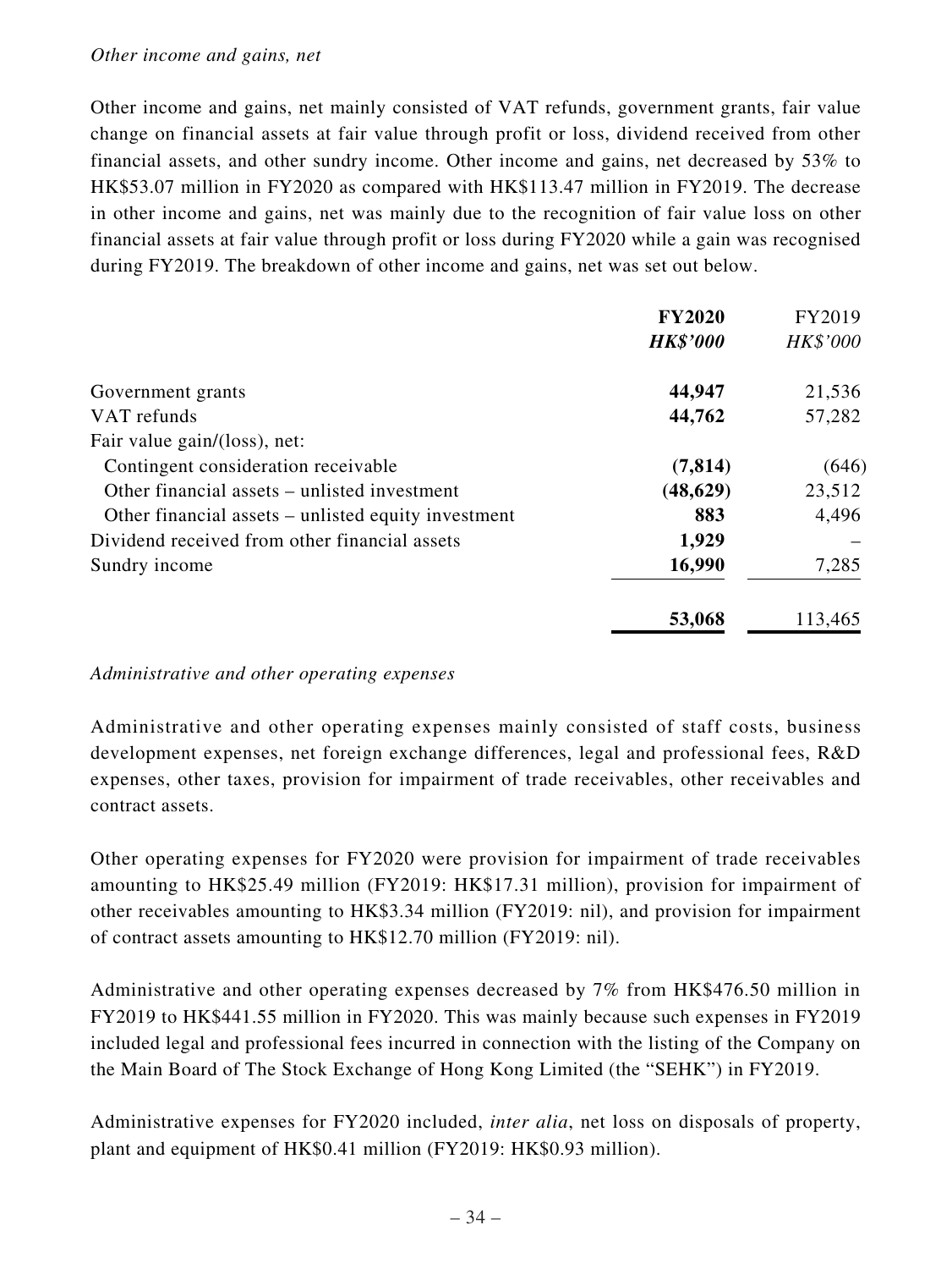*Other income and gains, net*

Other income and gains, net mainly consisted of VAT refunds, government grants, fair value change on financial assets at fair value through profit or loss, dividend received from other financial assets, and other sundry income. Other income and gains, net decreased by 53% to HK$53.07 million in FY2020 as compared with HK$113.47 million in FY2019. The decrease in other income and gains, net was mainly due to the recognition of fair value loss on other financial assets at fair value through profit or loss during FY2020 while a gain was recognised during FY2019. The breakdown of other income and gains, net was set out below.

| | **FY2020** | FY2019 |
|---|---|---|
| | ***HK$'000*** | *HK$'000* |
| Government grants | **44,947** | 21,536 |
| VAT refunds | **44,762** | 57,282 |
| Fair value gain/(loss), net: | | |
| Contingent consideration receivable | **(7,814)** | (646) |
| Other financial assets – unlisted investment | **(48,629)** | 23,512 |
| Other financial assets – unlisted equity investment | **883** | 4,496 |
| Dividend received from other financial assets | **1,929** | – |
| Sundry income | **16,990** | 7,285 |
| | **53,068** | 113,465 |

*Administrative and other operating expenses*

Administrative and other operating expenses mainly consisted of staff costs, business development expenses, net foreign exchange differences, legal and professional fees, R&D expenses, other taxes, provision for impairment of trade receivables, other receivables and contract assets.

Other operating expenses for FY2020 were provision for impairment of trade receivables amounting to HK$25.49 million (FY2019: HK$17.31 million), provision for impairment of other receivables amounting to HK$3.34 million (FY2019: nil), and provision for impairment of contract assets amounting to HK$12.70 million (FY2019: nil).

Administrative and other operating expenses decreased by 7% from HK$476.50 million in FY2019 to HK$441.55 million in FY2020. This was mainly because such expenses in FY2019 included legal and professional fees incurred in connection with the listing of the Company on the Main Board of The Stock Exchange of Hong Kong Limited (the "SEHK") in FY2019.

Administrative expenses for FY2020 included, *inter alia*, net loss on disposals of property, plant and equipment of HK$0.41 million (FY2019: HK$0.93 million).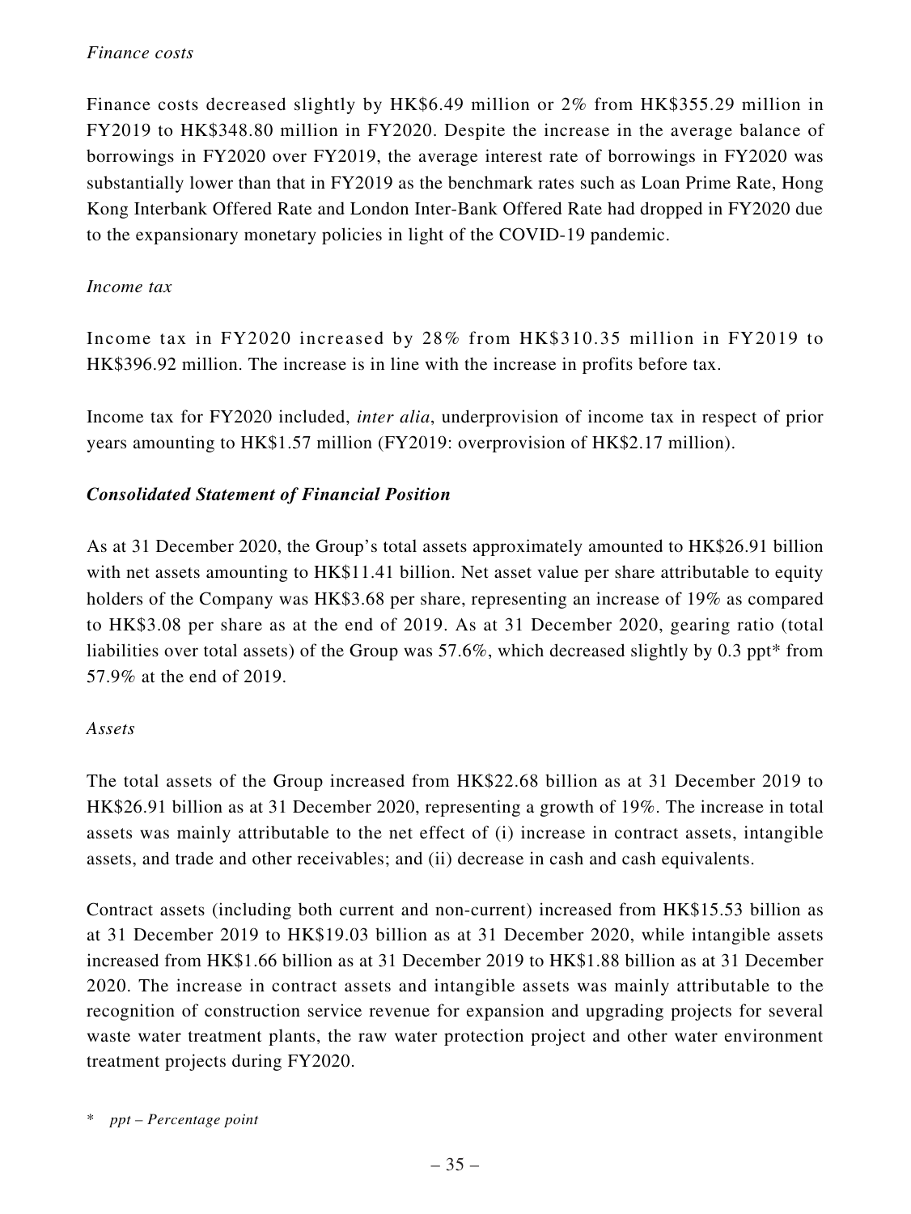*Finance costs*

Finance costs decreased slightly by HK$6.49 million or 2% from HK$355.29 million in FY2019 to HK$348.80 million in FY2020. Despite the increase in the average balance of borrowings in FY2020 over FY2019, the average interest rate of borrowings in FY2020 was substantially lower than that in FY2019 as the benchmark rates such as Loan Prime Rate, Hong Kong Interbank Offered Rate and London Inter-Bank Offered Rate had dropped in FY2020 due to the expansionary monetary policies in light of the COVID-19 pandemic.

*Income tax*

Income tax in FY2020 increased by 28% from HK$310.35 million in FY2019 to HK$396.92 million. The increase is in line with the increase in profits before tax.

Income tax for FY2020 included, *inter alia*, underprovision of income tax in respect of prior years amounting to HK$1.57 million (FY2019: overprovision of HK$2.17 million).

***Consolidated Statement of Financial Position***

As at 31 December 2020, the Group's total assets approximately amounted to HK$26.91 billion with net assets amounting to HK$11.41 billion. Net asset value per share attributable to equity holders of the Company was HK$3.68 per share, representing an increase of 19% as compared to HK$3.08 per share as at the end of 2019. As at 31 December 2020, gearing ratio (total liabilities over total assets) of the Group was 57.6%, which decreased slightly by 0.3 ppt* from 57.9% at the end of 2019.

*Assets*

The total assets of the Group increased from HK$22.68 billion as at 31 December 2019 to HK$26.91 billion as at 31 December 2020, representing a growth of 19%. The increase in total assets was mainly attributable to the net effect of (i) increase in contract assets, intangible assets, and trade and other receivables; and (ii) decrease in cash and cash equivalents.

Contract assets (including both current and non-current) increased from HK$15.53 billion as at 31 December 2019 to HK$19.03 billion as at 31 December 2020, while intangible assets increased from HK$1.66 billion as at 31 December 2019 to HK$1.88 billion as at 31 December 2020. The increase in contract assets and intangible assets was mainly attributable to the recognition of construction service revenue for expansion and upgrading projects for several waste water treatment plants, the raw water protection project and other water environment treatment projects during FY2020.

\* *ppt – Percentage point*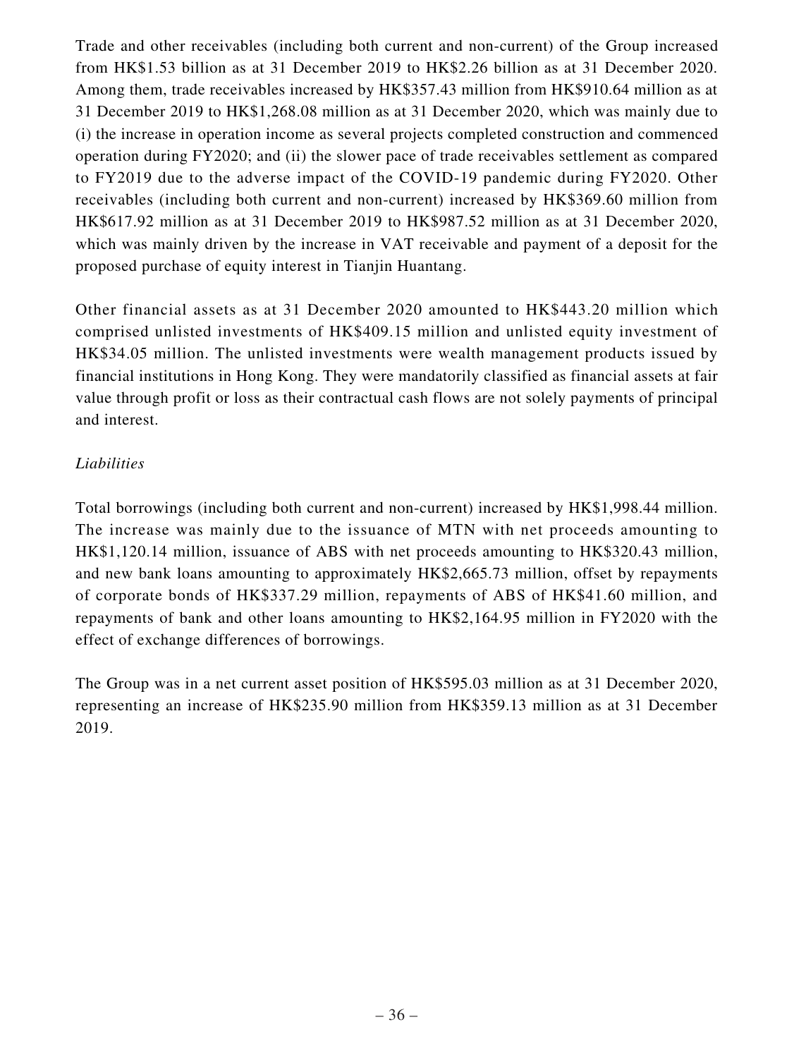Trade and other receivables (including both current and non-current) of the Group increased from HK$1.53 billion as at 31 December 2019 to HK$2.26 billion as at 31 December 2020. Among them, trade receivables increased by HK$357.43 million from HK$910.64 million as at 31 December 2019 to HK$1,268.08 million as at 31 December 2020, which was mainly due to (i) the increase in operation income as several projects completed construction and commenced operation during FY2020; and (ii) the slower pace of trade receivables settlement as compared to FY2019 due to the adverse impact of the COVID-19 pandemic during FY2020. Other receivables (including both current and non-current) increased by HK$369.60 million from HK$617.92 million as at 31 December 2019 to HK$987.52 million as at 31 December 2020, which was mainly driven by the increase in VAT receivable and payment of a deposit for the proposed purchase of equity interest in Tianjin Huantang.

Other financial assets as at 31 December 2020 amounted to HK$443.20 million which comprised unlisted investments of HK$409.15 million and unlisted equity investment of HK$34.05 million. The unlisted investments were wealth management products issued by financial institutions in Hong Kong. They were mandatorily classified as financial assets at fair value through profit or loss as their contractual cash flows are not solely payments of principal and interest.

*Liabilities*

Total borrowings (including both current and non-current) increased by HK$1,998.44 million. The increase was mainly due to the issuance of MTN with net proceeds amounting to HK$1,120.14 million, issuance of ABS with net proceeds amounting to HK$320.43 million, and new bank loans amounting to approximately HK$2,665.73 million, offset by repayments of corporate bonds of HK$337.29 million, repayments of ABS of HK$41.60 million, and repayments of bank and other loans amounting to HK$2,164.95 million in FY2020 with the effect of exchange differences of borrowings.

The Group was in a net current asset position of HK$595.03 million as at 31 December 2020, representing an increase of HK$235.90 million from HK$359.13 million as at 31 December 2019.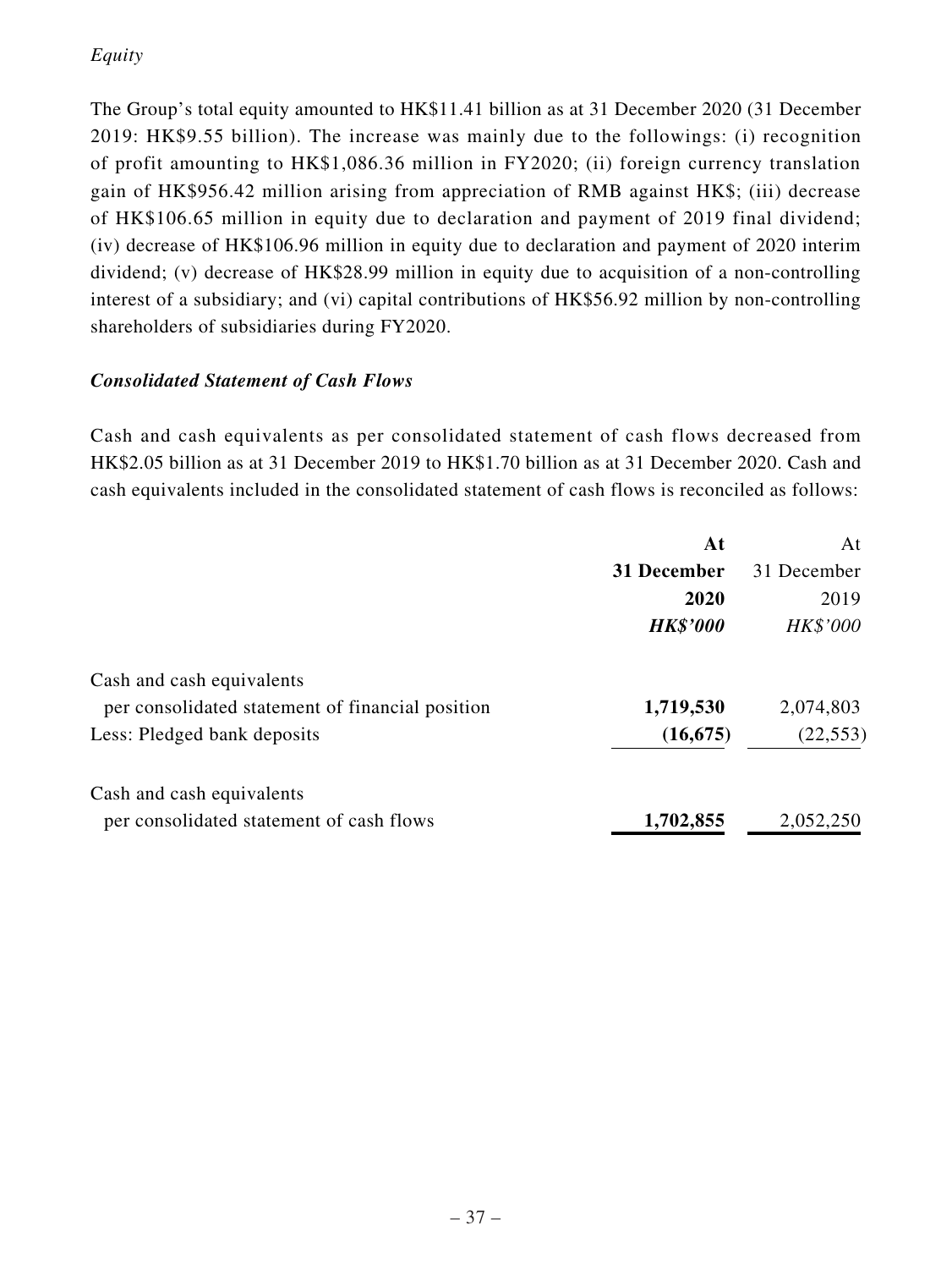*Equity*

The Group's total equity amounted to HK$11.41 billion as at 31 December 2020 (31 December 2019: HK$9.55 billion). The increase was mainly due to the followings: (i) recognition of profit amounting to HK$1,086.36 million in FY2020; (ii) foreign currency translation gain of HK$956.42 million arising from appreciation of RMB against HK$; (iii) decrease of HK$106.65 million in equity due to declaration and payment of 2019 final dividend; (iv) decrease of HK$106.96 million in equity due to declaration and payment of 2020 interim dividend; (v) decrease of HK$28.99 million in equity due to acquisition of a non-controlling interest of a subsidiary; and (vi) capital contributions of HK$56.92 million by non-controlling shareholders of subsidiaries during FY2020.

***Consolidated Statement of Cash Flows***

Cash and cash equivalents as per consolidated statement of cash flows decreased from HK$2.05 billion as at 31 December 2019 to HK$1.70 billion as at 31 December 2020. Cash and cash equivalents included in the consolidated statement of cash flows is reconciled as follows:

| | **At 31 December 2020** ***HK$'000*** | At 31 December 2019 *HK$'000* |
|---|---|---|
| Cash and cash equivalents per consolidated statement of financial position | **1,719,530** | 2,074,803 |
| Less: Pledged bank deposits | **(16,675)** | (22,553) |
| Cash and cash equivalents per consolidated statement of cash flows | **1,702,855** | 2,052,250 |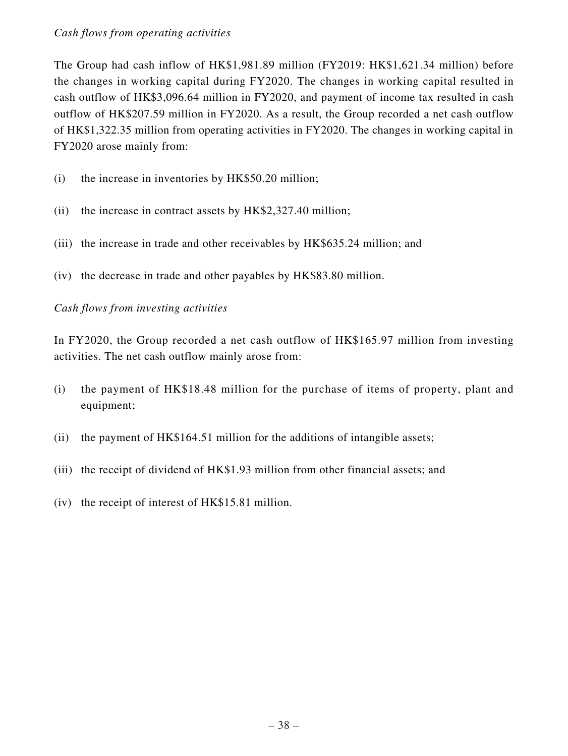*Cash flows from operating activities*

The Group had cash inflow of HK$1,981.89 million (FY2019: HK$1,621.34 million) before the changes in working capital during FY2020. The changes in working capital resulted in cash outflow of HK$3,096.64 million in FY2020, and payment of income tax resulted in cash outflow of HK$207.59 million in FY2020. As a result, the Group recorded a net cash outflow of HK$1,322.35 million from operating activities in FY2020. The changes in working capital in FY2020 arose mainly from:

(i) the increase in inventories by HK$50.20 million;

(ii) the increase in contract assets by HK$2,327.40 million;

(iii) the increase in trade and other receivables by HK$635.24 million; and

(iv) the decrease in trade and other payables by HK$83.80 million.

*Cash flows from investing activities*

In FY2020, the Group recorded a net cash outflow of HK$165.97 million from investing activities. The net cash outflow mainly arose from:

(i) the payment of HK$18.48 million for the purchase of items of property, plant and equipment;

(ii) the payment of HK$164.51 million for the additions of intangible assets;

(iii) the receipt of dividend of HK$1.93 million from other financial assets; and

(iv) the receipt of interest of HK$15.81 million.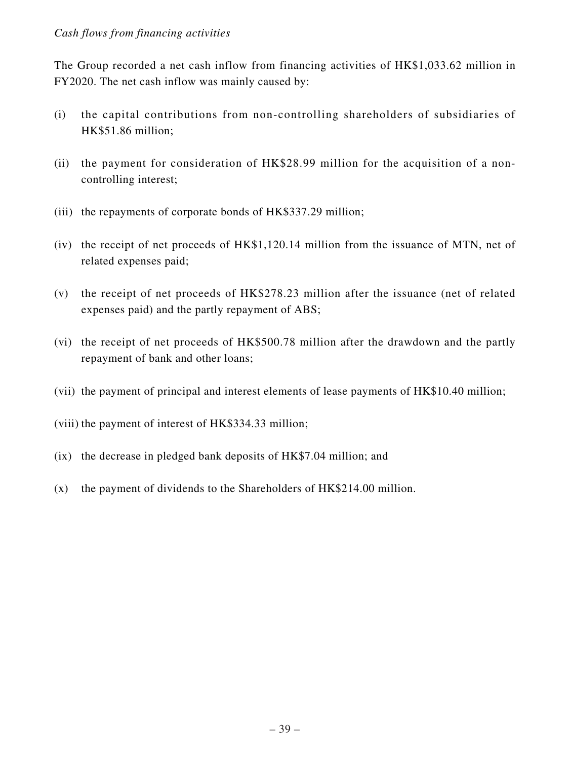*Cash flows from financing activities*

The Group recorded a net cash inflow from financing activities of HK$1,033.62 million in FY2020. The net cash inflow was mainly caused by:

(i) the capital contributions from non-controlling shareholders of subsidiaries of HK$51.86 million;

(ii) the payment for consideration of HK$28.99 million for the acquisition of a non-controlling interest;

(iii) the repayments of corporate bonds of HK$337.29 million;

(iv) the receipt of net proceeds of HK$1,120.14 million from the issuance of MTN, net of related expenses paid;

(v) the receipt of net proceeds of HK$278.23 million after the issuance (net of related expenses paid) and the partly repayment of ABS;

(vi) the receipt of net proceeds of HK$500.78 million after the drawdown and the partly repayment of bank and other loans;

(vii) the payment of principal and interest elements of lease payments of HK$10.40 million;

(viii) the payment of interest of HK$334.33 million;

(ix) the decrease in pledged bank deposits of HK$7.04 million; and

(x) the payment of dividends to the Shareholders of HK$214.00 million.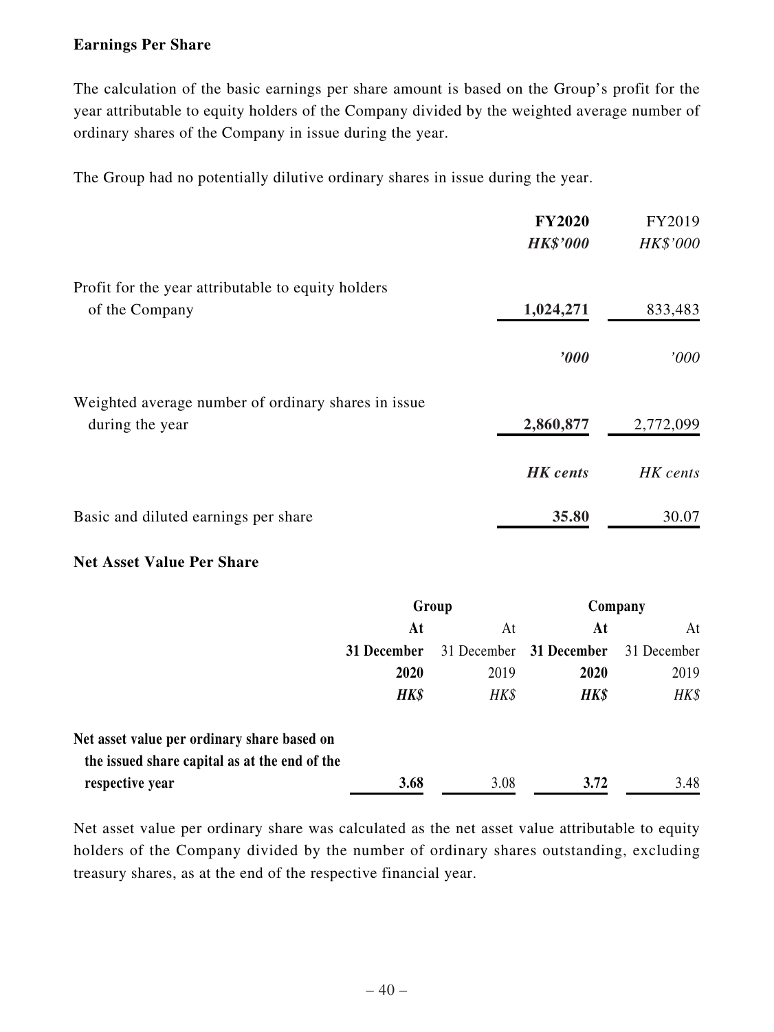## Earnings Per Share

The calculation of the basic earnings per share amount is based on the Group's profit for the year attributable to equity holders of the Company divided by the weighted average number of ordinary shares of the Company in issue during the year.

The Group had no potentially dilutive ordinary shares in issue during the year.

| | **FY2020** | FY2019 |
|---|---|---|
| | ***HK\$'000*** | *HK\$'000* |
| Profit for the year attributable to equity holders of the Company | **1,024,271** | 833,483 |
| | ***'000*** | *'000* |
| Weighted average number of ordinary shares in issue during the year | **2,860,877** | 2,772,099 |
| | ***HK cents*** | *HK cents* |
| Basic and diluted earnings per share | **35.80** | 30.07 |

## Net Asset Value Per Share

| | **Group** | | **Company** | |
|---|---|---|---|---|
| | **At 31 December 2020** | At 31 December 2019 | **At 31 December 2020** | At 31 December 2019 |
| | ***HK\$*** | *HK\$* | ***HK\$*** | *HK\$* |
| **Net asset value per ordinary share based on the issued share capital as at the end of the respective year** | **3.68** | 3.08 | **3.72** | 3.48 |

Net asset value per ordinary share was calculated as the net asset value attributable to equity holders of the Company divided by the number of ordinary shares outstanding, excluding treasury shares, as at the end of the respective financial year.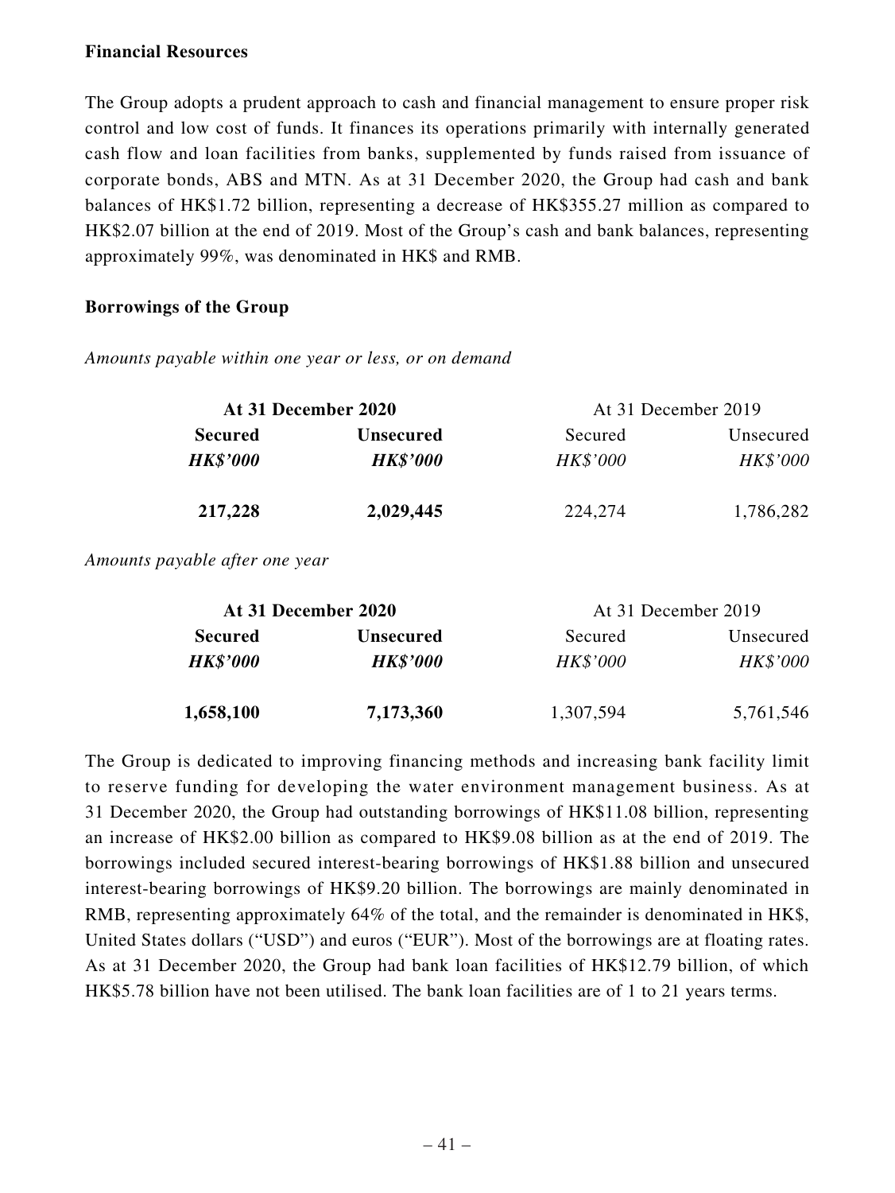**Financial Resources**

The Group adopts a prudent approach to cash and financial management to ensure proper risk control and low cost of funds. It finances its operations primarily with internally generated cash flow and loan facilities from banks, supplemented by funds raised from issuance of corporate bonds, ABS and MTN. As at 31 December 2020, the Group had cash and bank balances of HK$1.72 billion, representing a decrease of HK$355.27 million as compared to HK$2.07 billion at the end of 2019. Most of the Group's cash and bank balances, representing approximately 99%, was denominated in HK$ and RMB.

**Borrowings of the Group**

*Amounts payable within one year or less, or on demand*

| At 31 December 2020 | | At 31 December 2019 | |
|---|---|---|---|
| **Secured** | **Unsecured** | Secured | Unsecured |
| ***HK$'000*** | ***HK$'000*** | *HK$'000* | *HK$'000* |
| **217,228** | **2,029,445** | 224,274 | 1,786,282 |

*Amounts payable after one year*

| At 31 December 2020 | | At 31 December 2019 | |
|---|---|---|---|
| **Secured** | **Unsecured** | Secured | Unsecured |
| ***HK$'000*** | ***HK$'000*** | *HK$'000* | *HK$'000* |
| **1,658,100** | **7,173,360** | 1,307,594 | 5,761,546 |

The Group is dedicated to improving financing methods and increasing bank facility limit to reserve funding for developing the water environment management business. As at 31 December 2020, the Group had outstanding borrowings of HK$11.08 billion, representing an increase of HK$2.00 billion as compared to HK$9.08 billion as at the end of 2019. The borrowings included secured interest-bearing borrowings of HK$1.88 billion and unsecured interest-bearing borrowings of HK$9.20 billion. The borrowings are mainly denominated in RMB, representing approximately 64% of the total, and the remainder is denominated in HK$, United States dollars ("USD") and euros ("EUR"). Most of the borrowings are at floating rates. As at 31 December 2020, the Group had bank loan facilities of HK$12.79 billion, of which HK$5.78 billion have not been utilised. The bank loan facilities are of 1 to 21 years terms.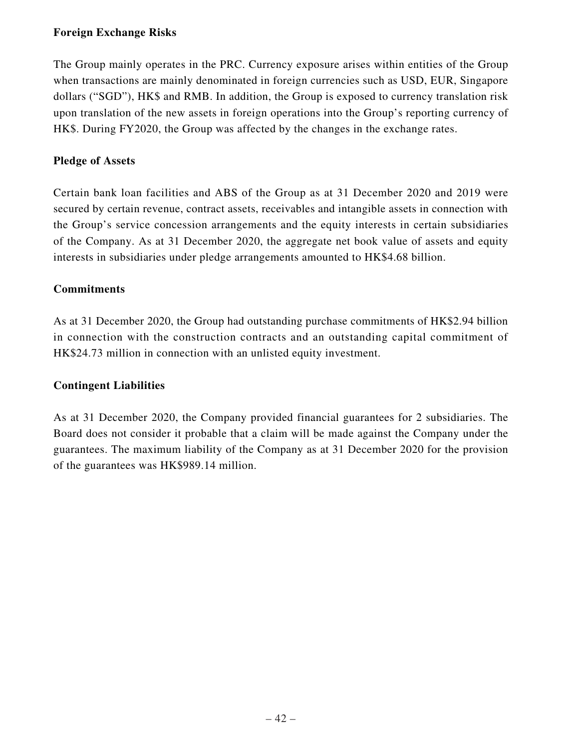**Foreign Exchange Risks**

The Group mainly operates in the PRC. Currency exposure arises within entities of the Group when transactions are mainly denominated in foreign currencies such as USD, EUR, Singapore dollars ("SGD"), HK$ and RMB. In addition, the Group is exposed to currency translation risk upon translation of the new assets in foreign operations into the Group's reporting currency of HK$. During FY2020, the Group was affected by the changes in the exchange rates.

**Pledge of Assets**

Certain bank loan facilities and ABS of the Group as at 31 December 2020 and 2019 were secured by certain revenue, contract assets, receivables and intangible assets in connection with the Group's service concession arrangements and the equity interests in certain subsidiaries of the Company. As at 31 December 2020, the aggregate net book value of assets and equity interests in subsidiaries under pledge arrangements amounted to HK$4.68 billion.

**Commitments**

As at 31 December 2020, the Group had outstanding purchase commitments of HK$2.94 billion in connection with the construction contracts and an outstanding capital commitment of HK$24.73 million in connection with an unlisted equity investment.

**Contingent Liabilities**

As at 31 December 2020, the Company provided financial guarantees for 2 subsidiaries. The Board does not consider it probable that a claim will be made against the Company under the guarantees. The maximum liability of the Company as at 31 December 2020 for the provision of the guarantees was HK$989.14 million.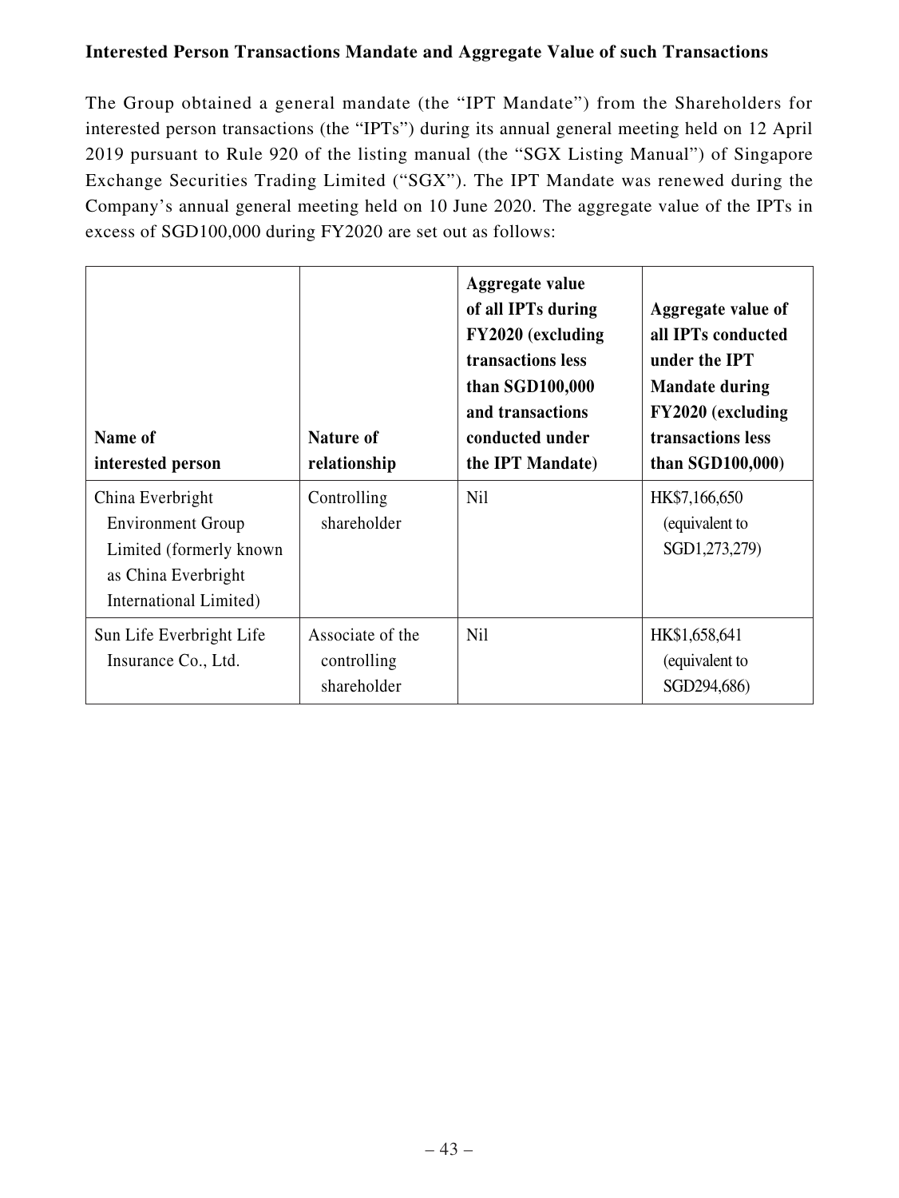**Interested Person Transactions Mandate and Aggregate Value of such Transactions**

The Group obtained a general mandate (the "IPT Mandate") from the Shareholders for interested person transactions (the "IPTs") during its annual general meeting held on 12 April 2019 pursuant to Rule 920 of the listing manual (the "SGX Listing Manual") of Singapore Exchange Securities Trading Limited ("SGX"). The IPT Mandate was renewed during the Company's annual general meeting held on 10 June 2020. The aggregate value of the IPTs in excess of SGD100,000 during FY2020 are set out as follows:

| Name of interested person | Nature of relationship | Aggregate value of all IPTs during FY2020 (excluding transactions less than SGD100,000 and transactions conducted under the IPT Mandate) | Aggregate value of all IPTs conducted under the IPT Mandate during FY2020 (excluding transactions less than SGD100,000) |
|---|---|---|---|
| China Everbright Environment Group Limited (formerly known as China Everbright International Limited) | Controlling shareholder | Nil | HK$7,166,650 (equivalent to SGD1,273,279) |
| Sun Life Everbright Life Insurance Co., Ltd. | Associate of the controlling shareholder | Nil | HK$1,658,641 (equivalent to SGD294,686) |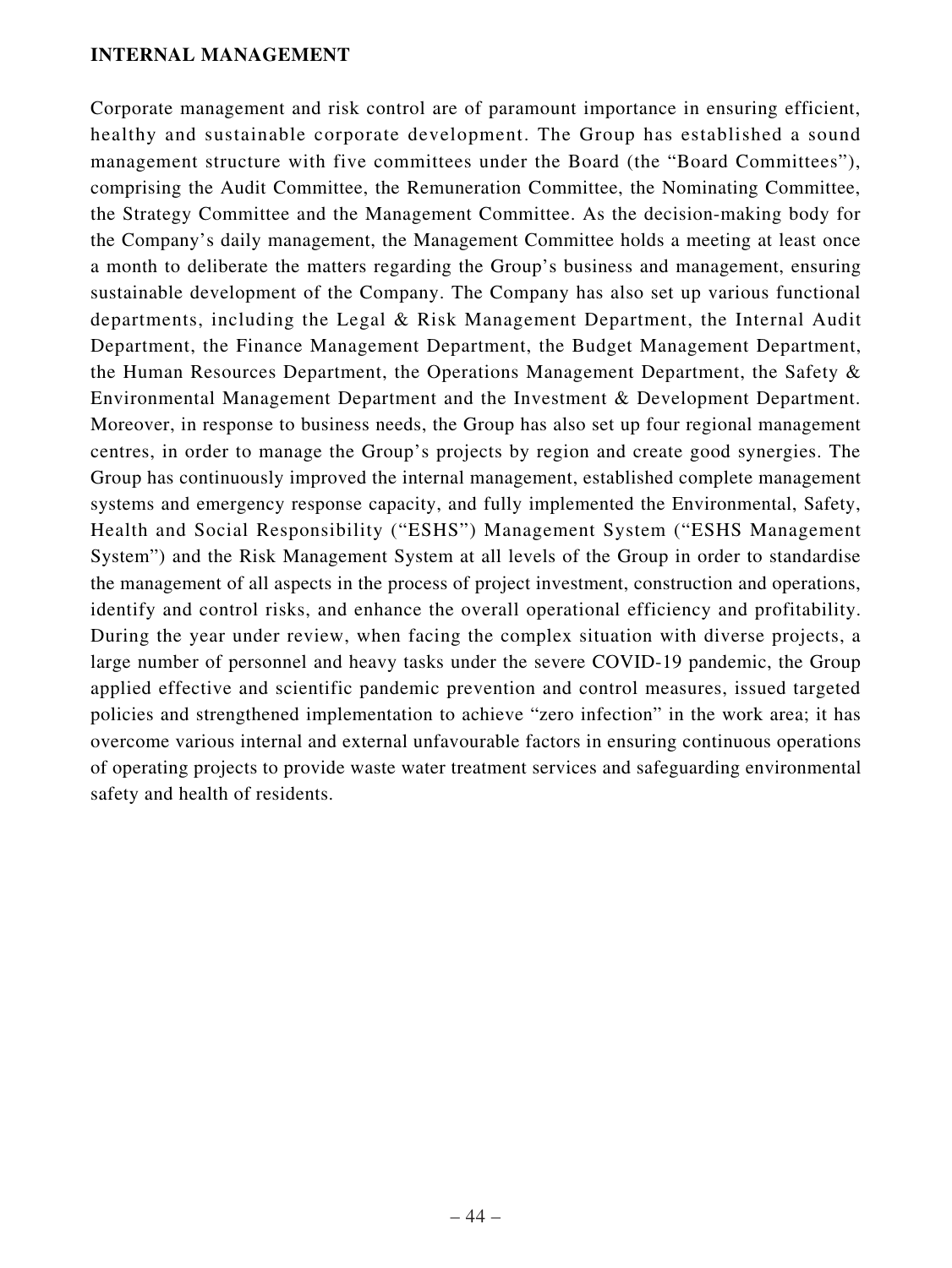## INTERNAL MANAGEMENT

Corporate management and risk control are of paramount importance in ensuring efficient, healthy and sustainable corporate development. The Group has established a sound management structure with five committees under the Board (the "Board Committees"), comprising the Audit Committee, the Remuneration Committee, the Nominating Committee, the Strategy Committee and the Management Committee. As the decision-making body for the Company's daily management, the Management Committee holds a meeting at least once a month to deliberate the matters regarding the Group's business and management, ensuring sustainable development of the Company. The Company has also set up various functional departments, including the Legal & Risk Management Department, the Internal Audit Department, the Finance Management Department, the Budget Management Department, the Human Resources Department, the Operations Management Department, the Safety & Environmental Management Department and the Investment & Development Department. Moreover, in response to business needs, the Group has also set up four regional management centres, in order to manage the Group's projects by region and create good synergies. The Group has continuously improved the internal management, established complete management systems and emergency response capacity, and fully implemented the Environmental, Safety, Health and Social Responsibility ("ESHS") Management System ("ESHS Management System") and the Risk Management System at all levels of the Group in order to standardise the management of all aspects in the process of project investment, construction and operations, identify and control risks, and enhance the overall operational efficiency and profitability. During the year under review, when facing the complex situation with diverse projects, a large number of personnel and heavy tasks under the severe COVID-19 pandemic, the Group applied effective and scientific pandemic prevention and control measures, issued targeted policies and strengthened implementation to achieve "zero infection" in the work area; it has overcome various internal and external unfavourable factors in ensuring continuous operations of operating projects to provide waste water treatment services and safeguarding environmental safety and health of residents.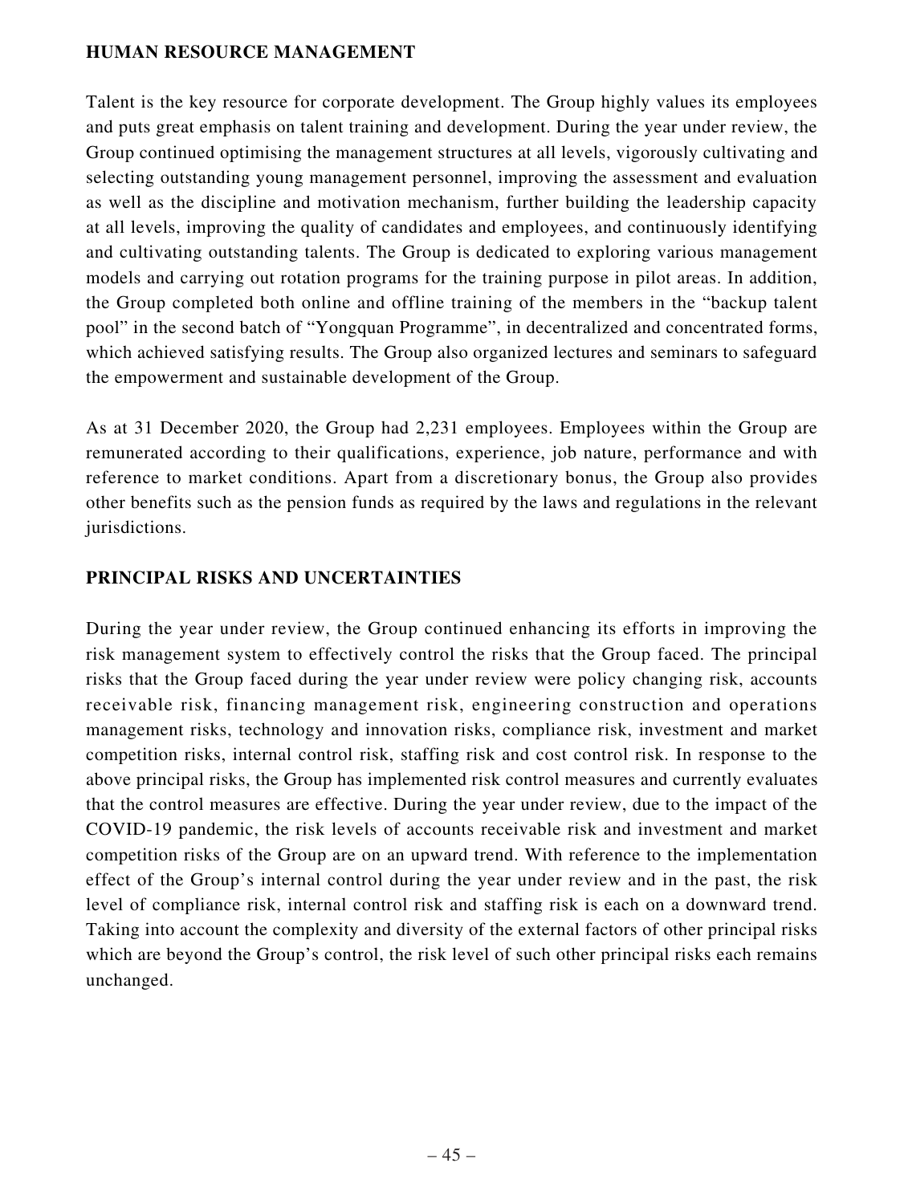## HUMAN RESOURCE MANAGEMENT

Talent is the key resource for corporate development. The Group highly values its employees and puts great emphasis on talent training and development. During the year under review, the Group continued optimising the management structures at all levels, vigorously cultivating and selecting outstanding young management personnel, improving the assessment and evaluation as well as the discipline and motivation mechanism, further building the leadership capacity at all levels, improving the quality of candidates and employees, and continuously identifying and cultivating outstanding talents. The Group is dedicated to exploring various management models and carrying out rotation programs for the training purpose in pilot areas. In addition, the Group completed both online and offline training of the members in the "backup talent pool" in the second batch of "Yongquan Programme", in decentralized and concentrated forms, which achieved satisfying results. The Group also organized lectures and seminars to safeguard the empowerment and sustainable development of the Group.

As at 31 December 2020, the Group had 2,231 employees. Employees within the Group are remunerated according to their qualifications, experience, job nature, performance and with reference to market conditions. Apart from a discretionary bonus, the Group also provides other benefits such as the pension funds as required by the laws and regulations in the relevant jurisdictions.

## PRINCIPAL RISKS AND UNCERTAINTIES

During the year under review, the Group continued enhancing its efforts in improving the risk management system to effectively control the risks that the Group faced. The principal risks that the Group faced during the year under review were policy changing risk, accounts receivable risk, financing management risk, engineering construction and operations management risks, technology and innovation risks, compliance risk, investment and market competition risks, internal control risk, staffing risk and cost control risk. In response to the above principal risks, the Group has implemented risk control measures and currently evaluates that the control measures are effective. During the year under review, due to the impact of the COVID-19 pandemic, the risk levels of accounts receivable risk and investment and market competition risks of the Group are on an upward trend. With reference to the implementation effect of the Group's internal control during the year under review and in the past, the risk level of compliance risk, internal control risk and staffing risk is each on a downward trend. Taking into account the complexity and diversity of the external factors of other principal risks which are beyond the Group's control, the risk level of such other principal risks each remains unchanged.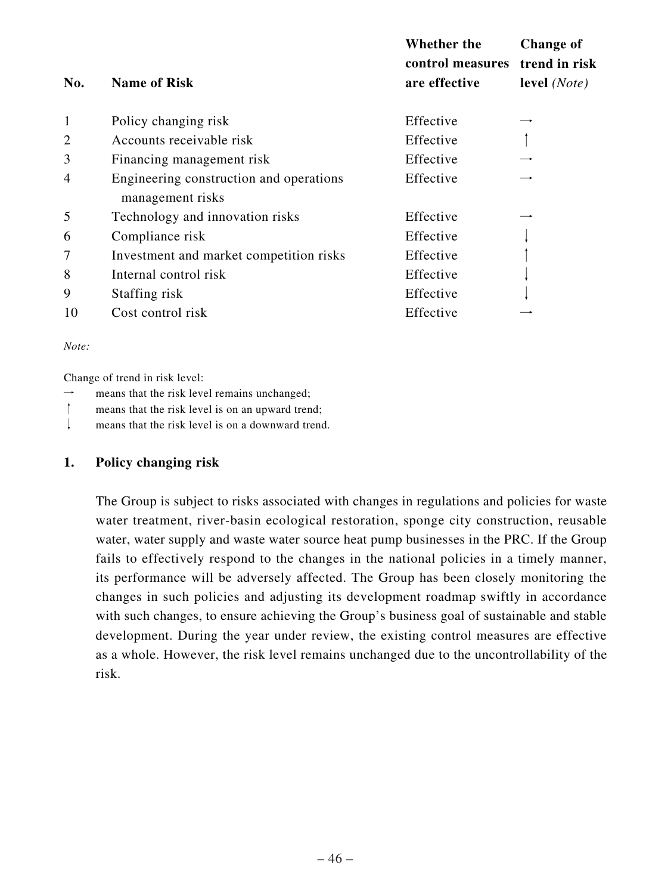| No. | Name of Risk | Whether the control measures are effective | Change of trend in risk level *(Note)* |
|---|---|---|---|
| 1 | Policy changing risk | Effective | → |
| 2 | Accounts receivable risk | Effective | ↑ |
| 3 | Financing management risk | Effective | → |
| 4 | Engineering construction and operations management risks | Effective | → |
| 5 | Technology and innovation risks | Effective | → |
| 6 | Compliance risk | Effective | ↓ |
| 7 | Investment and market competition risks | Effective | ↑ |
| 8 | Internal control risk | Effective | ↓ |
| 9 | Staffing risk | Effective | ↓ |
| 10 | Cost control risk | Effective | → |

*Note:*

Change of trend in risk level:

→ means that the risk level remains unchanged;

↑ means that the risk level is on an upward trend;

↓ means that the risk level is on a downward trend.

## 1. Policy changing risk

The Group is subject to risks associated with changes in regulations and policies for waste water treatment, river-basin ecological restoration, sponge city construction, reusable water, water supply and waste water source heat pump businesses in the PRC. If the Group fails to effectively respond to the changes in the national policies in a timely manner, its performance will be adversely affected. The Group has been closely monitoring the changes in such policies and adjusting its development roadmap swiftly in accordance with such changes, to ensure achieving the Group's business goal of sustainable and stable development. During the year under review, the existing control measures are effective as a whole. However, the risk level remains unchanged due to the uncontrollability of the risk.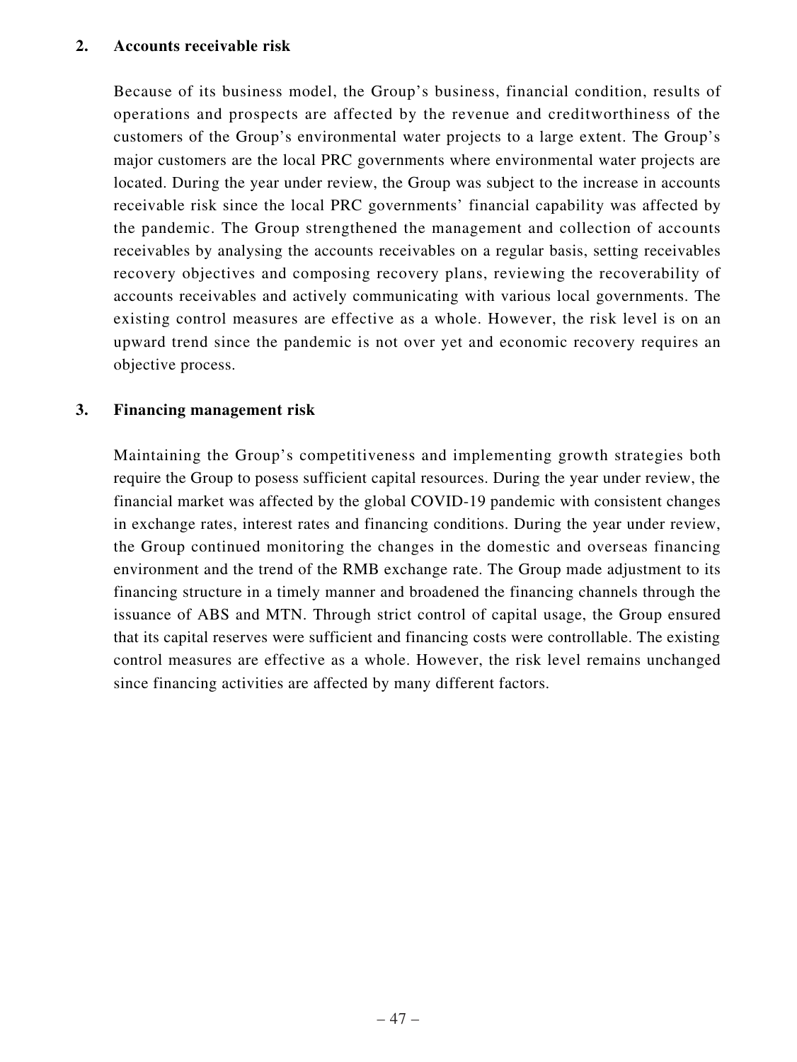### 2. Accounts receivable risk

Because of its business model, the Group's business, financial condition, results of operations and prospects are affected by the revenue and creditworthiness of the customers of the Group's environmental water projects to a large extent. The Group's major customers are the local PRC governments where environmental water projects are located. During the year under review, the Group was subject to the increase in accounts receivable risk since the local PRC governments' financial capability was affected by the pandemic. The Group strengthened the management and collection of accounts receivables by analysing the accounts receivables on a regular basis, setting receivables recovery objectives and composing recovery plans, reviewing the recoverability of accounts receivables and actively communicating with various local governments. The existing control measures are effective as a whole. However, the risk level is on an upward trend since the pandemic is not over yet and economic recovery requires an objective process.

### 3. Financing management risk

Maintaining the Group's competitiveness and implementing growth strategies both require the Group to posess sufficient capital resources. During the year under review, the financial market was affected by the global COVID-19 pandemic with consistent changes in exchange rates, interest rates and financing conditions. During the year under review, the Group continued monitoring the changes in the domestic and overseas financing environment and the trend of the RMB exchange rate. The Group made adjustment to its financing structure in a timely manner and broadened the financing channels through the issuance of ABS and MTN. Through strict control of capital usage, the Group ensured that its capital reserves were sufficient and financing costs were controllable. The existing control measures are effective as a whole. However, the risk level remains unchanged since financing activities are affected by many different factors.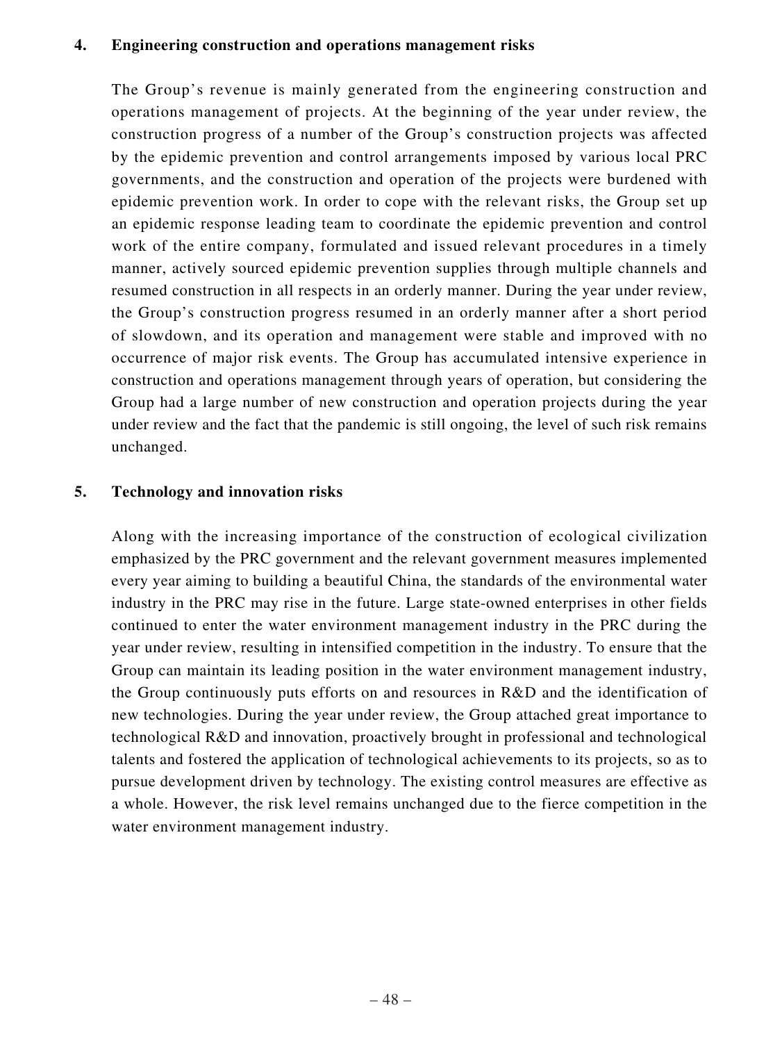### 4. Engineering construction and operations management risks

The Group's revenue is mainly generated from the engineering construction and operations management of projects. At the beginning of the year under review, the construction progress of a number of the Group's construction projects was affected by the epidemic prevention and control arrangements imposed by various local PRC governments, and the construction and operation of the projects were burdened with epidemic prevention work. In order to cope with the relevant risks, the Group set up an epidemic response leading team to coordinate the epidemic prevention and control work of the entire company, formulated and issued relevant procedures in a timely manner, actively sourced epidemic prevention supplies through multiple channels and resumed construction in all respects in an orderly manner. During the year under review, the Group's construction progress resumed in an orderly manner after a short period of slowdown, and its operation and management were stable and improved with no occurrence of major risk events. The Group has accumulated intensive experience in construction and operations management through years of operation, but considering the Group had a large number of new construction and operation projects during the year under review and the fact that the pandemic is still ongoing, the level of such risk remains unchanged.

### 5. Technology and innovation risks

Along with the increasing importance of the construction of ecological civilization emphasized by the PRC government and the relevant government measures implemented every year aiming to building a beautiful China, the standards of the environmental water industry in the PRC may rise in the future. Large state-owned enterprises in other fields continued to enter the water environment management industry in the PRC during the year under review, resulting in intensified competition in the industry. To ensure that the Group can maintain its leading position in the water environment management industry, the Group continuously puts efforts on and resources in R&D and the identification of new technologies. During the year under review, the Group attached great importance to technological R&D and innovation, proactively brought in professional and technological talents and fostered the application of technological achievements to its projects, so as to pursue development driven by technology. The existing control measures are effective as a whole. However, the risk level remains unchanged due to the fierce competition in the water environment management industry.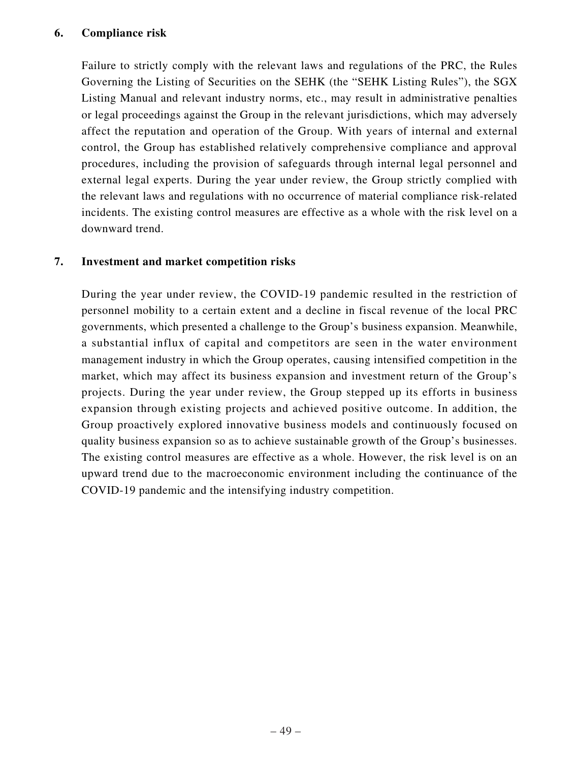### 6. Compliance risk

Failure to strictly comply with the relevant laws and regulations of the PRC, the Rules Governing the Listing of Securities on the SEHK (the "SEHK Listing Rules"), the SGX Listing Manual and relevant industry norms, etc., may result in administrative penalties or legal proceedings against the Group in the relevant jurisdictions, which may adversely affect the reputation and operation of the Group. With years of internal and external control, the Group has established relatively comprehensive compliance and approval procedures, including the provision of safeguards through internal legal personnel and external legal experts. During the year under review, the Group strictly complied with the relevant laws and regulations with no occurrence of material compliance risk-related incidents. The existing control measures are effective as a whole with the risk level on a downward trend.

### 7. Investment and market competition risks

During the year under review, the COVID-19 pandemic resulted in the restriction of personnel mobility to a certain extent and a decline in fiscal revenue of the local PRC governments, which presented a challenge to the Group's business expansion. Meanwhile, a substantial influx of capital and competitors are seen in the water environment management industry in which the Group operates, causing intensified competition in the market, which may affect its business expansion and investment return of the Group's projects. During the year under review, the Group stepped up its efforts in business expansion through existing projects and achieved positive outcome. In addition, the Group proactively explored innovative business models and continuously focused on quality business expansion so as to achieve sustainable growth of the Group's businesses. The existing control measures are effective as a whole. However, the risk level is on an upward trend due to the macroeconomic environment including the continuance of the COVID-19 pandemic and the intensifying industry competition.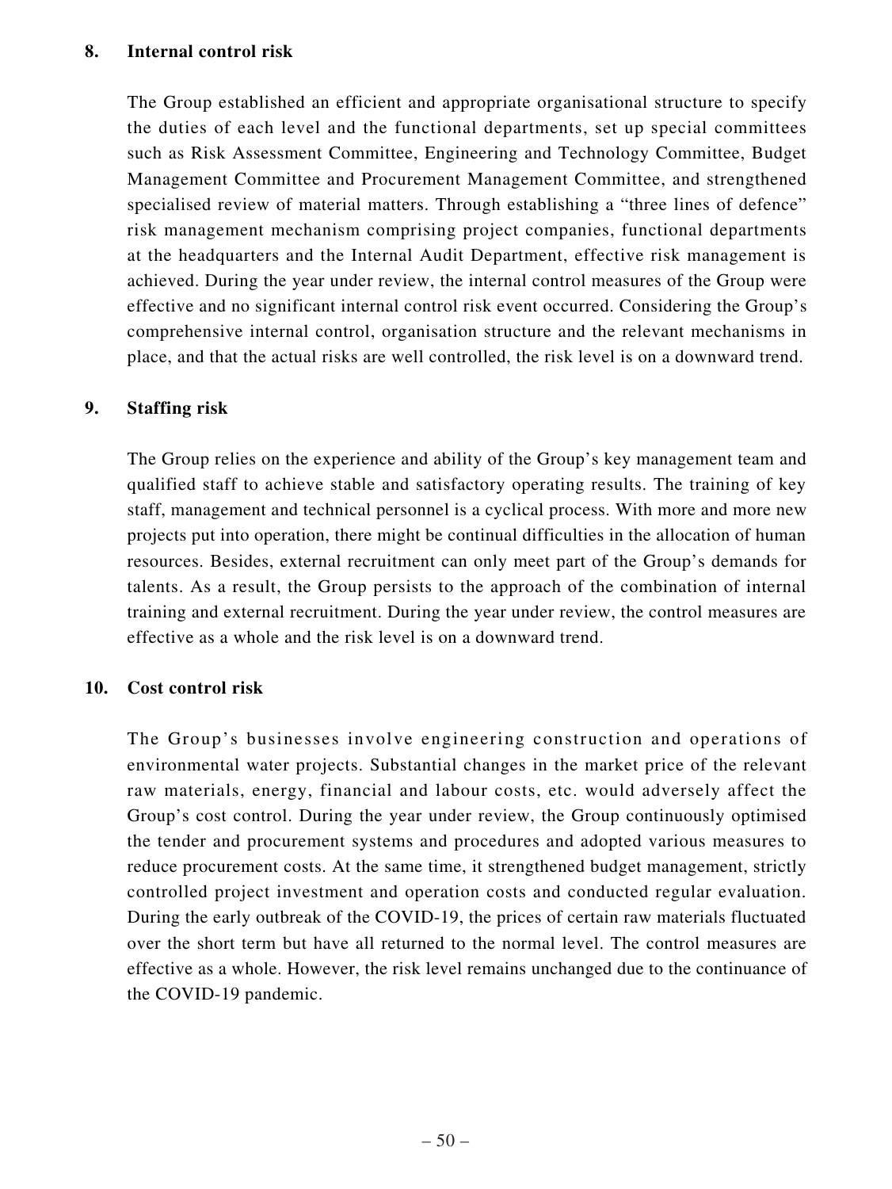### 8. Internal control risk

The Group established an efficient and appropriate organisational structure to specify the duties of each level and the functional departments, set up special committees such as Risk Assessment Committee, Engineering and Technology Committee, Budget Management Committee and Procurement Management Committee, and strengthened specialised review of material matters. Through establishing a "three lines of defence" risk management mechanism comprising project companies, functional departments at the headquarters and the Internal Audit Department, effective risk management is achieved. During the year under review, the internal control measures of the Group were effective and no significant internal control risk event occurred. Considering the Group's comprehensive internal control, organisation structure and the relevant mechanisms in place, and that the actual risks are well controlled, the risk level is on a downward trend.

### 9. Staffing risk

The Group relies on the experience and ability of the Group's key management team and qualified staff to achieve stable and satisfactory operating results. The training of key staff, management and technical personnel is a cyclical process. With more and more new projects put into operation, there might be continual difficulties in the allocation of human resources. Besides, external recruitment can only meet part of the Group's demands for talents. As a result, the Group persists to the approach of the combination of internal training and external recruitment. During the year under review, the control measures are effective as a whole and the risk level is on a downward trend.

### 10. Cost control risk

The Group's businesses involve engineering construction and operations of environmental water projects. Substantial changes in the market price of the relevant raw materials, energy, financial and labour costs, etc. would adversely affect the Group's cost control. During the year under review, the Group continuously optimised the tender and procurement systems and procedures and adopted various measures to reduce procurement costs. At the same time, it strengthened budget management, strictly controlled project investment and operation costs and conducted regular evaluation. During the early outbreak of the COVID-19, the prices of certain raw materials fluctuated over the short term but have all returned to the normal level. The control measures are effective as a whole. However, the risk level remains unchanged due to the continuance of the COVID-19 pandemic.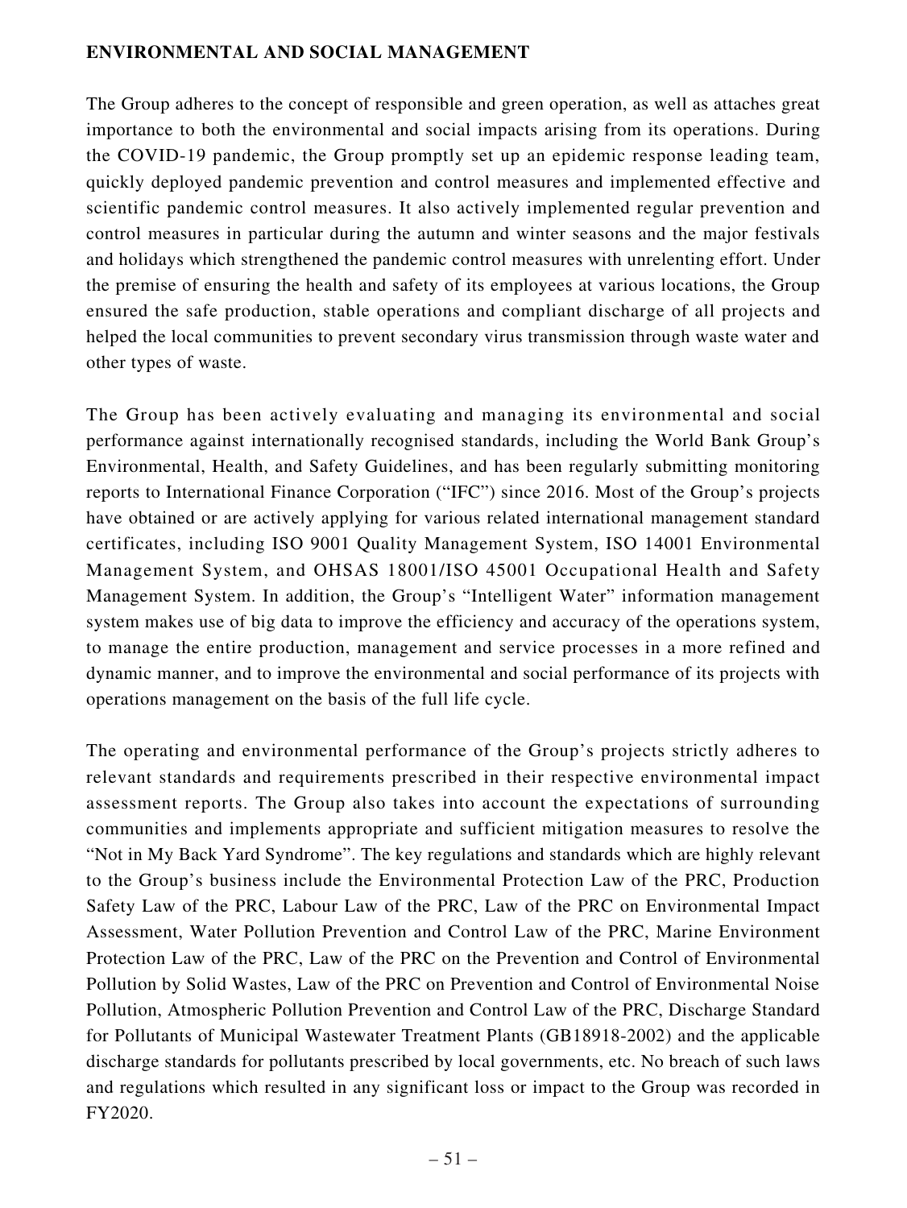## ENVIRONMENTAL AND SOCIAL MANAGEMENT

The Group adheres to the concept of responsible and green operation, as well as attaches great importance to both the environmental and social impacts arising from its operations. During the COVID-19 pandemic, the Group promptly set up an epidemic response leading team, quickly deployed pandemic prevention and control measures and implemented effective and scientific pandemic control measures. It also actively implemented regular prevention and control measures in particular during the autumn and winter seasons and the major festivals and holidays which strengthened the pandemic control measures with unrelenting effort. Under the premise of ensuring the health and safety of its employees at various locations, the Group ensured the safe production, stable operations and compliant discharge of all projects and helped the local communities to prevent secondary virus transmission through waste water and other types of waste.

The Group has been actively evaluating and managing its environmental and social performance against internationally recognised standards, including the World Bank Group's Environmental, Health, and Safety Guidelines, and has been regularly submitting monitoring reports to International Finance Corporation ("IFC") since 2016. Most of the Group's projects have obtained or are actively applying for various related international management standard certificates, including ISO 9001 Quality Management System, ISO 14001 Environmental Management System, and OHSAS 18001/ISO 45001 Occupational Health and Safety Management System. In addition, the Group's "Intelligent Water" information management system makes use of big data to improve the efficiency and accuracy of the operations system, to manage the entire production, management and service processes in a more refined and dynamic manner, and to improve the environmental and social performance of its projects with operations management on the basis of the full life cycle.

The operating and environmental performance of the Group's projects strictly adheres to relevant standards and requirements prescribed in their respective environmental impact assessment reports. The Group also takes into account the expectations of surrounding communities and implements appropriate and sufficient mitigation measures to resolve the "Not in My Back Yard Syndrome". The key regulations and standards which are highly relevant to the Group's business include the Environmental Protection Law of the PRC, Production Safety Law of the PRC, Labour Law of the PRC, Law of the PRC on Environmental Impact Assessment, Water Pollution Prevention and Control Law of the PRC, Marine Environment Protection Law of the PRC, Law of the PRC on the Prevention and Control of Environmental Pollution by Solid Wastes, Law of the PRC on Prevention and Control of Environmental Noise Pollution, Atmospheric Pollution Prevention and Control Law of the PRC, Discharge Standard for Pollutants of Municipal Wastewater Treatment Plants (GB18918-2002) and the applicable discharge standards for pollutants prescribed by local governments, etc. No breach of such laws and regulations which resulted in any significant loss or impact to the Group was recorded in FY2020.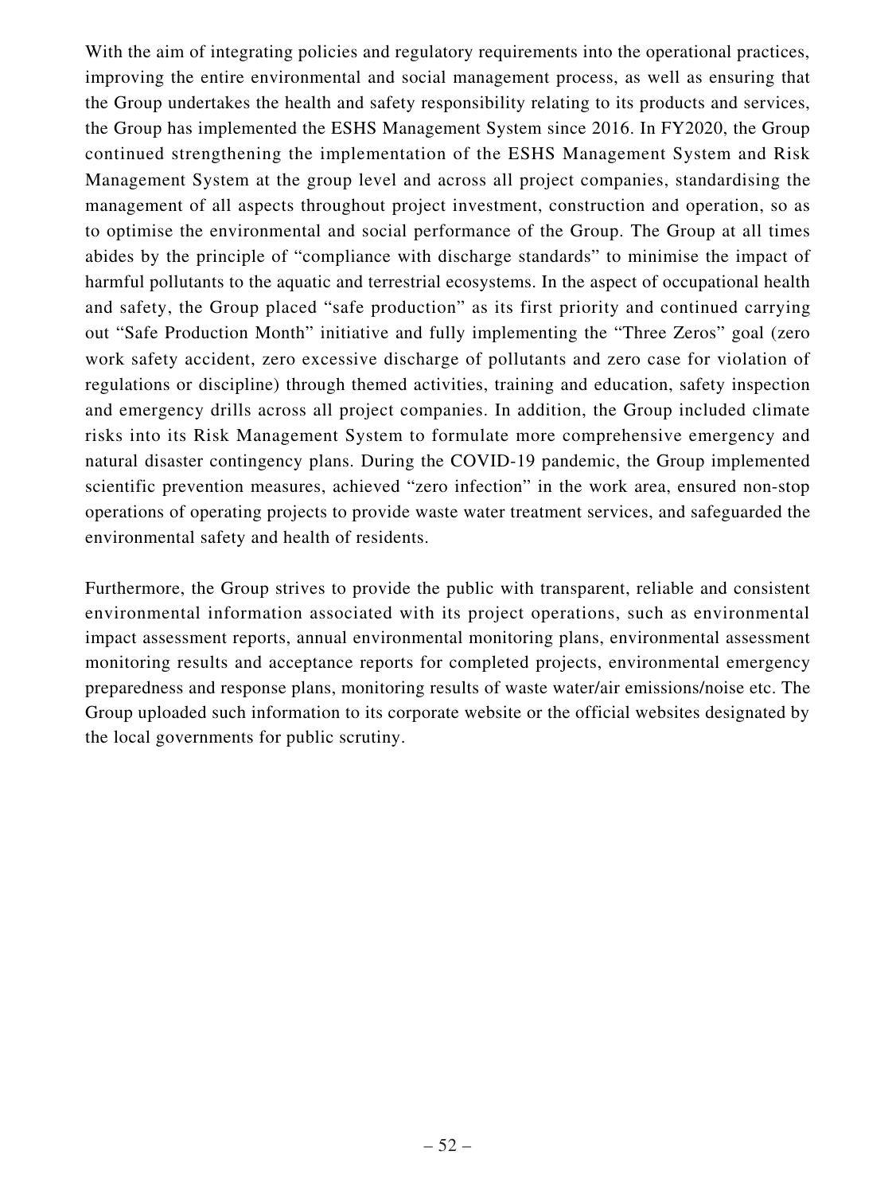With the aim of integrating policies and regulatory requirements into the operational practices, improving the entire environmental and social management process, as well as ensuring that the Group undertakes the health and safety responsibility relating to its products and services, the Group has implemented the ESHS Management System since 2016. In FY2020, the Group continued strengthening the implementation of the ESHS Management System and Risk Management System at the group level and across all project companies, standardising the management of all aspects throughout project investment, construction and operation, so as to optimise the environmental and social performance of the Group. The Group at all times abides by the principle of "compliance with discharge standards" to minimise the impact of harmful pollutants to the aquatic and terrestrial ecosystems. In the aspect of occupational health and safety, the Group placed "safe production" as its first priority and continued carrying out "Safe Production Month" initiative and fully implementing the "Three Zeros" goal (zero work safety accident, zero excessive discharge of pollutants and zero case for violation of regulations or discipline) through themed activities, training and education, safety inspection and emergency drills across all project companies. In addition, the Group included climate risks into its Risk Management System to formulate more comprehensive emergency and natural disaster contingency plans. During the COVID-19 pandemic, the Group implemented scientific prevention measures, achieved "zero infection" in the work area, ensured non-stop operations of operating projects to provide waste water treatment services, and safeguarded the environmental safety and health of residents.

Furthermore, the Group strives to provide the public with transparent, reliable and consistent environmental information associated with its project operations, such as environmental impact assessment reports, annual environmental monitoring plans, environmental assessment monitoring results and acceptance reports for completed projects, environmental emergency preparedness and response plans, monitoring results of waste water/air emissions/noise etc. The Group uploaded such information to its corporate website or the official websites designated by the local governments for public scrutiny.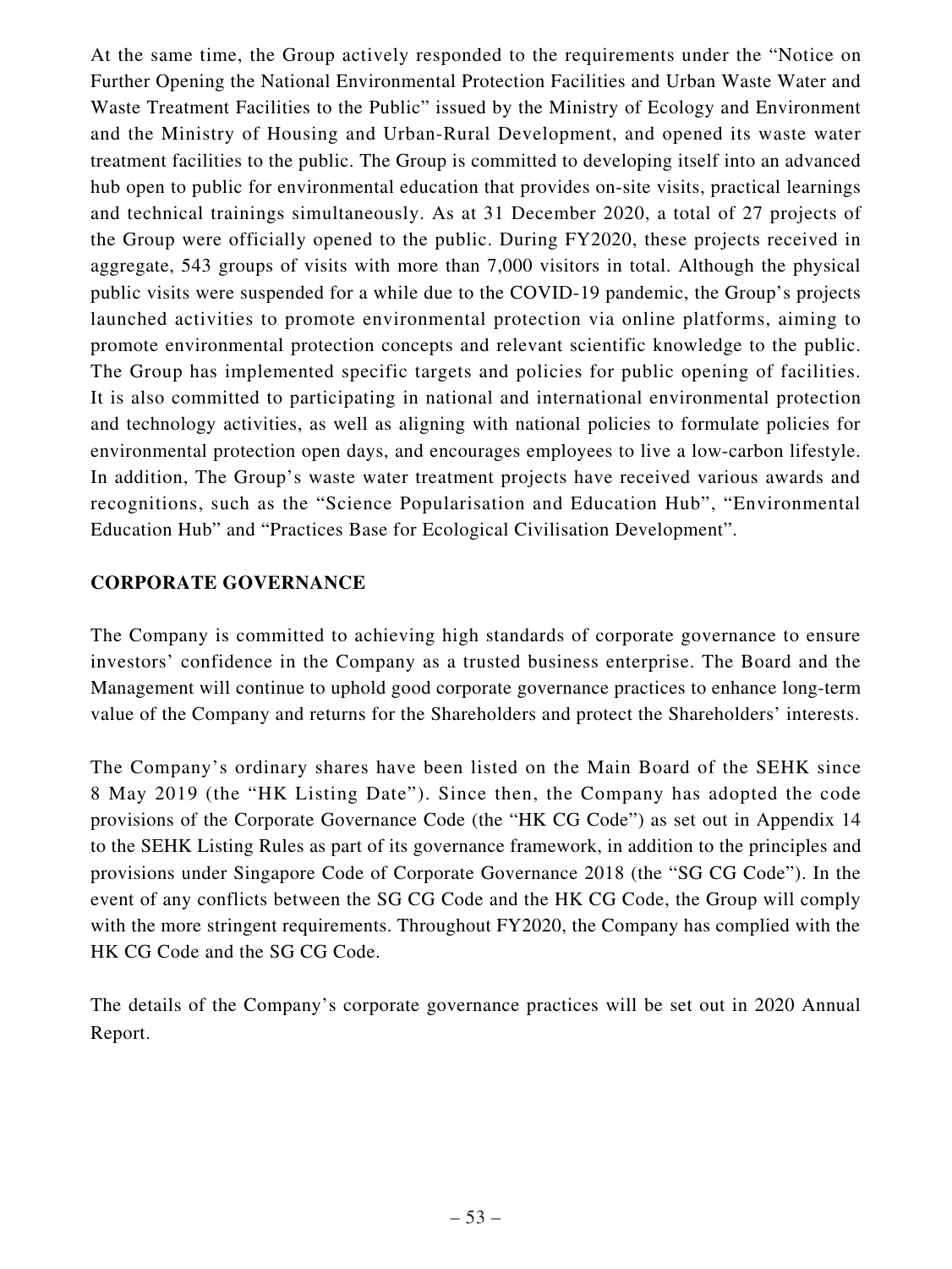At the same time, the Group actively responded to the requirements under the "Notice on Further Opening the National Environmental Protection Facilities and Urban Waste Water and Waste Treatment Facilities to the Public" issued by the Ministry of Ecology and Environment and the Ministry of Housing and Urban-Rural Development, and opened its waste water treatment facilities to the public. The Group is committed to developing itself into an advanced hub open to public for environmental education that provides on-site visits, practical learnings and technical trainings simultaneously. As at 31 December 2020, a total of 27 projects of the Group were officially opened to the public. During FY2020, these projects received in aggregate, 543 groups of visits with more than 7,000 visitors in total. Although the physical public visits were suspended for a while due to the COVID-19 pandemic, the Group's projects launched activities to promote environmental protection via online platforms, aiming to promote environmental protection concepts and relevant scientific knowledge to the public. The Group has implemented specific targets and policies for public opening of facilities. It is also committed to participating in national and international environmental protection and technology activities, as well as aligning with national policies to formulate policies for environmental protection open days, and encourages employees to live a low-carbon lifestyle. In addition, The Group's waste water treatment projects have received various awards and recognitions, such as the "Science Popularisation and Education Hub", "Environmental Education Hub" and "Practices Base for Ecological Civilisation Development".

## CORPORATE GOVERNANCE

The Company is committed to achieving high standards of corporate governance to ensure investors' confidence in the Company as a trusted business enterprise. The Board and the Management will continue to uphold good corporate governance practices to enhance long-term value of the Company and returns for the Shareholders and protect the Shareholders' interests.

The Company's ordinary shares have been listed on the Main Board of the SEHK since 8 May 2019 (the "HK Listing Date"). Since then, the Company has adopted the code provisions of the Corporate Governance Code (the "HK CG Code") as set out in Appendix 14 to the SEHK Listing Rules as part of its governance framework, in addition to the principles and provisions under Singapore Code of Corporate Governance 2018 (the "SG CG Code"). In the event of any conflicts between the SG CG Code and the HK CG Code, the Group will comply with the more stringent requirements. Throughout FY2020, the Company has complied with the HK CG Code and the SG CG Code.

The details of the Company's corporate governance practices will be set out in 2020 Annual Report.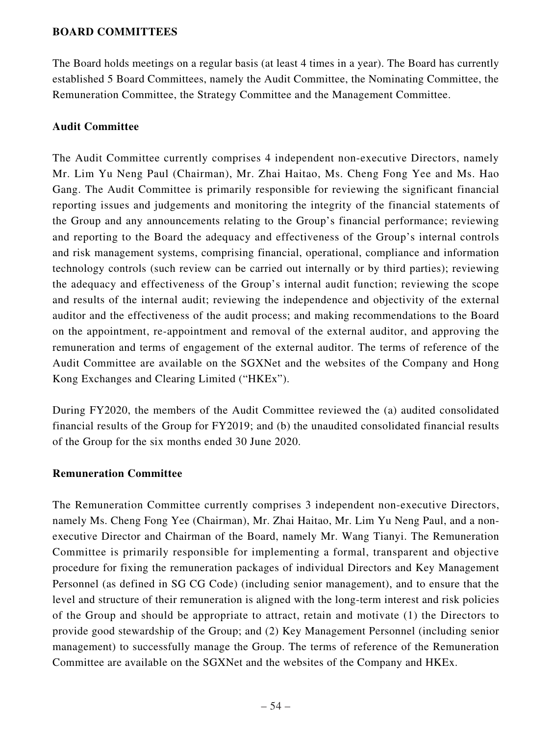## BOARD COMMITTEES

The Board holds meetings on a regular basis (at least 4 times in a year). The Board has currently established 5 Board Committees, namely the Audit Committee, the Nominating Committee, the Remuneration Committee, the Strategy Committee and the Management Committee.

### Audit Committee

The Audit Committee currently comprises 4 independent non-executive Directors, namely Mr. Lim Yu Neng Paul (Chairman), Mr. Zhai Haitao, Ms. Cheng Fong Yee and Ms. Hao Gang. The Audit Committee is primarily responsible for reviewing the significant financial reporting issues and judgements and monitoring the integrity of the financial statements of the Group and any announcements relating to the Group's financial performance; reviewing and reporting to the Board the adequacy and effectiveness of the Group's internal controls and risk management systems, comprising financial, operational, compliance and information technology controls (such review can be carried out internally or by third parties); reviewing the adequacy and effectiveness of the Group's internal audit function; reviewing the scope and results of the internal audit; reviewing the independence and objectivity of the external auditor and the effectiveness of the audit process; and making recommendations to the Board on the appointment, re-appointment and removal of the external auditor, and approving the remuneration and terms of engagement of the external auditor. The terms of reference of the Audit Committee are available on the SGXNet and the websites of the Company and Hong Kong Exchanges and Clearing Limited ("HKEx").

During FY2020, the members of the Audit Committee reviewed the (a) audited consolidated financial results of the Group for FY2019; and (b) the unaudited consolidated financial results of the Group for the six months ended 30 June 2020.

### Remuneration Committee

The Remuneration Committee currently comprises 3 independent non-executive Directors, namely Ms. Cheng Fong Yee (Chairman), Mr. Zhai Haitao, Mr. Lim Yu Neng Paul, and a non-executive Director and Chairman of the Board, namely Mr. Wang Tianyi. The Remuneration Committee is primarily responsible for implementing a formal, transparent and objective procedure for fixing the remuneration packages of individual Directors and Key Management Personnel (as defined in SG CG Code) (including senior management), and to ensure that the level and structure of their remuneration is aligned with the long-term interest and risk policies of the Group and should be appropriate to attract, retain and motivate (1) the Directors to provide good stewardship of the Group; and (2) Key Management Personnel (including senior management) to successfully manage the Group. The terms of reference of the Remuneration Committee are available on the SGXNet and the websites of the Company and HKEx.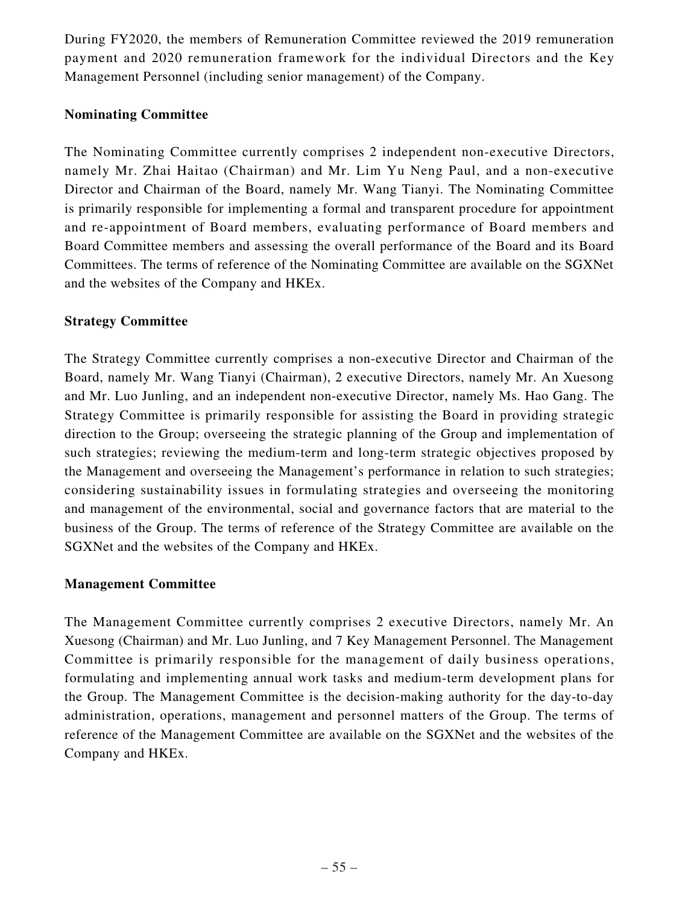During FY2020, the members of Remuneration Committee reviewed the 2019 remuneration payment and 2020 remuneration framework for the individual Directors and the Key Management Personnel (including senior management) of the Company.

**Nominating Committee**

The Nominating Committee currently comprises 2 independent non-executive Directors, namely Mr. Zhai Haitao (Chairman) and Mr. Lim Yu Neng Paul, and a non-executive Director and Chairman of the Board, namely Mr. Wang Tianyi. The Nominating Committee is primarily responsible for implementing a formal and transparent procedure for appointment and re-appointment of Board members, evaluating performance of Board members and Board Committee members and assessing the overall performance of the Board and its Board Committees. The terms of reference of the Nominating Committee are available on the SGXNet and the websites of the Company and HKEx.

**Strategy Committee**

The Strategy Committee currently comprises a non-executive Director and Chairman of the Board, namely Mr. Wang Tianyi (Chairman), 2 executive Directors, namely Mr. An Xuesong and Mr. Luo Junling, and an independent non-executive Director, namely Ms. Hao Gang. The Strategy Committee is primarily responsible for assisting the Board in providing strategic direction to the Group; overseeing the strategic planning of the Group and implementation of such strategies; reviewing the medium-term and long-term strategic objectives proposed by the Management and overseeing the Management's performance in relation to such strategies; considering sustainability issues in formulating strategies and overseeing the monitoring and management of the environmental, social and governance factors that are material to the business of the Group. The terms of reference of the Strategy Committee are available on the SGXNet and the websites of the Company and HKEx.

**Management Committee**

The Management Committee currently comprises 2 executive Directors, namely Mr. An Xuesong (Chairman) and Mr. Luo Junling, and 7 Key Management Personnel. The Management Committee is primarily responsible for the management of daily business operations, formulating and implementing annual work tasks and medium-term development plans for the Group. The Management Committee is the decision-making authority for the day-to-day administration, operations, management and personnel matters of the Group. The terms of reference of the Management Committee are available on the SGXNet and the websites of the Company and HKEx.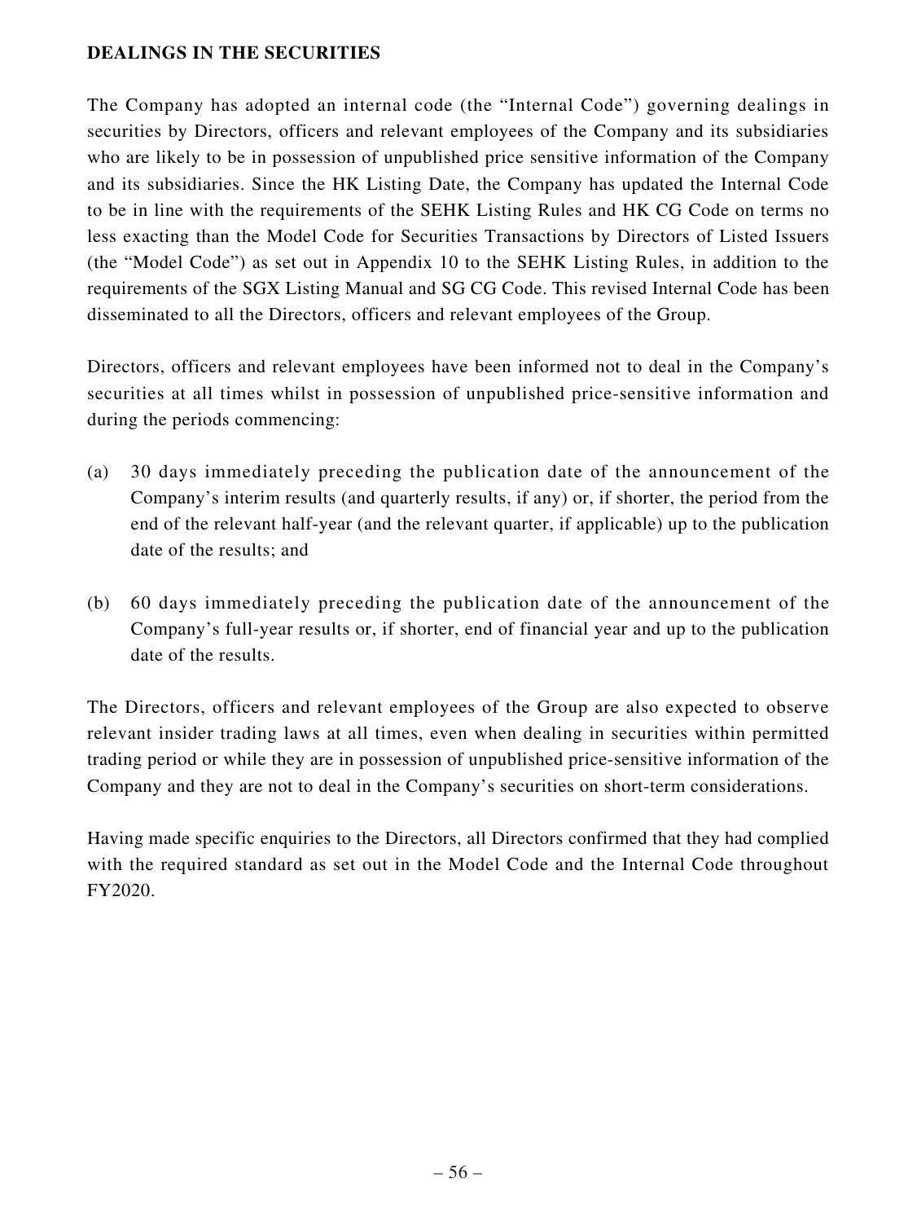## DEALINGS IN THE SECURITIES

The Company has adopted an internal code (the "Internal Code") governing dealings in securities by Directors, officers and relevant employees of the Company and its subsidiaries who are likely to be in possession of unpublished price sensitive information of the Company and its subsidiaries. Since the HK Listing Date, the Company has updated the Internal Code to be in line with the requirements of the SEHK Listing Rules and HK CG Code on terms no less exacting than the Model Code for Securities Transactions by Directors of Listed Issuers (the "Model Code") as set out in Appendix 10 to the SEHK Listing Rules, in addition to the requirements of the SGX Listing Manual and SG CG Code. This revised Internal Code has been disseminated to all the Directors, officers and relevant employees of the Group.

Directors, officers and relevant employees have been informed not to deal in the Company's securities at all times whilst in possession of unpublished price-sensitive information and during the periods commencing:

(a) 30 days immediately preceding the publication date of the announcement of the Company's interim results (and quarterly results, if any) or, if shorter, the period from the end of the relevant half-year (and the relevant quarter, if applicable) up to the publication date of the results; and

(b) 60 days immediately preceding the publication date of the announcement of the Company's full-year results or, if shorter, end of financial year and up to the publication date of the results.

The Directors, officers and relevant employees of the Group are also expected to observe relevant insider trading laws at all times, even when dealing in securities within permitted trading period or while they are in possession of unpublished price-sensitive information of the Company and they are not to deal in the Company's securities on short-term considerations.

Having made specific enquiries to the Directors, all Directors confirmed that they had complied with the required standard as set out in the Model Code and the Internal Code throughout FY2020.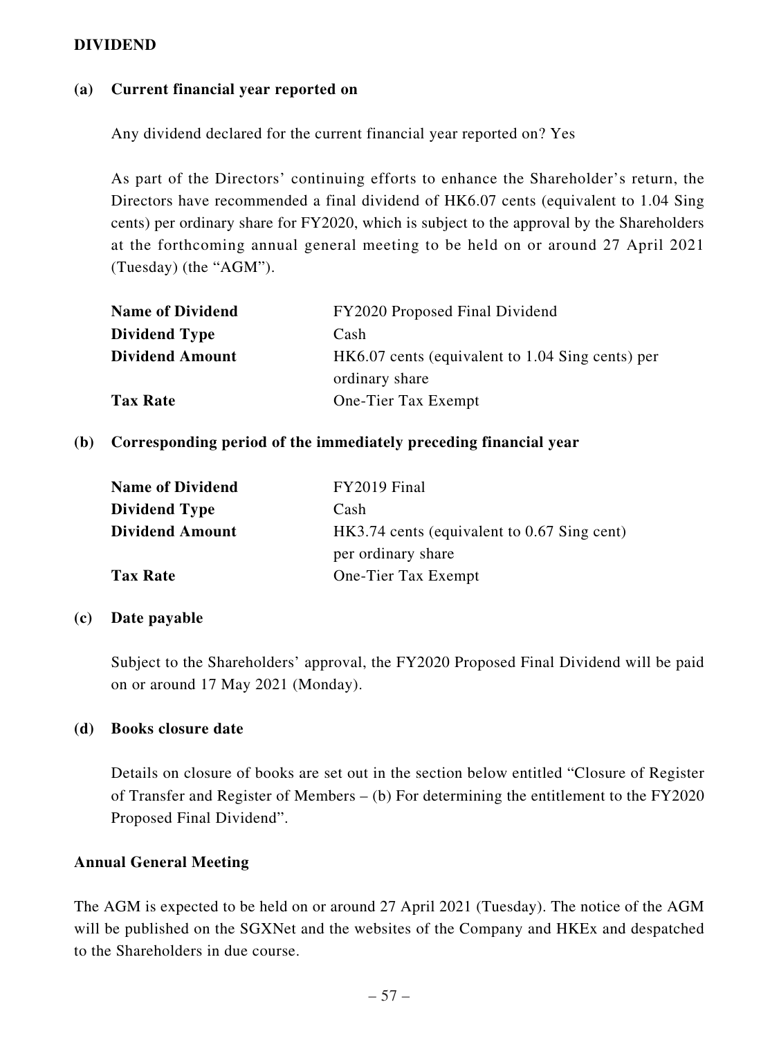## DIVIDEND

### (a) Current financial year reported on

Any dividend declared for the current financial year reported on? Yes

As part of the Directors' continuing efforts to enhance the Shareholder's return, the Directors have recommended a final dividend of HK6.07 cents (equivalent to 1.04 Sing cents) per ordinary share for FY2020, which is subject to the approval by the Shareholders at the forthcoming annual general meeting to be held on or around 27 April 2021 (Tuesday) (the "AGM").

| | |
|---|---|
| **Name of Dividend** | FY2020 Proposed Final Dividend |
| **Dividend Type** | Cash |
| **Dividend Amount** | HK6.07 cents (equivalent to 1.04 Sing cents) per ordinary share |
| **Tax Rate** | One-Tier Tax Exempt |

### (b) Corresponding period of the immediately preceding financial year

| | |
|---|---|
| **Name of Dividend** | FY2019 Final |
| **Dividend Type** | Cash |
| **Dividend Amount** | HK3.74 cents (equivalent to 0.67 Sing cent) per ordinary share |
| **Tax Rate** | One-Tier Tax Exempt |

### (c) Date payable

Subject to the Shareholders' approval, the FY2020 Proposed Final Dividend will be paid on or around 17 May 2021 (Monday).

### (d) Books closure date

Details on closure of books are set out in the section below entitled "Closure of Register of Transfer and Register of Members – (b) For determining the entitlement to the FY2020 Proposed Final Dividend".

## Annual General Meeting

The AGM is expected to be held on or around 27 April 2021 (Tuesday). The notice of the AGM will be published on the SGXNet and the websites of the Company and HKEx and despatched to the Shareholders in due course.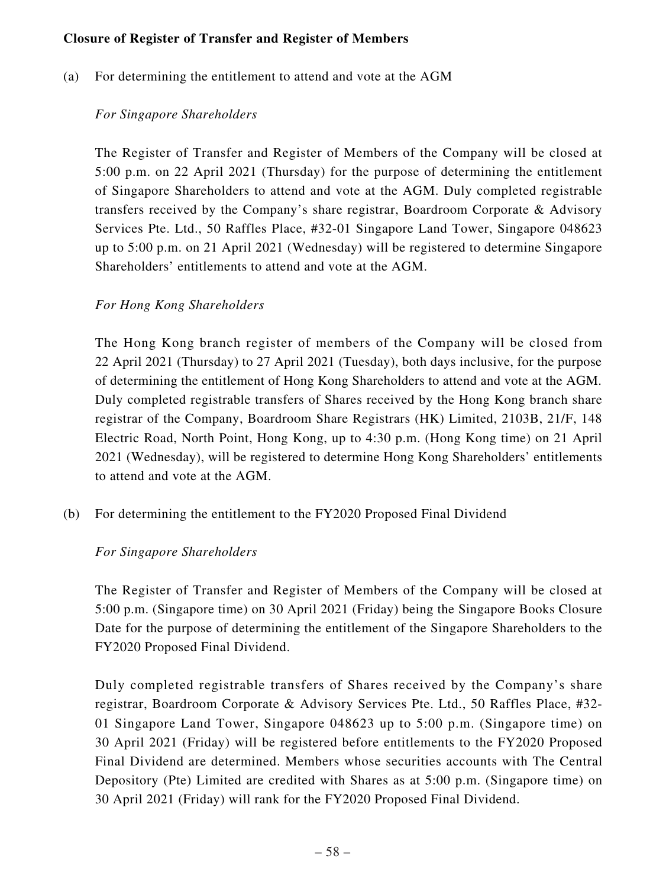**Closure of Register of Transfer and Register of Members**

(a) For determining the entitlement to attend and vote at the AGM

*For Singapore Shareholders*

The Register of Transfer and Register of Members of the Company will be closed at 5:00 p.m. on 22 April 2021 (Thursday) for the purpose of determining the entitlement of Singapore Shareholders to attend and vote at the AGM. Duly completed registrable transfers received by the Company's share registrar, Boardroom Corporate & Advisory Services Pte. Ltd., 50 Raffles Place, #32-01 Singapore Land Tower, Singapore 048623 up to 5:00 p.m. on 21 April 2021 (Wednesday) will be registered to determine Singapore Shareholders' entitlements to attend and vote at the AGM.

*For Hong Kong Shareholders*

The Hong Kong branch register of members of the Company will be closed from 22 April 2021 (Thursday) to 27 April 2021 (Tuesday), both days inclusive, for the purpose of determining the entitlement of Hong Kong Shareholders to attend and vote at the AGM. Duly completed registrable transfers of Shares received by the Hong Kong branch share registrar of the Company, Boardroom Share Registrars (HK) Limited, 2103B, 21/F, 148 Electric Road, North Point, Hong Kong, up to 4:30 p.m. (Hong Kong time) on 21 April 2021 (Wednesday), will be registered to determine Hong Kong Shareholders' entitlements to attend and vote at the AGM.

(b) For determining the entitlement to the FY2020 Proposed Final Dividend

*For Singapore Shareholders*

The Register of Transfer and Register of Members of the Company will be closed at 5:00 p.m. (Singapore time) on 30 April 2021 (Friday) being the Singapore Books Closure Date for the purpose of determining the entitlement of the Singapore Shareholders to the FY2020 Proposed Final Dividend.

Duly completed registrable transfers of Shares received by the Company's share registrar, Boardroom Corporate & Advisory Services Pte. Ltd., 50 Raffles Place, #32-01 Singapore Land Tower, Singapore 048623 up to 5:00 p.m. (Singapore time) on 30 April 2021 (Friday) will be registered before entitlements to the FY2020 Proposed Final Dividend are determined. Members whose securities accounts with The Central Depository (Pte) Limited are credited with Shares as at 5:00 p.m. (Singapore time) on 30 April 2021 (Friday) will rank for the FY2020 Proposed Final Dividend.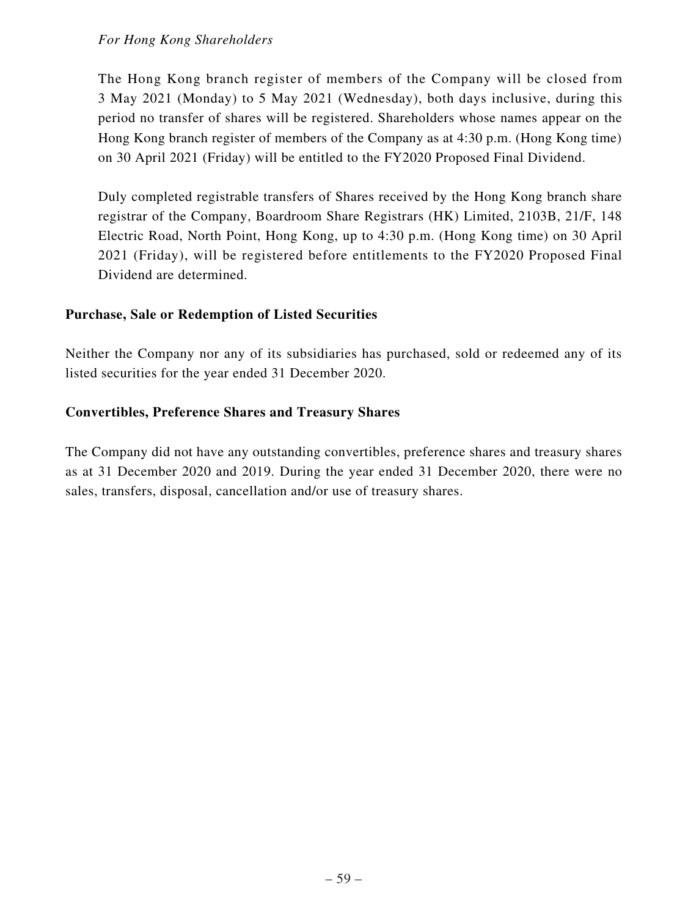*For Hong Kong Shareholders*

The Hong Kong branch register of members of the Company will be closed from 3 May 2021 (Monday) to 5 May 2021 (Wednesday), both days inclusive, during this period no transfer of shares will be registered. Shareholders whose names appear on the Hong Kong branch register of members of the Company as at 4:30 p.m. (Hong Kong time) on 30 April 2021 (Friday) will be entitled to the FY2020 Proposed Final Dividend.

Duly completed registrable transfers of Shares received by the Hong Kong branch share registrar of the Company, Boardroom Share Registrars (HK) Limited, 2103B, 21/F, 148 Electric Road, North Point, Hong Kong, up to 4:30 p.m. (Hong Kong time) on 30 April 2021 (Friday), will be registered before entitlements to the FY2020 Proposed Final Dividend are determined.

**Purchase, Sale or Redemption of Listed Securities**

Neither the Company nor any of its subsidiaries has purchased, sold or redeemed any of its listed securities for the year ended 31 December 2020.

**Convertibles, Preference Shares and Treasury Shares**

The Company did not have any outstanding convertibles, preference shares and treasury shares as at 31 December 2020 and 2019. During the year ended 31 December 2020, there were no sales, transfers, disposal, cancellation and/or use of treasury shares.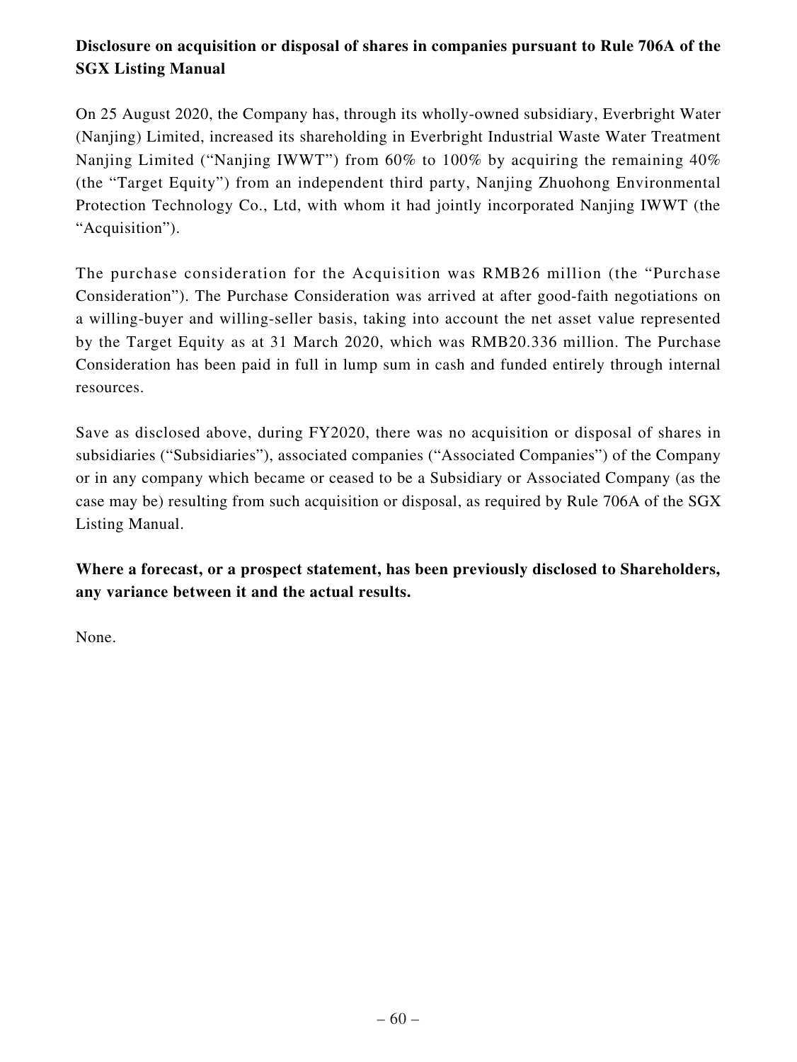**Disclosure on acquisition or disposal of shares in companies pursuant to Rule 706A of the SGX Listing Manual**

On 25 August 2020, the Company has, through its wholly-owned subsidiary, Everbright Water (Nanjing) Limited, increased its shareholding in Everbright Industrial Waste Water Treatment Nanjing Limited ("Nanjing IWWT") from 60% to 100% by acquiring the remaining 40% (the "Target Equity") from an independent third party, Nanjing Zhuohong Environmental Protection Technology Co., Ltd, with whom it had jointly incorporated Nanjing IWWT (the "Acquisition").

The purchase consideration for the Acquisition was RMB26 million (the "Purchase Consideration"). The Purchase Consideration was arrived at after good-faith negotiations on a willing-buyer and willing-seller basis, taking into account the net asset value represented by the Target Equity as at 31 March 2020, which was RMB20.336 million. The Purchase Consideration has been paid in full in lump sum in cash and funded entirely through internal resources.

Save as disclosed above, during FY2020, there was no acquisition or disposal of shares in subsidiaries ("Subsidiaries"), associated companies ("Associated Companies") of the Company or in any company which became or ceased to be a Subsidiary or Associated Company (as the case may be) resulting from such acquisition or disposal, as required by Rule 706A of the SGX Listing Manual.

**Where a forecast, or a prospect statement, has been previously disclosed to Shareholders, any variance between it and the actual results.**

None.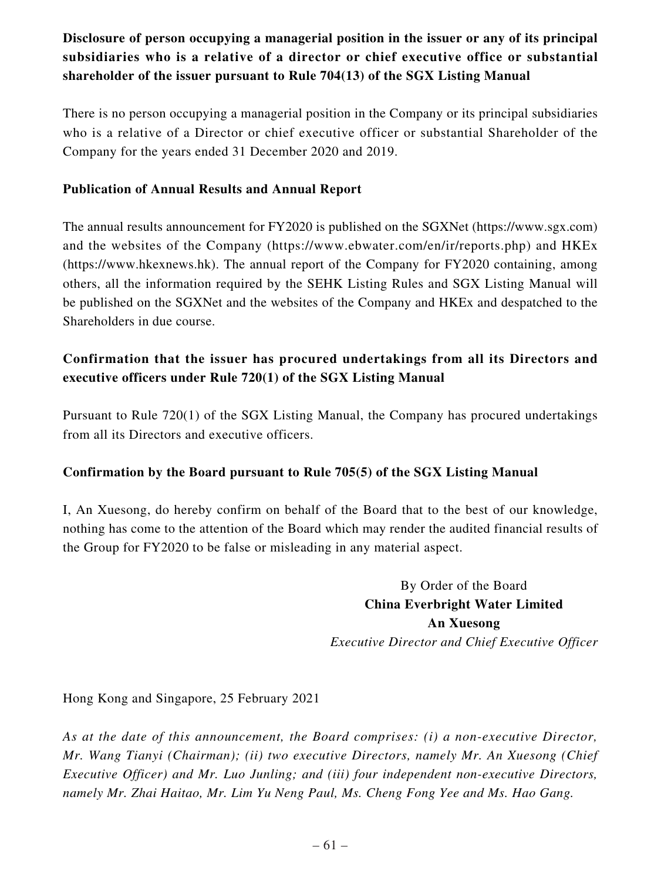**Disclosure of person occupying a managerial position in the issuer or any of its principal subsidiaries who is a relative of a director or chief executive office or substantial shareholder of the issuer pursuant to Rule 704(13) of the SGX Listing Manual**

There is no person occupying a managerial position in the Company or its principal subsidiaries who is a relative of a Director or chief executive officer or substantial Shareholder of the Company for the years ended 31 December 2020 and 2019.

**Publication of Annual Results and Annual Report**

The annual results announcement for FY2020 is published on the SGXNet (https://www.sgx.com) and the websites of the Company (https://www.ebwater.com/en/ir/reports.php) and HKEx (https://www.hkexnews.hk). The annual report of the Company for FY2020 containing, among others, all the information required by the SEHK Listing Rules and SGX Listing Manual will be published on the SGXNet and the websites of the Company and HKEx and despatched to the Shareholders in due course.

**Confirmation that the issuer has procured undertakings from all its Directors and executive officers under Rule 720(1) of the SGX Listing Manual**

Pursuant to Rule 720(1) of the SGX Listing Manual, the Company has procured undertakings from all its Directors and executive officers.

**Confirmation by the Board pursuant to Rule 705(5) of the SGX Listing Manual**

I, An Xuesong, do hereby confirm on behalf of the Board that to the best of our knowledge, nothing has come to the attention of the Board which may render the audited financial results of the Group for FY2020 to be false or misleading in any material aspect.

By Order of the Board
**China Everbright Water Limited**
**An Xuesong**
*Executive Director and Chief Executive Officer*

Hong Kong and Singapore, 25 February 2021

*As at the date of this announcement, the Board comprises: (i) a non-executive Director, Mr. Wang Tianyi (Chairman); (ii) two executive Directors, namely Mr. An Xuesong (Chief Executive Officer) and Mr. Luo Junling; and (iii) four independent non-executive Directors, namely Mr. Zhai Haitao, Mr. Lim Yu Neng Paul, Ms. Cheng Fong Yee and Ms. Hao Gang.*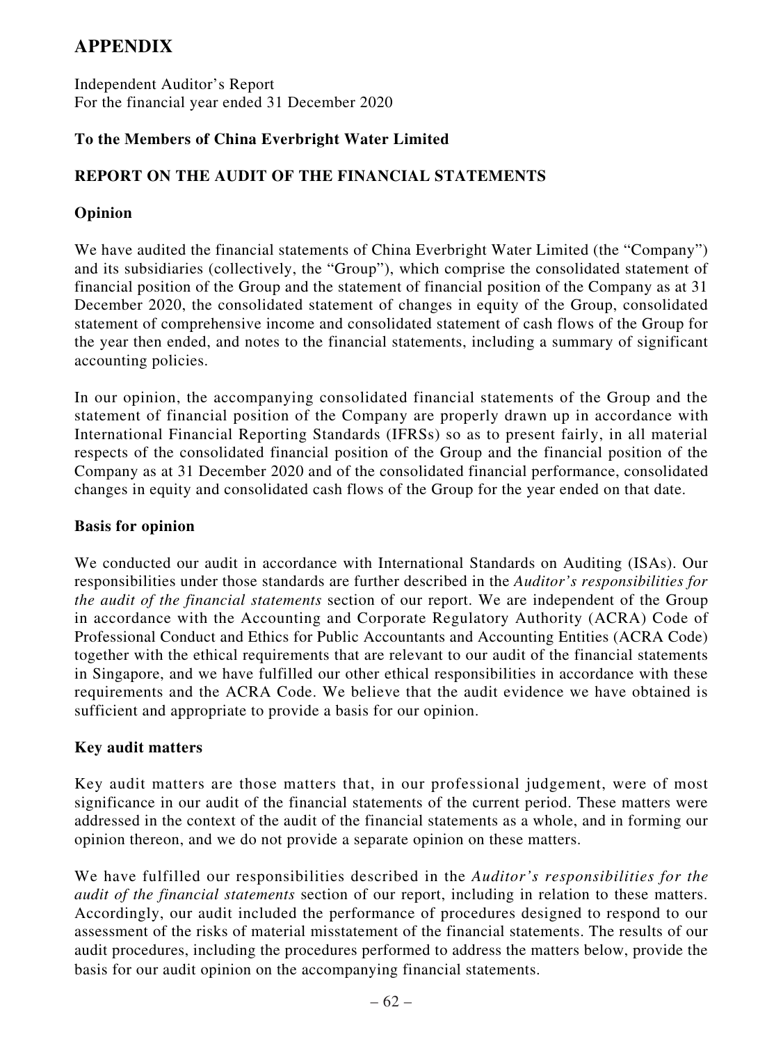# APPENDIX

Independent Auditor's Report
For the financial year ended 31 December 2020

## To the Members of China Everbright Water Limited

## REPORT ON THE AUDIT OF THE FINANCIAL STATEMENTS

### Opinion

We have audited the financial statements of China Everbright Water Limited (the "Company") and its subsidiaries (collectively, the "Group"), which comprise the consolidated statement of financial position of the Group and the statement of financial position of the Company as at 31 December 2020, the consolidated statement of changes in equity of the Group, consolidated statement of comprehensive income and consolidated statement of cash flows of the Group for the year then ended, and notes to the financial statements, including a summary of significant accounting policies.

In our opinion, the accompanying consolidated financial statements of the Group and the statement of financial position of the Company are properly drawn up in accordance with International Financial Reporting Standards (IFRSs) so as to present fairly, in all material respects of the consolidated financial position of the Group and the financial position of the Company as at 31 December 2020 and of the consolidated financial performance, consolidated changes in equity and consolidated cash flows of the Group for the year ended on that date.

### Basis for opinion

We conducted our audit in accordance with International Standards on Auditing (ISAs). Our responsibilities under those standards are further described in the *Auditor's responsibilities for the audit of the financial statements* section of our report. We are independent of the Group in accordance with the Accounting and Corporate Regulatory Authority (ACRA) Code of Professional Conduct and Ethics for Public Accountants and Accounting Entities (ACRA Code) together with the ethical requirements that are relevant to our audit of the financial statements in Singapore, and we have fulfilled our other ethical responsibilities in accordance with these requirements and the ACRA Code. We believe that the audit evidence we have obtained is sufficient and appropriate to provide a basis for our opinion.

### Key audit matters

Key audit matters are those matters that, in our professional judgement, were of most significance in our audit of the financial statements of the current period. These matters were addressed in the context of the audit of the financial statements as a whole, and in forming our opinion thereon, and we do not provide a separate opinion on these matters.

We have fulfilled our responsibilities described in the *Auditor's responsibilities for the audit of the financial statements* section of our report, including in relation to these matters. Accordingly, our audit included the performance of procedures designed to respond to our assessment of the risks of material misstatement of the financial statements. The results of our audit procedures, including the procedures performed to address the matters below, provide the basis for our audit opinion on the accompanying financial statements.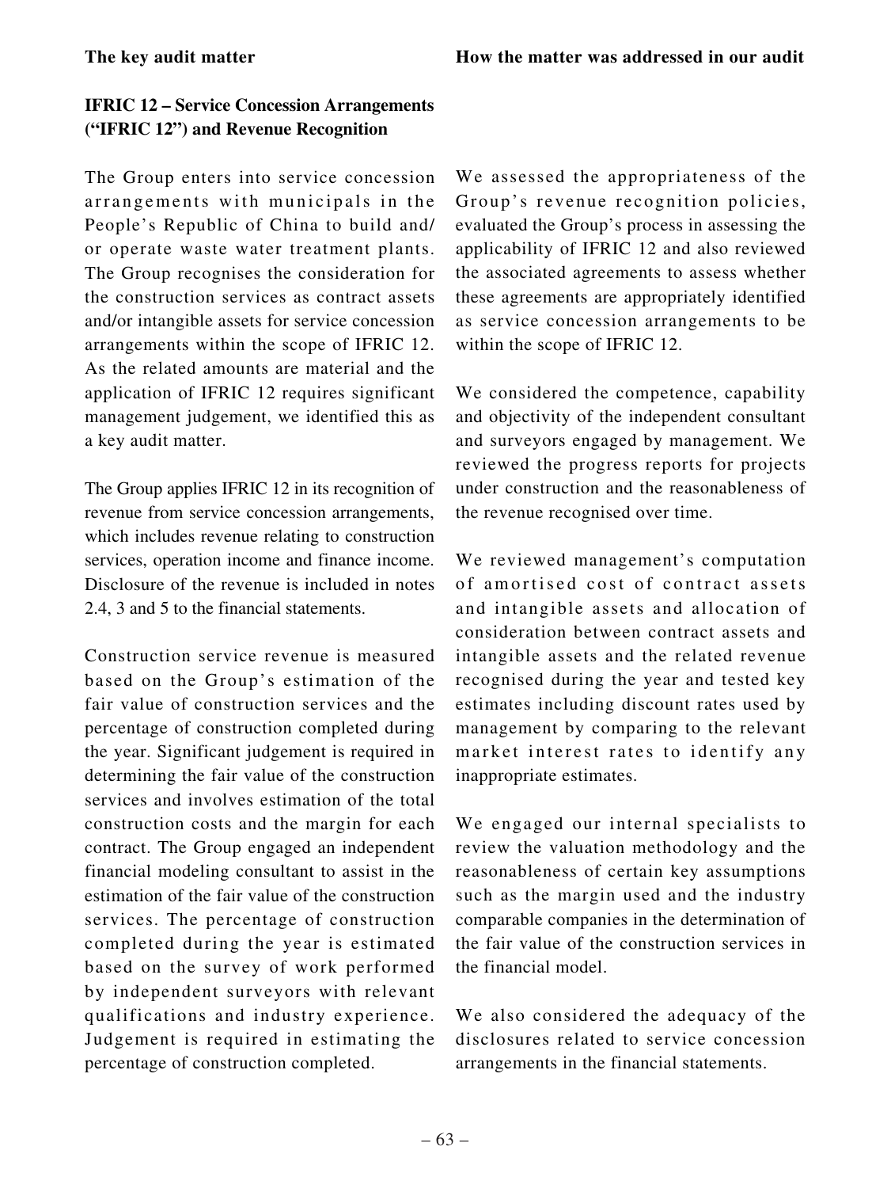| The key audit matter | How the matter was addressed in our audit |
|---|---|
| **IFRIC 12 – Service Concession Arrangements ("IFRIC 12") and Revenue Recognition** | |
| The Group enters into service concession arrangements with municipals in the People's Republic of China to build and/ or operate waste water treatment plants. The Group recognises the consideration for the construction services as contract assets and/or intangible assets for service concession arrangements within the scope of IFRIC 12. As the related amounts are material and the application of IFRIC 12 requires significant management judgement, we identified this as a key audit matter. | We assessed the appropriateness of the Group's revenue recognition policies, evaluated the Group's process in assessing the applicability of IFRIC 12 and also reviewed the associated agreements to assess whether these agreements are appropriately identified as service concession arrangements to be within the scope of IFRIC 12. |
| The Group applies IFRIC 12 in its recognition of revenue from service concession arrangements, which includes revenue relating to construction services, operation income and finance income. Disclosure of the revenue is included in notes 2.4, 3 and 5 to the financial statements. | We considered the competence, capability and objectivity of the independent consultant and surveyors engaged by management. We reviewed the progress reports for projects under construction and the reasonableness of the revenue recognised over time. |
| Construction service revenue is measured based on the Group's estimation of the fair value of construction services and the percentage of construction completed during the year. Significant judgement is required in determining the fair value of the construction services and involves estimation of the total construction costs and the margin for each contract. The Group engaged an independent financial modeling consultant to assist in the estimation of the fair value of the construction services. The percentage of construction completed during the year is estimated based on the survey of work performed by independent surveyors with relevant qualifications and industry experience. Judgement is required in estimating the percentage of construction completed. | We reviewed management's computation of amortised cost of contract assets and intangible assets and allocation of consideration between contract assets and intangible assets and the related revenue recognised during the year and tested key estimates including discount rates used by management by comparing to the relevant market interest rates to identify any inappropriate estimates.<br><br>We engaged our internal specialists to review the valuation methodology and the reasonableness of certain key assumptions such as the margin used and the industry comparable companies in the determination of the fair value of the construction services in the financial model.<br><br>We also considered the adequacy of the disclosures related to service concession arrangements in the financial statements. |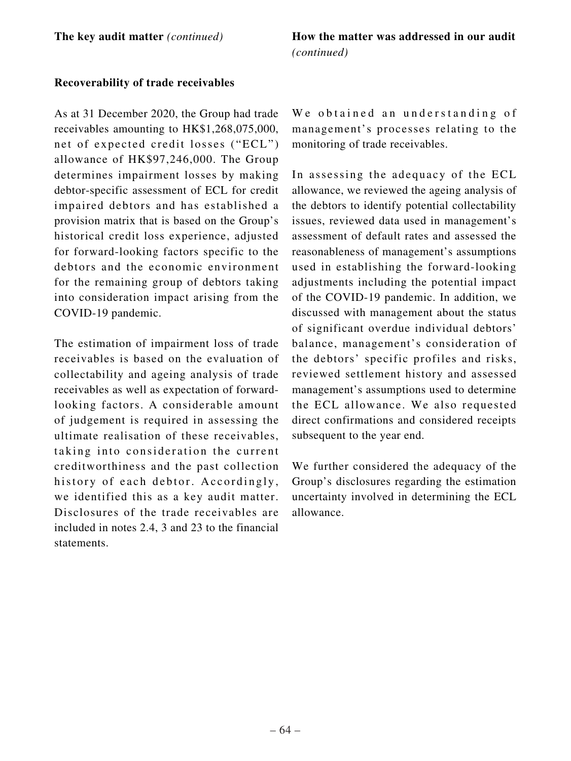| The key audit matter *(continued)* | How the matter was addressed in our audit *(continued)* |
|---|---|
| **Recoverability of trade receivables** | |
| As at 31 December 2020, the Group had trade receivables amounting to HK$1,268,075,000, net of expected credit losses ("ECL") allowance of HK$97,246,000. The Group determines impairment losses by making debtor-specific assessment of ECL for credit impaired debtors and has established a provision matrix that is based on the Group's historical credit loss experience, adjusted for forward-looking factors specific to the debtors and the economic environment for the remaining group of debtors taking into consideration impact arising from the COVID-19 pandemic.<br><br>The estimation of impairment loss of trade receivables is based on the evaluation of collectability and ageing analysis of trade receivables as well as expectation of forward-looking factors. A considerable amount of judgement is required in assessing the ultimate realisation of these receivables, taking into consideration the current creditworthiness and the past collection history of each debtor. Accordingly, we identified this as a key audit matter. Disclosures of the trade receivables are included in notes 2.4, 3 and 23 to the financial statements. | We obtained an understanding of management's processes relating to the monitoring of trade receivables.<br><br>In assessing the adequacy of the ECL allowance, we reviewed the ageing analysis of the debtors to identify potential collectability issues, reviewed data used in management's assessment of default rates and assessed the reasonableness of management's assumptions used in establishing the forward-looking adjustments including the potential impact of the COVID-19 pandemic. In addition, we discussed with management about the status of significant overdue individual debtors' balance, management's consideration of the debtors' specific profiles and risks, reviewed settlement history and assessed management's assumptions used to determine the ECL allowance. We also requested direct confirmations and considered receipts subsequent to the year end.<br><br>We further considered the adequacy of the Group's disclosures regarding the estimation uncertainty involved in determining the ECL allowance. |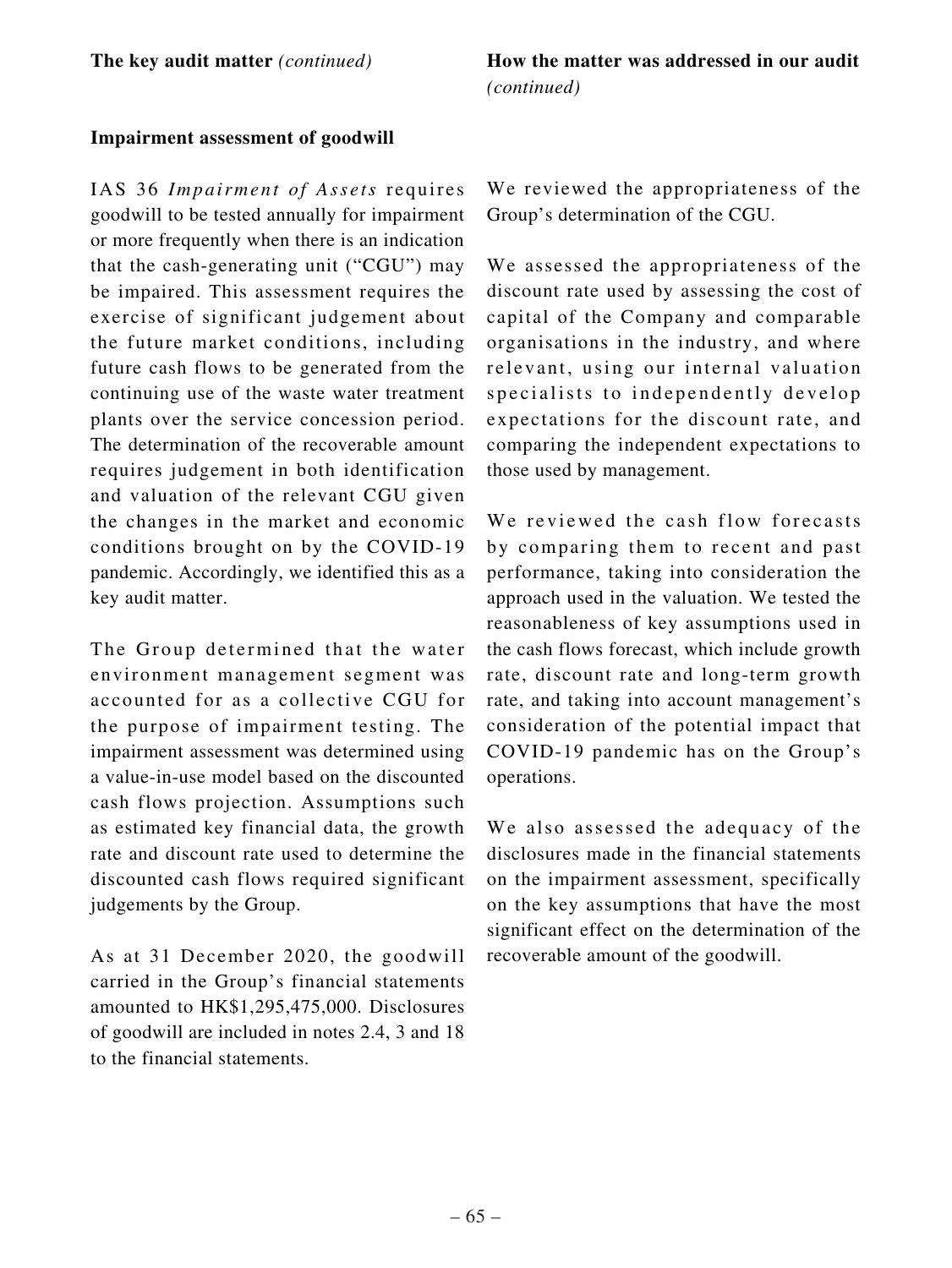| The key audit matter *(continued)* | How the matter was addressed in our audit *(continued)* |
|---|---|
| **Impairment assessment of goodwill** | |
| IAS 36 *Impairment of Assets* requires goodwill to be tested annually for impairment or more frequently when there is an indication that the cash-generating unit ("CGU") may be impaired. This assessment requires the exercise of significant judgement about the future market conditions, including future cash flows to be generated from the continuing use of the waste water treatment plants over the service concession period. The determination of the recoverable amount requires judgement in both identification and valuation of the relevant CGU given the changes in the market and economic conditions brought on by the COVID-19 pandemic. Accordingly, we identified this as a key audit matter.<br><br>The Group determined that the water environment management segment was accounted for as a collective CGU for the purpose of impairment testing. The impairment assessment was determined using a value-in-use model based on the discounted cash flows projection. Assumptions such as estimated key financial data, the growth rate and discount rate used to determine the discounted cash flows required significant judgements by the Group.<br><br>As at 31 December 2020, the goodwill carried in the Group's financial statements amounted to HK$1,295,475,000. Disclosures of goodwill are included in notes 2.4, 3 and 18 to the financial statements. | We reviewed the appropriateness of the Group's determination of the CGU.<br><br>We assessed the appropriateness of the discount rate used by assessing the cost of capital of the Company and comparable organisations in the industry, and where relevant, using our internal valuation specialists to independently develop expectations for the discount rate, and comparing the independent expectations to those used by management.<br><br>We reviewed the cash flow forecasts by comparing them to recent and past performance, taking into consideration the approach used in the valuation. We tested the reasonableness of key assumptions used in the cash flows forecast, which include growth rate, discount rate and long-term growth rate, and taking into account management's consideration of the potential impact that COVID-19 pandemic has on the Group's operations.<br><br>We also assessed the adequacy of the disclosures made in the financial statements on the impairment assessment, specifically on the key assumptions that have the most significant effect on the determination of the recoverable amount of the goodwill. |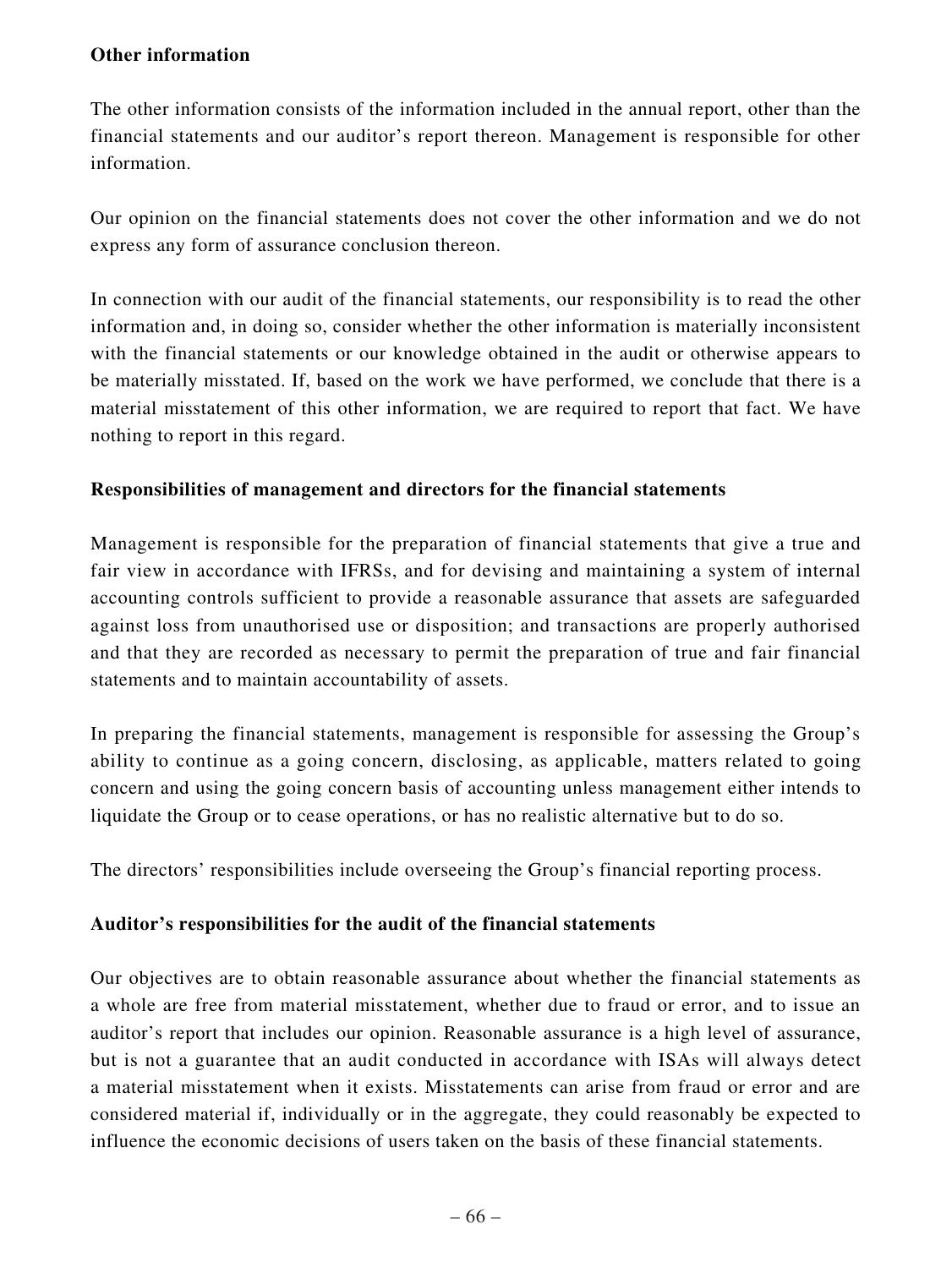**Other information**

The other information consists of the information included in the annual report, other than the financial statements and our auditor's report thereon. Management is responsible for other information.

Our opinion on the financial statements does not cover the other information and we do not express any form of assurance conclusion thereon.

In connection with our audit of the financial statements, our responsibility is to read the other information and, in doing so, consider whether the other information is materially inconsistent with the financial statements or our knowledge obtained in the audit or otherwise appears to be materially misstated. If, based on the work we have performed, we conclude that there is a material misstatement of this other information, we are required to report that fact. We have nothing to report in this regard.

**Responsibilities of management and directors for the financial statements**

Management is responsible for the preparation of financial statements that give a true and fair view in accordance with IFRSs, and for devising and maintaining a system of internal accounting controls sufficient to provide a reasonable assurance that assets are safeguarded against loss from unauthorised use or disposition; and transactions are properly authorised and that they are recorded as necessary to permit the preparation of true and fair financial statements and to maintain accountability of assets.

In preparing the financial statements, management is responsible for assessing the Group's ability to continue as a going concern, disclosing, as applicable, matters related to going concern and using the going concern basis of accounting unless management either intends to liquidate the Group or to cease operations, or has no realistic alternative but to do so.

The directors' responsibilities include overseeing the Group's financial reporting process.

**Auditor's responsibilities for the audit of the financial statements**

Our objectives are to obtain reasonable assurance about whether the financial statements as a whole are free from material misstatement, whether due to fraud or error, and to issue an auditor's report that includes our opinion. Reasonable assurance is a high level of assurance, but is not a guarantee that an audit conducted in accordance with ISAs will always detect a material misstatement when it exists. Misstatements can arise from fraud or error and are considered material if, individually or in the aggregate, they could reasonably be expected to influence the economic decisions of users taken on the basis of these financial statements.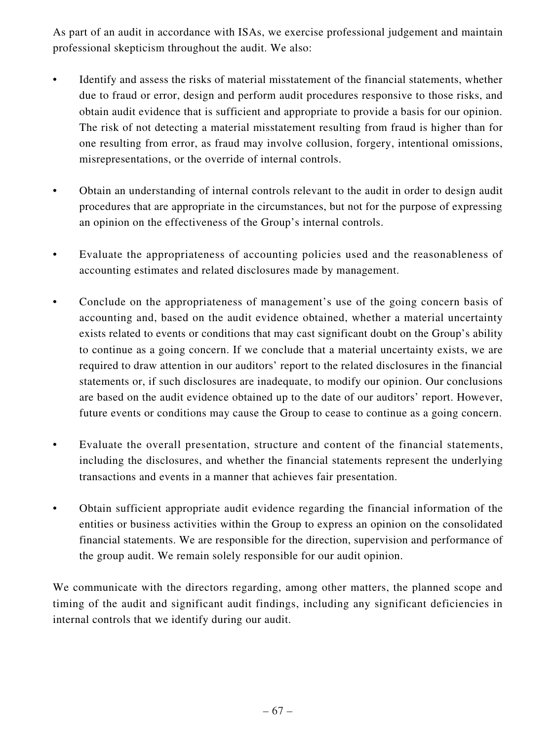As part of an audit in accordance with ISAs, we exercise professional judgement and maintain professional skepticism throughout the audit. We also:

- Identify and assess the risks of material misstatement of the financial statements, whether due to fraud or error, design and perform audit procedures responsive to those risks, and obtain audit evidence that is sufficient and appropriate to provide a basis for our opinion. The risk of not detecting a material misstatement resulting from fraud is higher than for one resulting from error, as fraud may involve collusion, forgery, intentional omissions, misrepresentations, or the override of internal controls.

- Obtain an understanding of internal controls relevant to the audit in order to design audit procedures that are appropriate in the circumstances, but not for the purpose of expressing an opinion on the effectiveness of the Group's internal controls.

- Evaluate the appropriateness of accounting policies used and the reasonableness of accounting estimates and related disclosures made by management.

- Conclude on the appropriateness of management's use of the going concern basis of accounting and, based on the audit evidence obtained, whether a material uncertainty exists related to events or conditions that may cast significant doubt on the Group's ability to continue as a going concern. If we conclude that a material uncertainty exists, we are required to draw attention in our auditors' report to the related disclosures in the financial statements or, if such disclosures are inadequate, to modify our opinion. Our conclusions are based on the audit evidence obtained up to the date of our auditors' report. However, future events or conditions may cause the Group to cease to continue as a going concern.

- Evaluate the overall presentation, structure and content of the financial statements, including the disclosures, and whether the financial statements represent the underlying transactions and events in a manner that achieves fair presentation.

- Obtain sufficient appropriate audit evidence regarding the financial information of the entities or business activities within the Group to express an opinion on the consolidated financial statements. We are responsible for the direction, supervision and performance of the group audit. We remain solely responsible for our audit opinion.

We communicate with the directors regarding, among other matters, the planned scope and timing of the audit and significant audit findings, including any significant deficiencies in internal controls that we identify during our audit.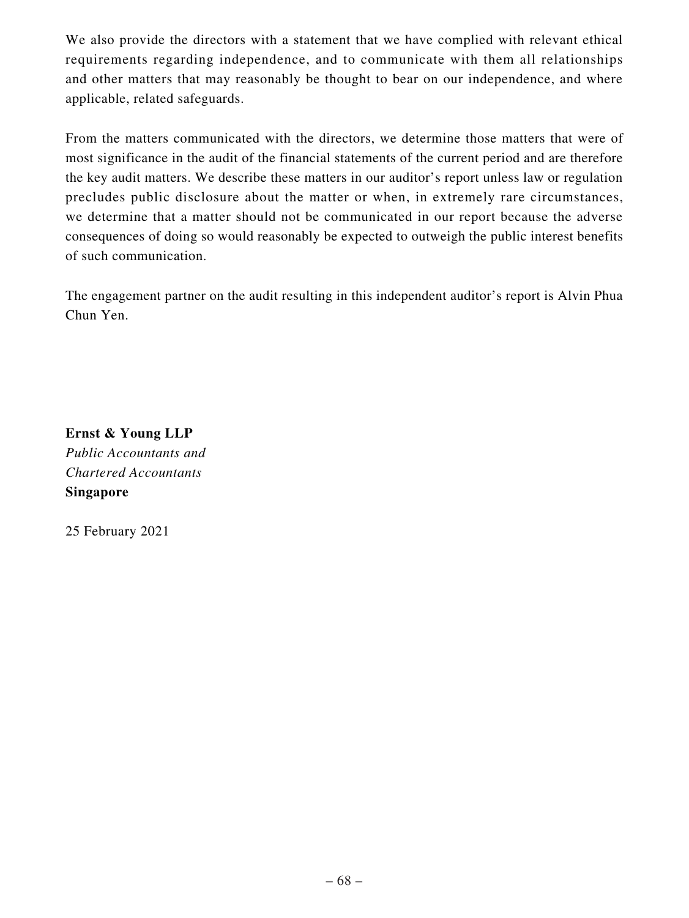We also provide the directors with a statement that we have complied with relevant ethical requirements regarding independence, and to communicate with them all relationships and other matters that may reasonably be thought to bear on our independence, and where applicable, related safeguards.

From the matters communicated with the directors, we determine those matters that were of most significance in the audit of the financial statements of the current period and are therefore the key audit matters. We describe these matters in our auditor's report unless law or regulation precludes public disclosure about the matter or when, in extremely rare circumstances, we determine that a matter should not be communicated in our report because the adverse consequences of doing so would reasonably be expected to outweigh the public interest benefits of such communication.

The engagement partner on the audit resulting in this independent auditor's report is Alvin Phua Chun Yen.

**Ernst & Young LLP**
*Public Accountants and*
*Chartered Accountants*
**Singapore**

25 February 2021